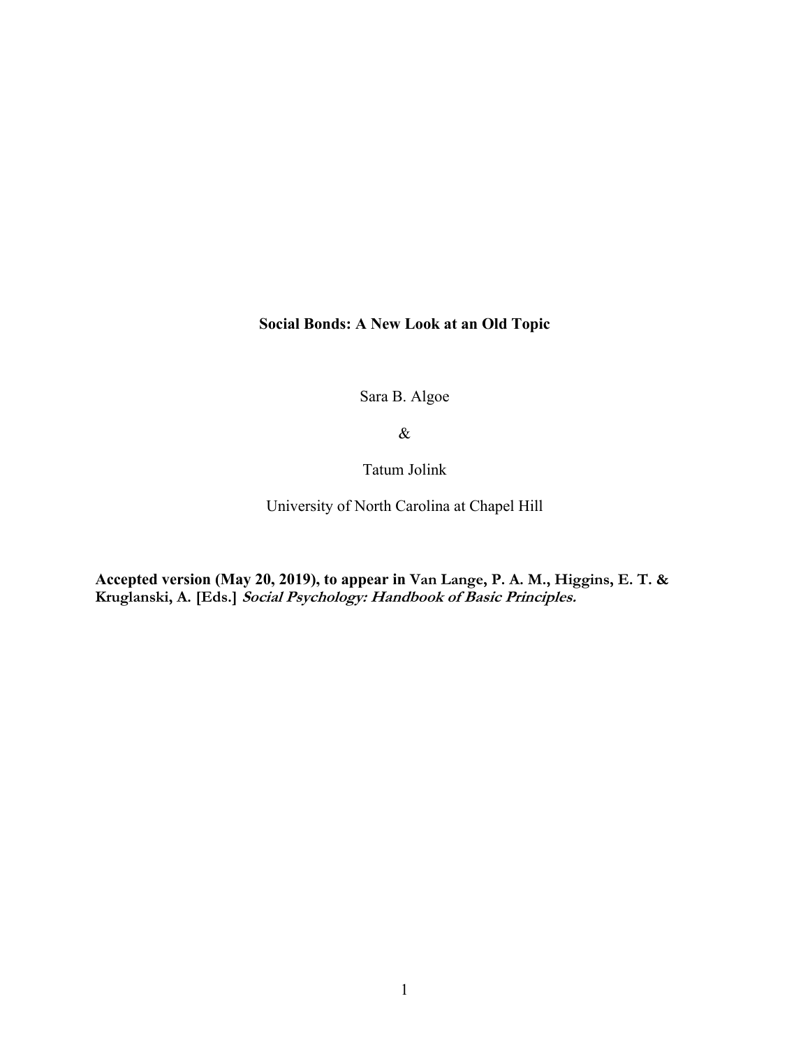# Social Bonds: A New Look at an Old Topic

Sara B. Algoe

&

Tatum Jolink

University of North Carolina at Chapel Hill

**Accepted version (May 20, 2019), to appear in Van Lange, P. A. M., Higgins, E. T. & Kruglanski, A. [Eds.]** ***Social Psychology: Handbook of Basic Principles.***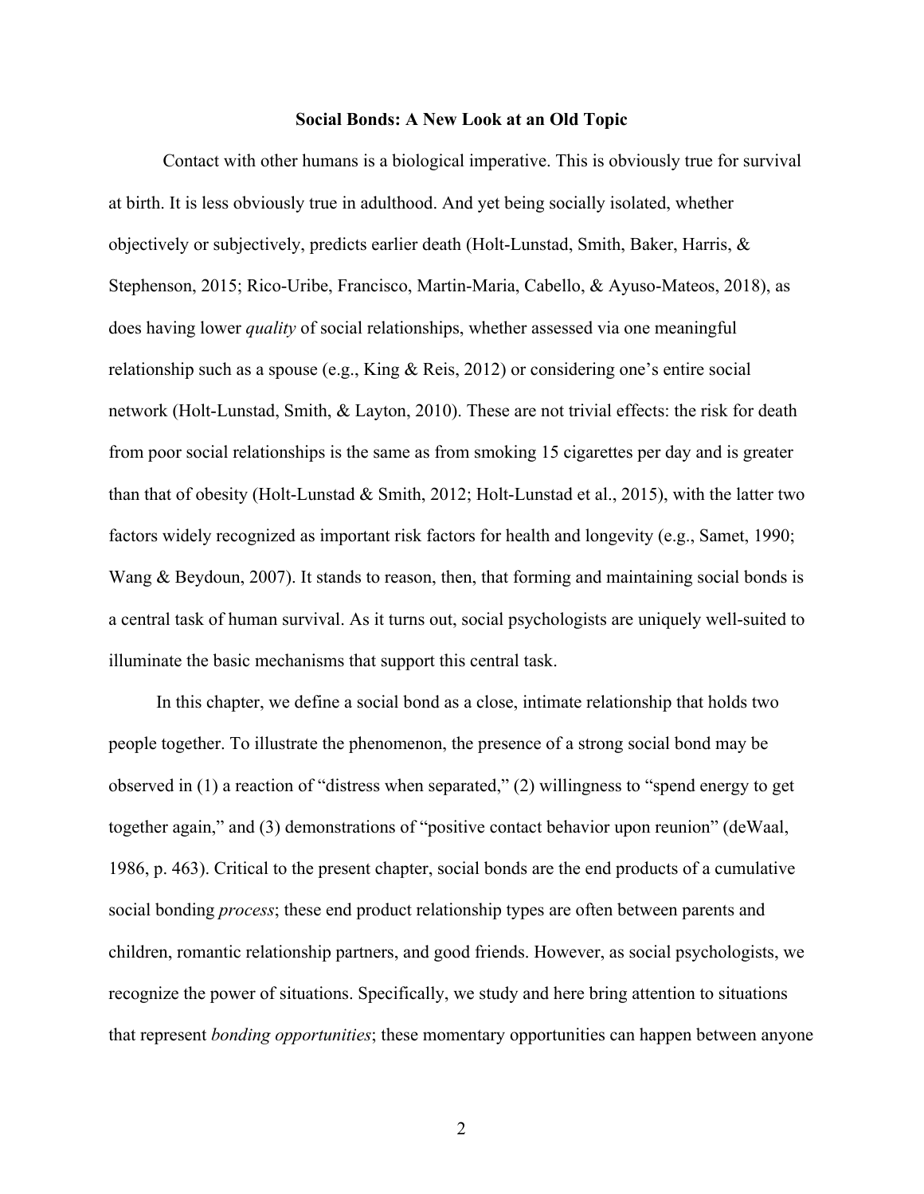# Social Bonds: A New Look at an Old Topic

Contact with other humans is a biological imperative. This is obviously true for survival at birth. It is less obviously true in adulthood. And yet being socially isolated, whether objectively or subjectively, predicts earlier death (Holt-Lunstad, Smith, Baker, Harris, & Stephenson, 2015; Rico-Uribe, Francisco, Martin-Maria, Cabello, & Ayuso-Mateos, 2018), as does having lower *quality* of social relationships, whether assessed via one meaningful relationship such as a spouse (e.g., King & Reis, 2012) or considering one's entire social network (Holt-Lunstad, Smith, & Layton, 2010). These are not trivial effects: the risk for death from poor social relationships is the same as from smoking 15 cigarettes per day and is greater than that of obesity (Holt-Lunstad & Smith, 2012; Holt-Lunstad et al., 2015), with the latter two factors widely recognized as important risk factors for health and longevity (e.g., Samet, 1990; Wang & Beydoun, 2007). It stands to reason, then, that forming and maintaining social bonds is a central task of human survival. As it turns out, social psychologists are uniquely well-suited to illuminate the basic mechanisms that support this central task.

In this chapter, we define a social bond as a close, intimate relationship that holds two people together. To illustrate the phenomenon, the presence of a strong social bond may be observed in (1) a reaction of "distress when separated," (2) willingness to "spend energy to get together again," and (3) demonstrations of "positive contact behavior upon reunion" (deWaal, 1986, p. 463). Critical to the present chapter, social bonds are the end products of a cumulative social bonding *process*; these end product relationship types are often between parents and children, romantic relationship partners, and good friends. However, as social psychologists, we recognize the power of situations. Specifically, we study and here bring attention to situations that represent *bonding opportunities*; these momentary opportunities can happen between anyone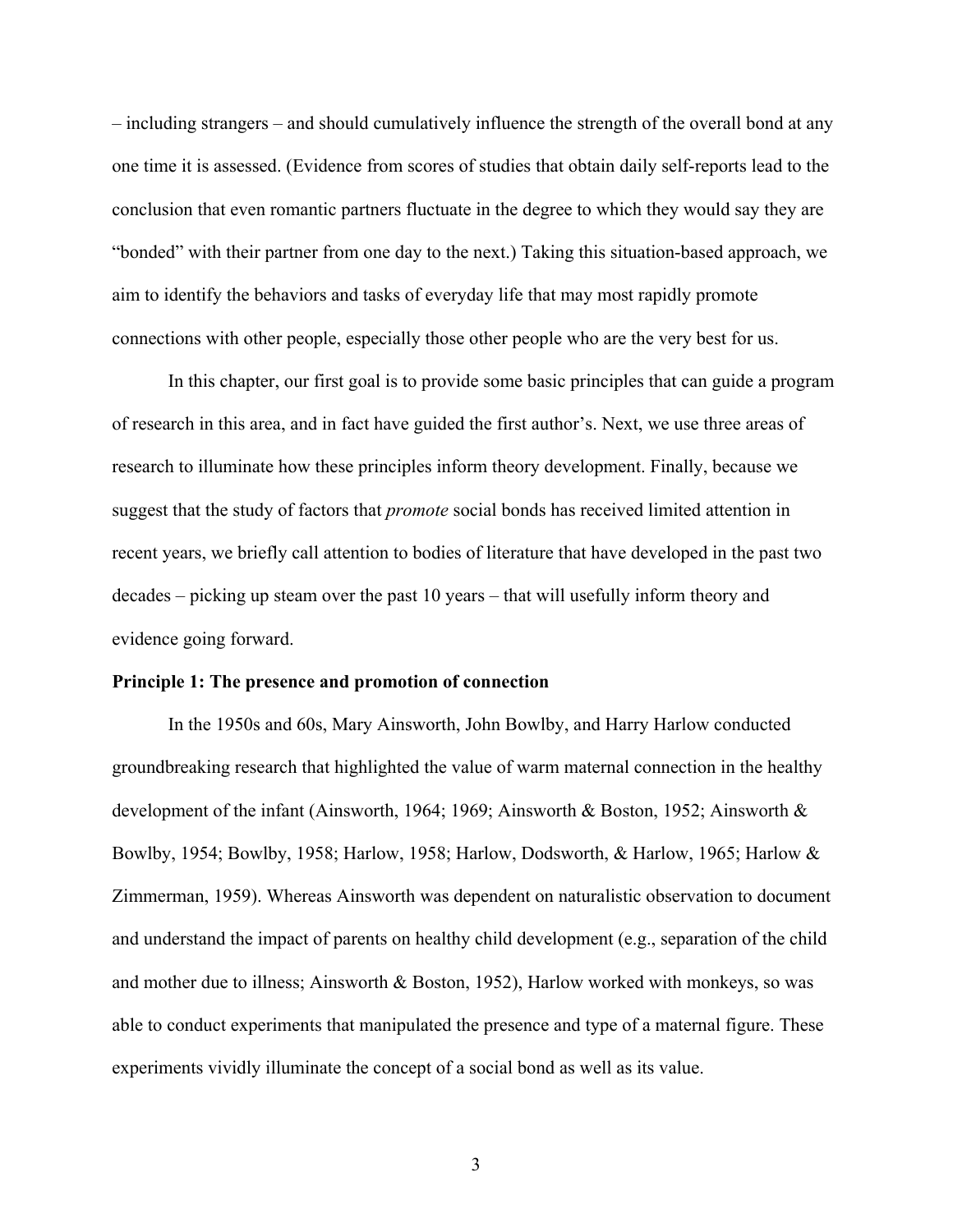– including strangers – and should cumulatively influence the strength of the overall bond at any one time it is assessed. (Evidence from scores of studies that obtain daily self-reports lead to the conclusion that even romantic partners fluctuate in the degree to which they would say they are "bonded" with their partner from one day to the next.) Taking this situation-based approach, we aim to identify the behaviors and tasks of everyday life that may most rapidly promote connections with other people, especially those other people who are the very best for us.

In this chapter, our first goal is to provide some basic principles that can guide a program of research in this area, and in fact have guided the first author's. Next, we use three areas of research to illuminate how these principles inform theory development. Finally, because we suggest that the study of factors that *promote* social bonds has received limited attention in recent years, we briefly call attention to bodies of literature that have developed in the past two decades – picking up steam over the past 10 years – that will usefully inform theory and evidence going forward.

**Principle 1: The presence and promotion of connection**

In the 1950s and 60s, Mary Ainsworth, John Bowlby, and Harry Harlow conducted groundbreaking research that highlighted the value of warm maternal connection in the healthy development of the infant (Ainsworth, 1964; 1969; Ainsworth & Boston, 1952; Ainsworth & Bowlby, 1954; Bowlby, 1958; Harlow, 1958; Harlow, Dodsworth, & Harlow, 1965; Harlow & Zimmerman, 1959). Whereas Ainsworth was dependent on naturalistic observation to document and understand the impact of parents on healthy child development (e.g., separation of the child and mother due to illness; Ainsworth & Boston, 1952), Harlow worked with monkeys, so was able to conduct experiments that manipulated the presence and type of a maternal figure. These experiments vividly illuminate the concept of a social bond as well as its value.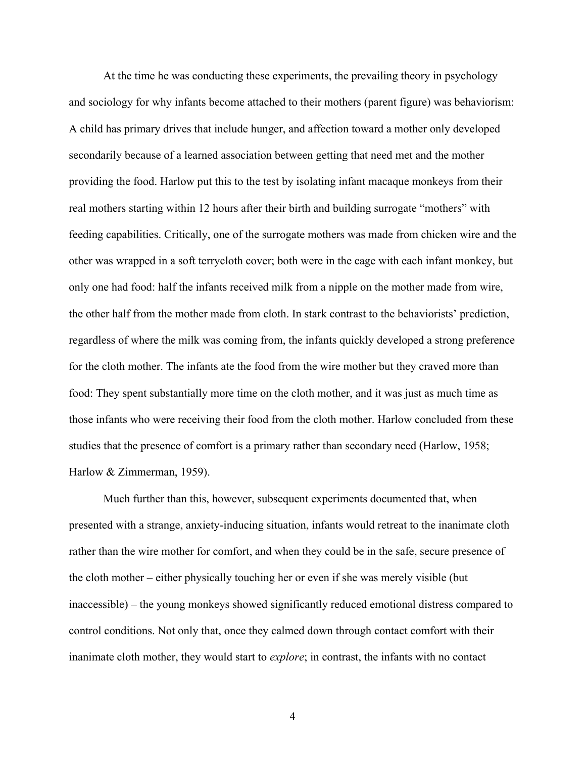At the time he was conducting these experiments, the prevailing theory in psychology and sociology for why infants become attached to their mothers (parent figure) was behaviorism: A child has primary drives that include hunger, and affection toward a mother only developed secondarily because of a learned association between getting that need met and the mother providing the food. Harlow put this to the test by isolating infant macaque monkeys from their real mothers starting within 12 hours after their birth and building surrogate "mothers" with feeding capabilities. Critically, one of the surrogate mothers was made from chicken wire and the other was wrapped in a soft terrycloth cover; both were in the cage with each infant monkey, but only one had food: half the infants received milk from a nipple on the mother made from wire, the other half from the mother made from cloth. In stark contrast to the behaviorists' prediction, regardless of where the milk was coming from, the infants quickly developed a strong preference for the cloth mother. The infants ate the food from the wire mother but they craved more than food: They spent substantially more time on the cloth mother, and it was just as much time as those infants who were receiving their food from the cloth mother. Harlow concluded from these studies that the presence of comfort is a primary rather than secondary need (Harlow, 1958; Harlow & Zimmerman, 1959).

Much further than this, however, subsequent experiments documented that, when presented with a strange, anxiety-inducing situation, infants would retreat to the inanimate cloth rather than the wire mother for comfort, and when they could be in the safe, secure presence of the cloth mother – either physically touching her or even if she was merely visible (but inaccessible) – the young monkeys showed significantly reduced emotional distress compared to control conditions. Not only that, once they calmed down through contact comfort with their inanimate cloth mother, they would start to *explore*; in contrast, the infants with no contact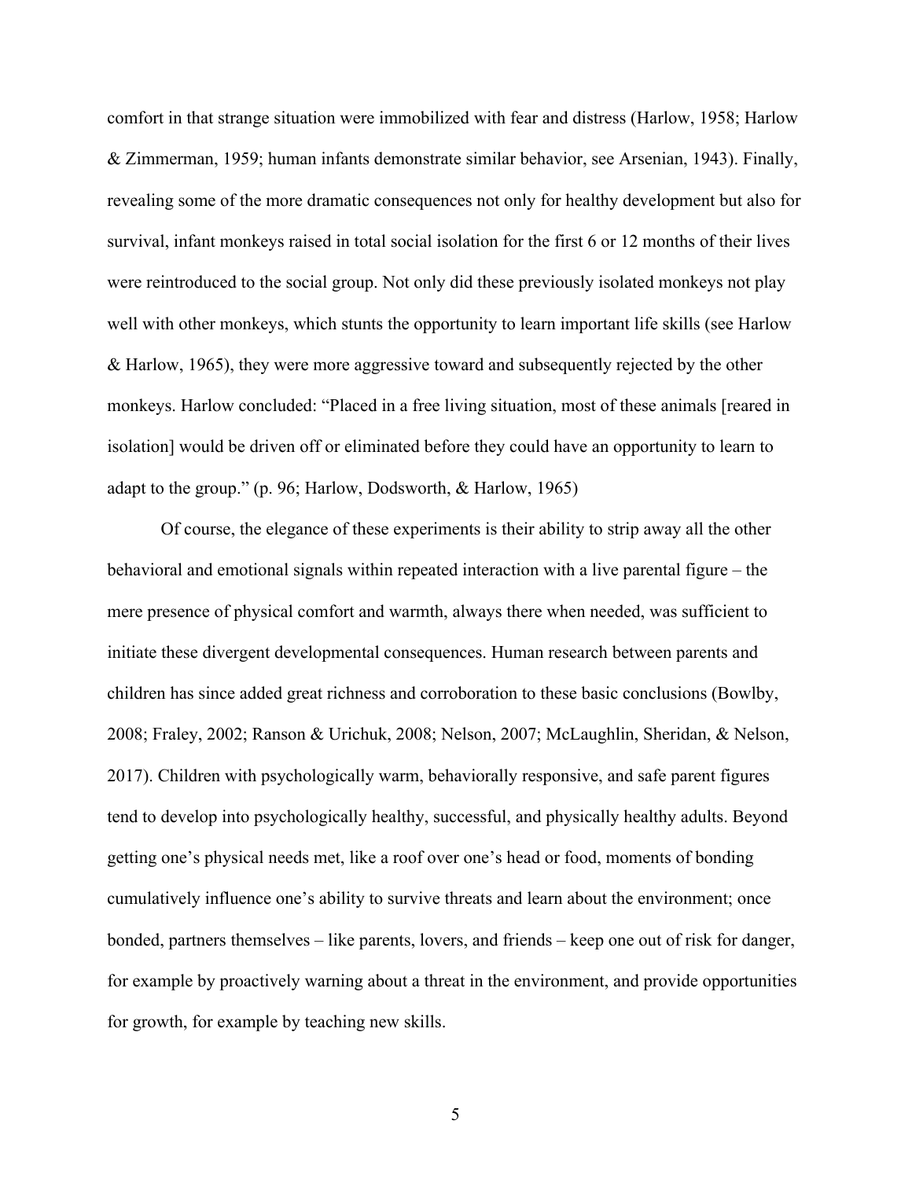comfort in that strange situation were immobilized with fear and distress (Harlow, 1958; Harlow & Zimmerman, 1959; human infants demonstrate similar behavior, see Arsenian, 1943). Finally, revealing some of the more dramatic consequences not only for healthy development but also for survival, infant monkeys raised in total social isolation for the first 6 or 12 months of their lives were reintroduced to the social group. Not only did these previously isolated monkeys not play well with other monkeys, which stunts the opportunity to learn important life skills (see Harlow & Harlow, 1965), they were more aggressive toward and subsequently rejected by the other monkeys. Harlow concluded: "Placed in a free living situation, most of these animals [reared in isolation] would be driven off or eliminated before they could have an opportunity to learn to adapt to the group." (p. 96; Harlow, Dodsworth, & Harlow, 1965)

Of course, the elegance of these experiments is their ability to strip away all the other behavioral and emotional signals within repeated interaction with a live parental figure – the mere presence of physical comfort and warmth, always there when needed, was sufficient to initiate these divergent developmental consequences. Human research between parents and children has since added great richness and corroboration to these basic conclusions (Bowlby, 2008; Fraley, 2002; Ranson & Urichuk, 2008; Nelson, 2007; McLaughlin, Sheridan, & Nelson, 2017). Children with psychologically warm, behaviorally responsive, and safe parent figures tend to develop into psychologically healthy, successful, and physically healthy adults. Beyond getting one's physical needs met, like a roof over one's head or food, moments of bonding cumulatively influence one's ability to survive threats and learn about the environment; once bonded, partners themselves – like parents, lovers, and friends – keep one out of risk for danger, for example by proactively warning about a threat in the environment, and provide opportunities for growth, for example by teaching new skills.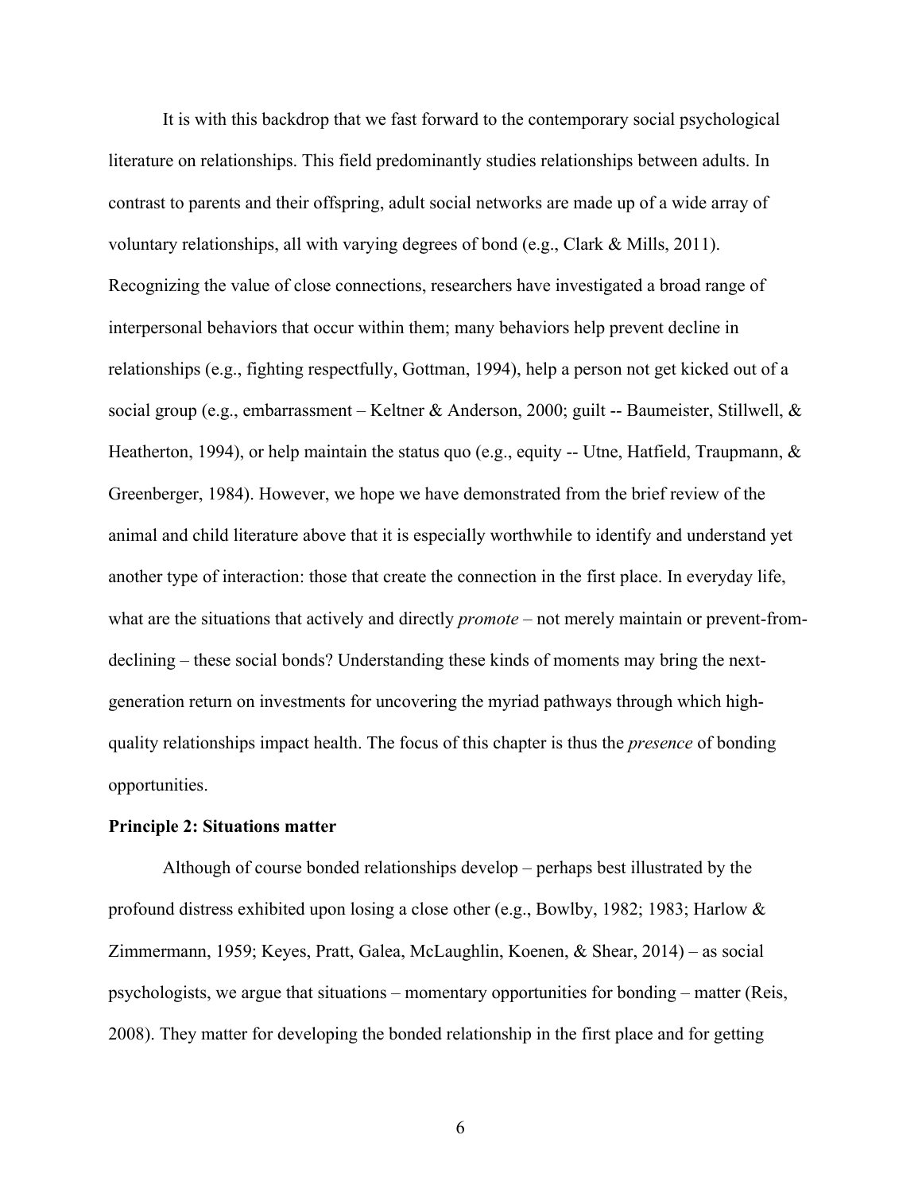It is with this backdrop that we fast forward to the contemporary social psychological literature on relationships. This field predominantly studies relationships between adults. In contrast to parents and their offspring, adult social networks are made up of a wide array of voluntary relationships, all with varying degrees of bond (e.g., Clark & Mills, 2011). Recognizing the value of close connections, researchers have investigated a broad range of interpersonal behaviors that occur within them; many behaviors help prevent decline in relationships (e.g., fighting respectfully, Gottman, 1994), help a person not get kicked out of a social group (e.g., embarrassment – Keltner & Anderson, 2000; guilt -- Baumeister, Stillwell, & Heatherton, 1994), or help maintain the status quo (e.g., equity -- Utne, Hatfield, Traupmann, & Greenberger, 1984). However, we hope we have demonstrated from the brief review of the animal and child literature above that it is especially worthwhile to identify and understand yet another type of interaction: those that create the connection in the first place. In everyday life, what are the situations that actively and directly *promote* – not merely maintain or prevent-from-declining – these social bonds? Understanding these kinds of moments may bring the next-generation return on investments for uncovering the myriad pathways through which high-quality relationships impact health. The focus of this chapter is thus the *presence* of bonding opportunities.

**Principle 2: Situations matter**

Although of course bonded relationships develop – perhaps best illustrated by the profound distress exhibited upon losing a close other (e.g., Bowlby, 1982; 1983; Harlow & Zimmermann, 1959; Keyes, Pratt, Galea, McLaughlin, Koenen, & Shear, 2014) – as social psychologists, we argue that situations – momentary opportunities for bonding – matter (Reis, 2008). They matter for developing the bonded relationship in the first place and for getting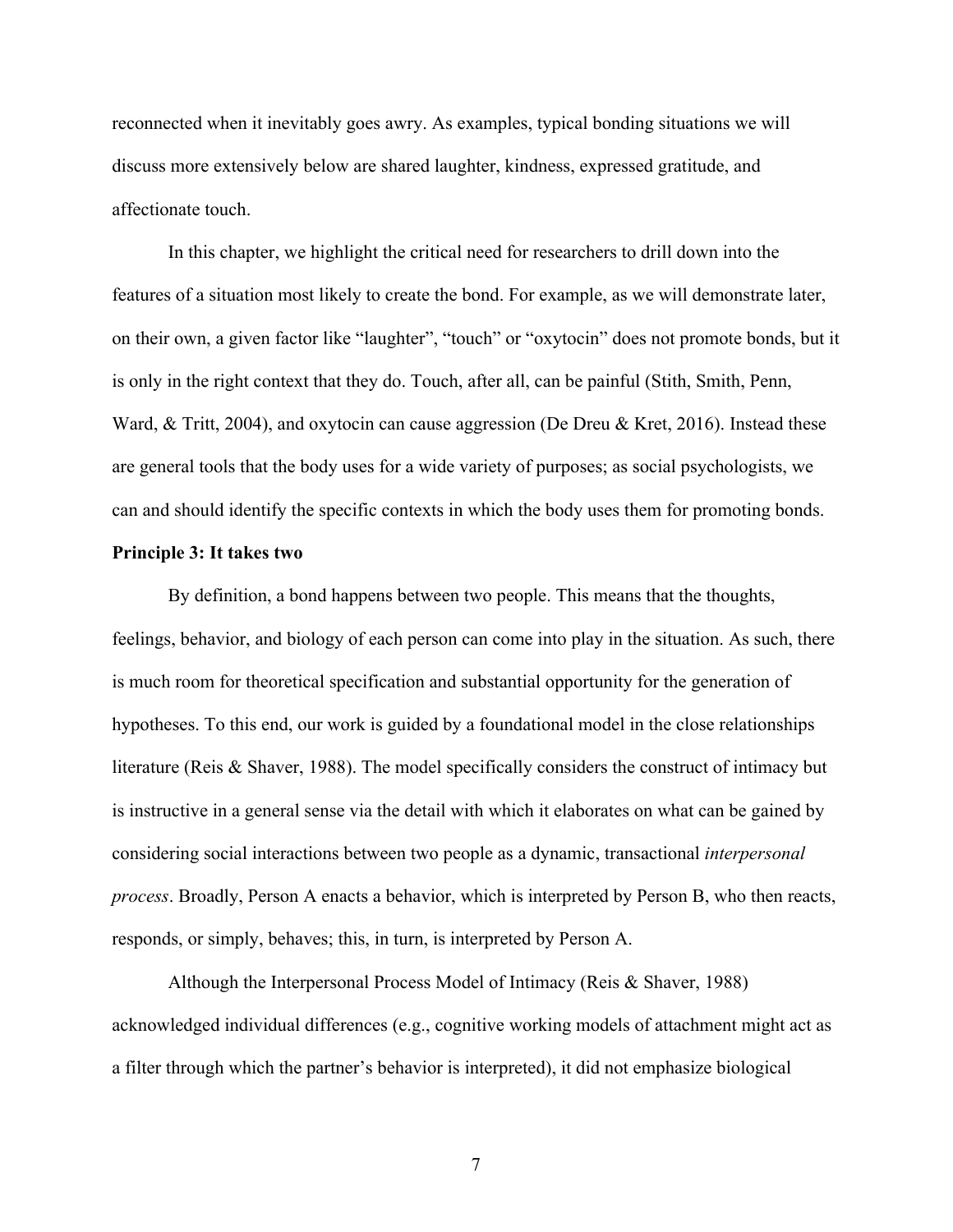reconnected when it inevitably goes awry. As examples, typical bonding situations we will discuss more extensively below are shared laughter, kindness, expressed gratitude, and affectionate touch.

In this chapter, we highlight the critical need for researchers to drill down into the features of a situation most likely to create the bond. For example, as we will demonstrate later, on their own, a given factor like "laughter", "touch" or "oxytocin" does not promote bonds, but it is only in the right context that they do. Touch, after all, can be painful (Stith, Smith, Penn, Ward, & Tritt, 2004), and oxytocin can cause aggression (De Dreu & Kret, 2016). Instead these are general tools that the body uses for a wide variety of purposes; as social psychologists, we can and should identify the specific contexts in which the body uses them for promoting bonds.

**Principle 3: It takes two**

By definition, a bond happens between two people. This means that the thoughts, feelings, behavior, and biology of each person can come into play in the situation. As such, there is much room for theoretical specification and substantial opportunity for the generation of hypotheses. To this end, our work is guided by a foundational model in the close relationships literature (Reis & Shaver, 1988). The model specifically considers the construct of intimacy but is instructive in a general sense via the detail with which it elaborates on what can be gained by considering social interactions between two people as a dynamic, transactional *interpersonal process*. Broadly, Person A enacts a behavior, which is interpreted by Person B, who then reacts, responds, or simply, behaves; this, in turn, is interpreted by Person A.

Although the Interpersonal Process Model of Intimacy (Reis & Shaver, 1988) acknowledged individual differences (e.g., cognitive working models of attachment might act as a filter through which the partner's behavior is interpreted), it did not emphasize biological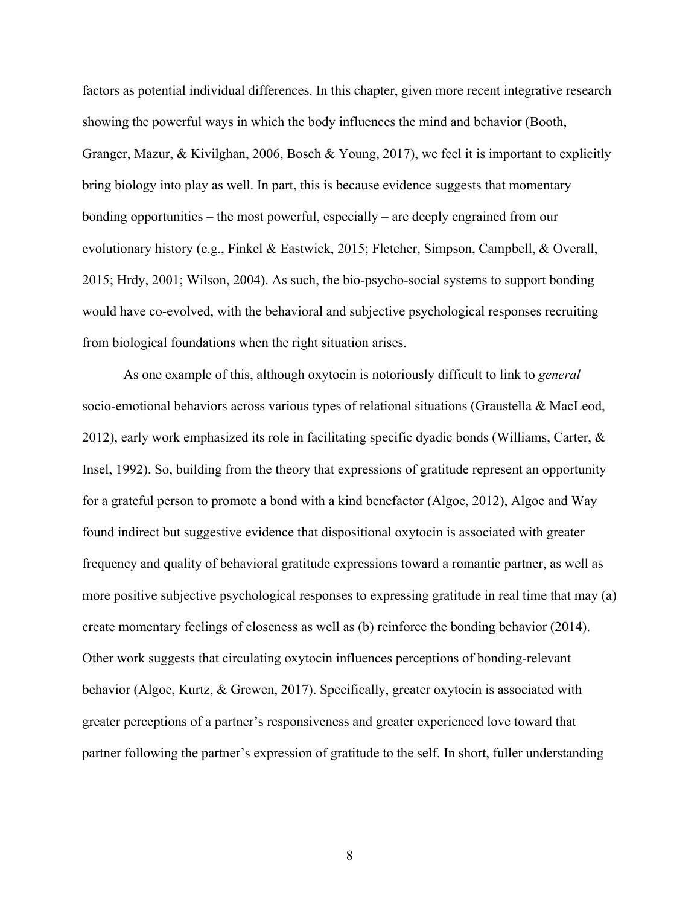factors as potential individual differences. In this chapter, given more recent integrative research showing the powerful ways in which the body influences the mind and behavior (Booth, Granger, Mazur, & Kivilghan, 2006, Bosch & Young, 2017), we feel it is important to explicitly bring biology into play as well. In part, this is because evidence suggests that momentary bonding opportunities – the most powerful, especially – are deeply engrained from our evolutionary history (e.g., Finkel & Eastwick, 2015; Fletcher, Simpson, Campbell, & Overall, 2015; Hrdy, 2001; Wilson, 2004). As such, the bio-psycho-social systems to support bonding would have co-evolved, with the behavioral and subjective psychological responses recruiting from biological foundations when the right situation arises.

As one example of this, although oxytocin is notoriously difficult to link to *general* socio-emotional behaviors across various types of relational situations (Graustella & MacLeod, 2012), early work emphasized its role in facilitating specific dyadic bonds (Williams, Carter, & Insel, 1992). So, building from the theory that expressions of gratitude represent an opportunity for a grateful person to promote a bond with a kind benefactor (Algoe, 2012), Algoe and Way found indirect but suggestive evidence that dispositional oxytocin is associated with greater frequency and quality of behavioral gratitude expressions toward a romantic partner, as well as more positive subjective psychological responses to expressing gratitude in real time that may (a) create momentary feelings of closeness as well as (b) reinforce the bonding behavior (2014). Other work suggests that circulating oxytocin influences perceptions of bonding-relevant behavior (Algoe, Kurtz, & Grewen, 2017). Specifically, greater oxytocin is associated with greater perceptions of a partner's responsiveness and greater experienced love toward that partner following the partner's expression of gratitude to the self. In short, fuller understanding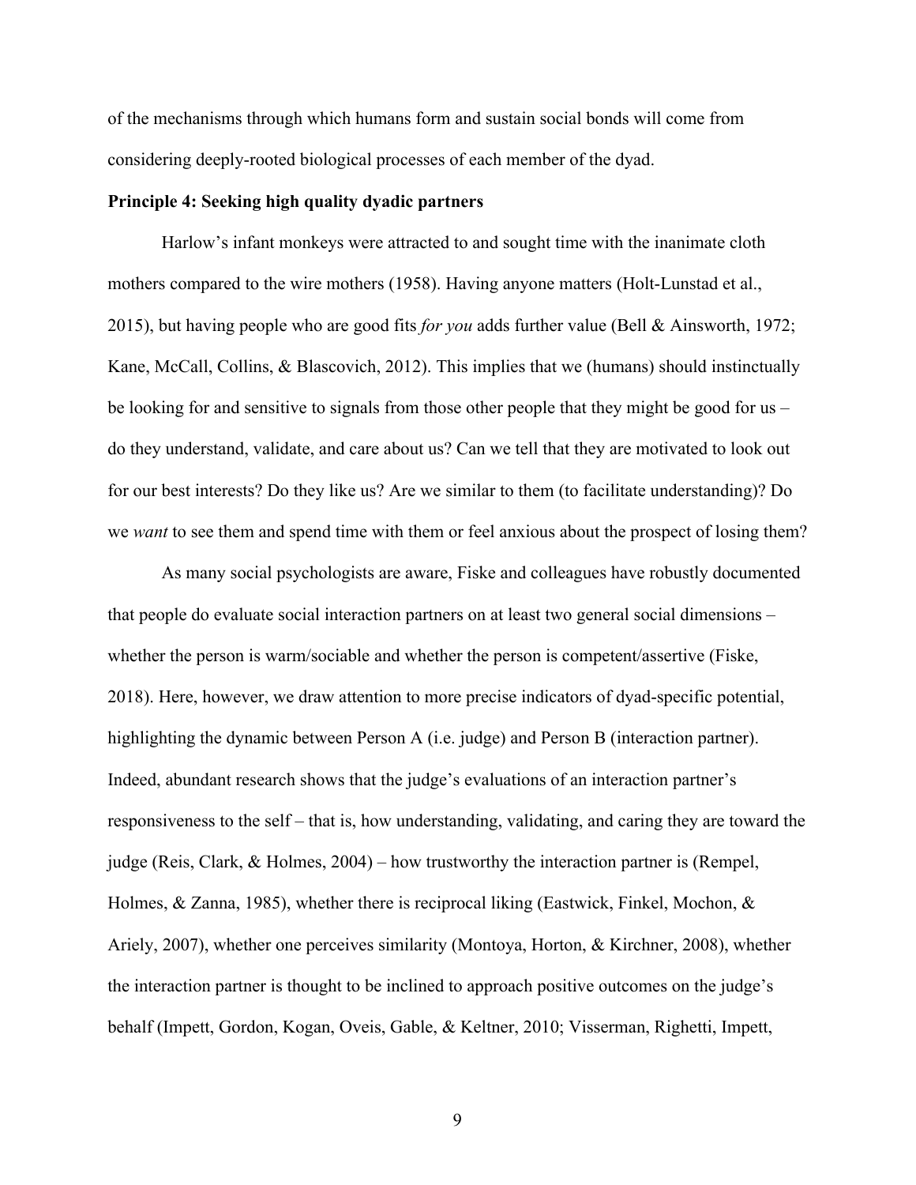of the mechanisms through which humans form and sustain social bonds will come from considering deeply-rooted biological processes of each member of the dyad.

**Principle 4: Seeking high quality dyadic partners**

Harlow's infant monkeys were attracted to and sought time with the inanimate cloth mothers compared to the wire mothers (1958). Having anyone matters (Holt-Lunstad et al., 2015), but having people who are good fits *for you* adds further value (Bell & Ainsworth, 1972; Kane, McCall, Collins, & Blascovich, 2012). This implies that we (humans) should instinctually be looking for and sensitive to signals from those other people that they might be good for us – do they understand, validate, and care about us? Can we tell that they are motivated to look out for our best interests? Do they like us? Are we similar to them (to facilitate understanding)? Do we *want* to see them and spend time with them or feel anxious about the prospect of losing them?

As many social psychologists are aware, Fiske and colleagues have robustly documented that people do evaluate social interaction partners on at least two general social dimensions – whether the person is warm/sociable and whether the person is competent/assertive (Fiske, 2018). Here, however, we draw attention to more precise indicators of dyad-specific potential, highlighting the dynamic between Person A (i.e. judge) and Person B (interaction partner). Indeed, abundant research shows that the judge's evaluations of an interaction partner's responsiveness to the self – that is, how understanding, validating, and caring they are toward the judge (Reis, Clark, & Holmes, 2004) – how trustworthy the interaction partner is (Rempel, Holmes, & Zanna, 1985), whether there is reciprocal liking (Eastwick, Finkel, Mochon, & Ariely, 2007), whether one perceives similarity (Montoya, Horton, & Kirchner, 2008), whether the interaction partner is thought to be inclined to approach positive outcomes on the judge's behalf (Impett, Gordon, Kogan, Oveis, Gable, & Keltner, 2010; Visserman, Righetti, Impett,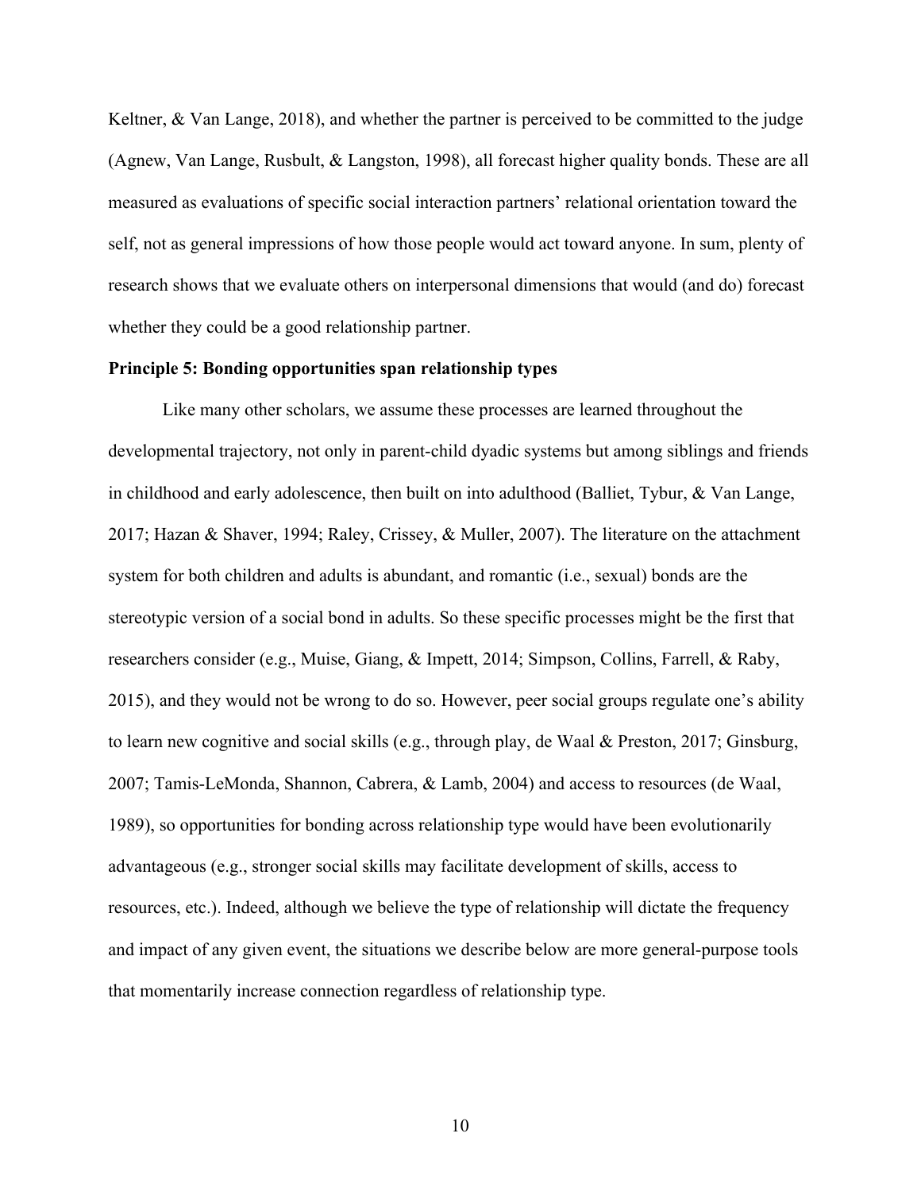Keltner, & Van Lange, 2018), and whether the partner is perceived to be committed to the judge (Agnew, Van Lange, Rusbult, & Langston, 1998), all forecast higher quality bonds. These are all measured as evaluations of specific social interaction partners' relational orientation toward the self, not as general impressions of how those people would act toward anyone. In sum, plenty of research shows that we evaluate others on interpersonal dimensions that would (and do) forecast whether they could be a good relationship partner.

**Principle 5: Bonding opportunities span relationship types**

Like many other scholars, we assume these processes are learned throughout the developmental trajectory, not only in parent-child dyadic systems but among siblings and friends in childhood and early adolescence, then built on into adulthood (Balliet, Tybur, & Van Lange, 2017; Hazan & Shaver, 1994; Raley, Crissey, & Muller, 2007). The literature on the attachment system for both children and adults is abundant, and romantic (i.e., sexual) bonds are the stereotypic version of a social bond in adults. So these specific processes might be the first that researchers consider (e.g., Muise, Giang, & Impett, 2014; Simpson, Collins, Farrell, & Raby, 2015), and they would not be wrong to do so. However, peer social groups regulate one's ability to learn new cognitive and social skills (e.g., through play, de Waal & Preston, 2017; Ginsburg, 2007; Tamis-LeMonda, Shannon, Cabrera, & Lamb, 2004) and access to resources (de Waal, 1989), so opportunities for bonding across relationship type would have been evolutionarily advantageous (e.g., stronger social skills may facilitate development of skills, access to resources, etc.). Indeed, although we believe the type of relationship will dictate the frequency and impact of any given event, the situations we describe below are more general-purpose tools that momentarily increase connection regardless of relationship type.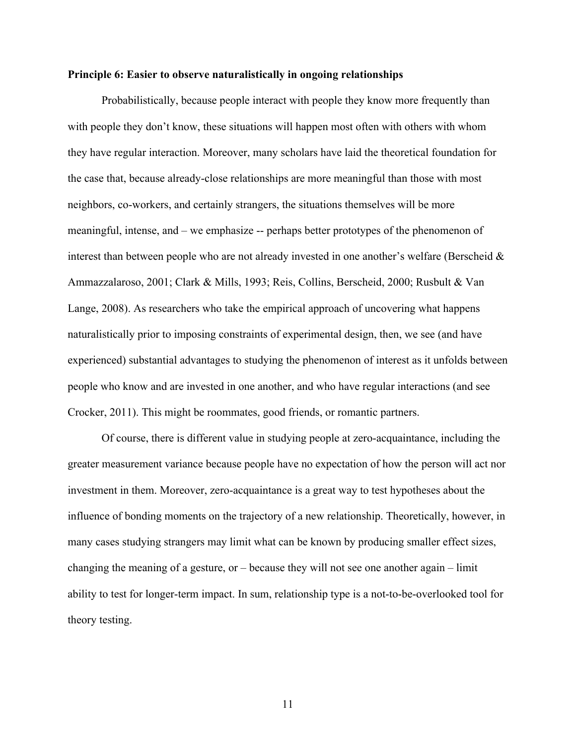**Principle 6: Easier to observe naturalistically in ongoing relationships**

Probabilistically, because people interact with people they know more frequently than with people they don't know, these situations will happen most often with others with whom they have regular interaction. Moreover, many scholars have laid the theoretical foundation for the case that, because already-close relationships are more meaningful than those with most neighbors, co-workers, and certainly strangers, the situations themselves will be more meaningful, intense, and – we emphasize -- perhaps better prototypes of the phenomenon of interest than between people who are not already invested in one another's welfare (Berscheid & Ammazzalaroso, 2001; Clark & Mills, 1993; Reis, Collins, Berscheid, 2000; Rusbult & Van Lange, 2008). As researchers who take the empirical approach of uncovering what happens naturalistically prior to imposing constraints of experimental design, then, we see (and have experienced) substantial advantages to studying the phenomenon of interest as it unfolds between people who know and are invested in one another, and who have regular interactions (and see Crocker, 2011). This might be roommates, good friends, or romantic partners.

Of course, there is different value in studying people at zero-acquaintance, including the greater measurement variance because people have no expectation of how the person will act nor investment in them. Moreover, zero-acquaintance is a great way to test hypotheses about the influence of bonding moments on the trajectory of a new relationship. Theoretically, however, in many cases studying strangers may limit what can be known by producing smaller effect sizes, changing the meaning of a gesture, or – because they will not see one another again – limit ability to test for longer-term impact. In sum, relationship type is a not-to-be-overlooked tool for theory testing.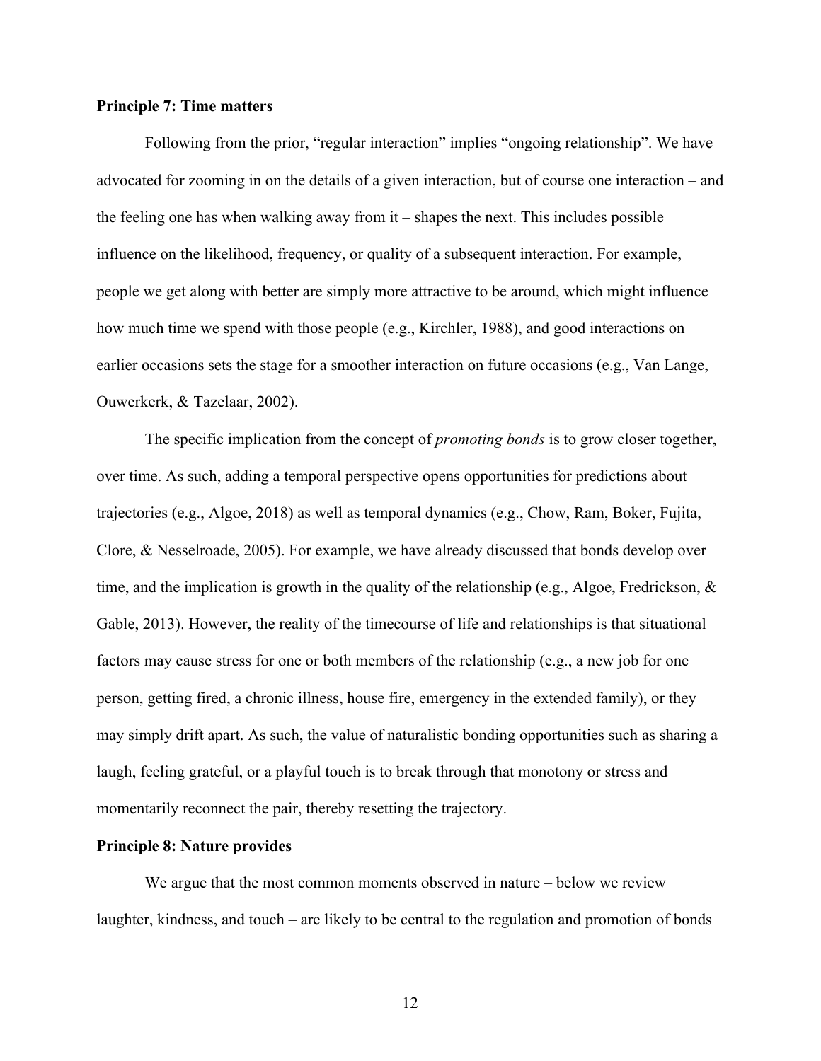**Principle 7: Time matters**

Following from the prior, "regular interaction" implies "ongoing relationship". We have advocated for zooming in on the details of a given interaction, but of course one interaction – and the feeling one has when walking away from it – shapes the next. This includes possible influence on the likelihood, frequency, or quality of a subsequent interaction. For example, people we get along with better are simply more attractive to be around, which might influence how much time we spend with those people (e.g., Kirchler, 1988), and good interactions on earlier occasions sets the stage for a smoother interaction on future occasions (e.g., Van Lange, Ouwerkerk, & Tazelaar, 2002).

The specific implication from the concept of *promoting bonds* is to grow closer together, over time. As such, adding a temporal perspective opens opportunities for predictions about trajectories (e.g., Algoe, 2018) as well as temporal dynamics (e.g., Chow, Ram, Boker, Fujita, Clore, & Nesselroade, 2005). For example, we have already discussed that bonds develop over time, and the implication is growth in the quality of the relationship (e.g., Algoe, Fredrickson, & Gable, 2013). However, the reality of the timecourse of life and relationships is that situational factors may cause stress for one or both members of the relationship (e.g., a new job for one person, getting fired, a chronic illness, house fire, emergency in the extended family), or they may simply drift apart. As such, the value of naturalistic bonding opportunities such as sharing a laugh, feeling grateful, or a playful touch is to break through that monotony or stress and momentarily reconnect the pair, thereby resetting the trajectory.

**Principle 8: Nature provides**

We argue that the most common moments observed in nature – below we review laughter, kindness, and touch – are likely to be central to the regulation and promotion of bonds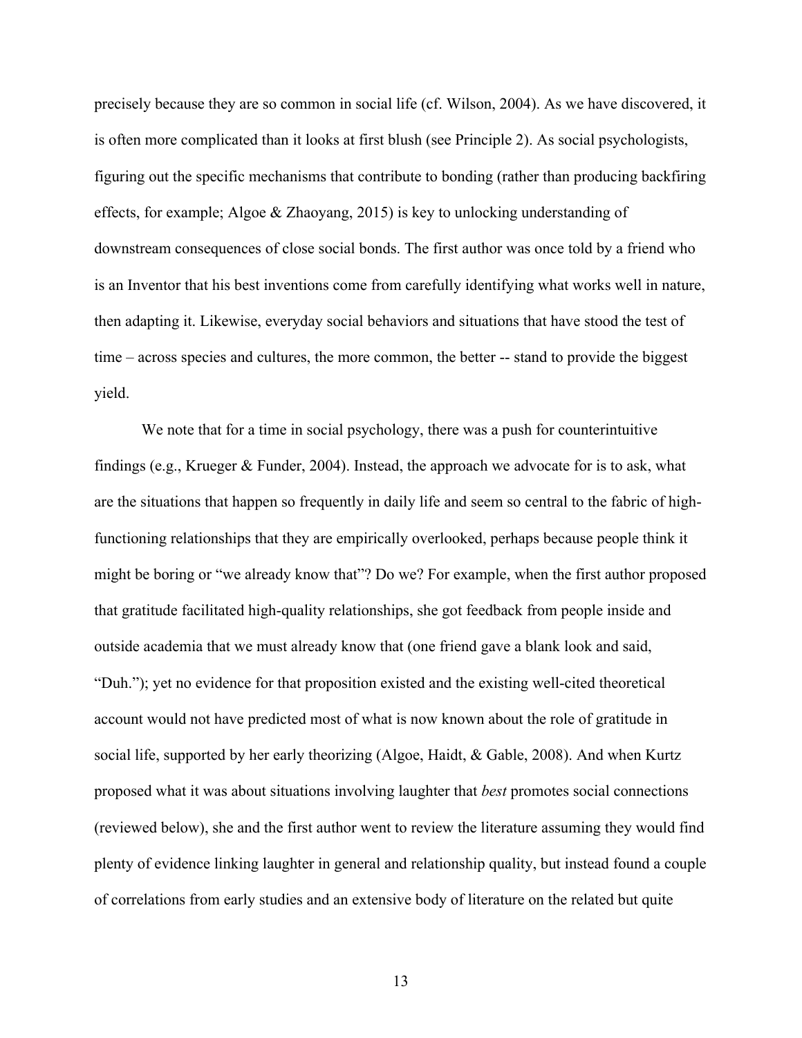precisely because they are so common in social life (cf. Wilson, 2004). As we have discovered, it is often more complicated than it looks at first blush (see Principle 2). As social psychologists, figuring out the specific mechanisms that contribute to bonding (rather than producing backfiring effects, for example; Algoe & Zhaoyang, 2015) is key to unlocking understanding of downstream consequences of close social bonds. The first author was once told by a friend who is an Inventor that his best inventions come from carefully identifying what works well in nature, then adapting it. Likewise, everyday social behaviors and situations that have stood the test of time – across species and cultures, the more common, the better -- stand to provide the biggest yield.

We note that for a time in social psychology, there was a push for counterintuitive findings (e.g., Krueger & Funder, 2004). Instead, the approach we advocate for is to ask, what are the situations that happen so frequently in daily life and seem so central to the fabric of high-functioning relationships that they are empirically overlooked, perhaps because people think it might be boring or "we already know that"? Do we? For example, when the first author proposed that gratitude facilitated high-quality relationships, she got feedback from people inside and outside academia that we must already know that (one friend gave a blank look and said, "Duh."); yet no evidence for that proposition existed and the existing well-cited theoretical account would not have predicted most of what is now known about the role of gratitude in social life, supported by her early theorizing (Algoe, Haidt, & Gable, 2008). And when Kurtz proposed what it was about situations involving laughter that *best* promotes social connections (reviewed below), she and the first author went to review the literature assuming they would find plenty of evidence linking laughter in general and relationship quality, but instead found a couple of correlations from early studies and an extensive body of literature on the related but quite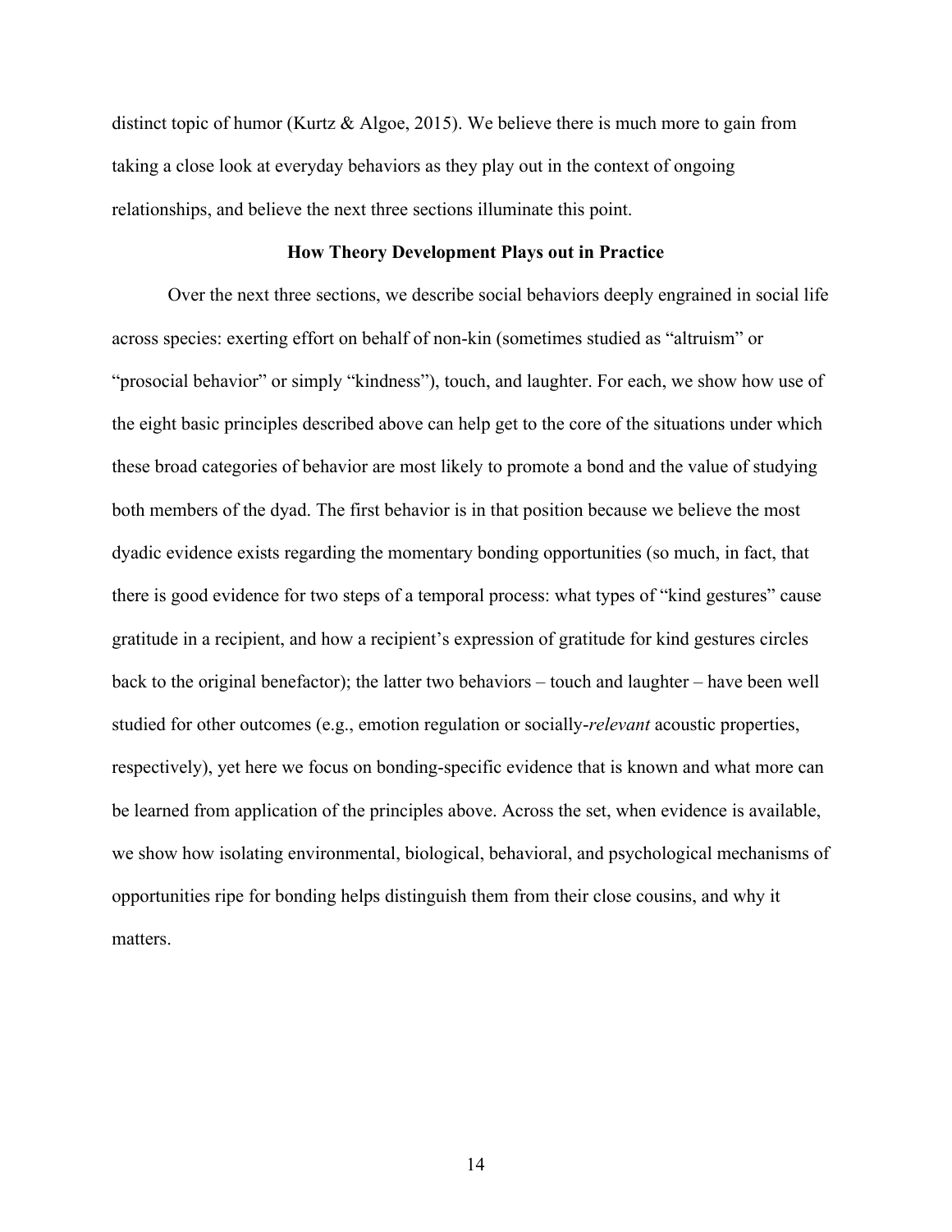distinct topic of humor (Kurtz & Algoe, 2015). We believe there is much more to gain from taking a close look at everyday behaviors as they play out in the context of ongoing relationships, and believe the next three sections illuminate this point.

## How Theory Development Plays out in Practice

Over the next three sections, we describe social behaviors deeply engrained in social life across species: exerting effort on behalf of non-kin (sometimes studied as "altruism" or "prosocial behavior" or simply "kindness"), touch, and laughter. For each, we show how use of the eight basic principles described above can help get to the core of the situations under which these broad categories of behavior are most likely to promote a bond and the value of studying both members of the dyad. The first behavior is in that position because we believe the most dyadic evidence exists regarding the momentary bonding opportunities (so much, in fact, that there is good evidence for two steps of a temporal process: what types of "kind gestures" cause gratitude in a recipient, and how a recipient's expression of gratitude for kind gestures circles back to the original benefactor); the latter two behaviors – touch and laughter – have been well studied for other outcomes (e.g., emotion regulation or socially-*relevant* acoustic properties, respectively), yet here we focus on bonding-specific evidence that is known and what more can be learned from application of the principles above. Across the set, when evidence is available, we show how isolating environmental, biological, behavioral, and psychological mechanisms of opportunities ripe for bonding helps distinguish them from their close cousins, and why it matters.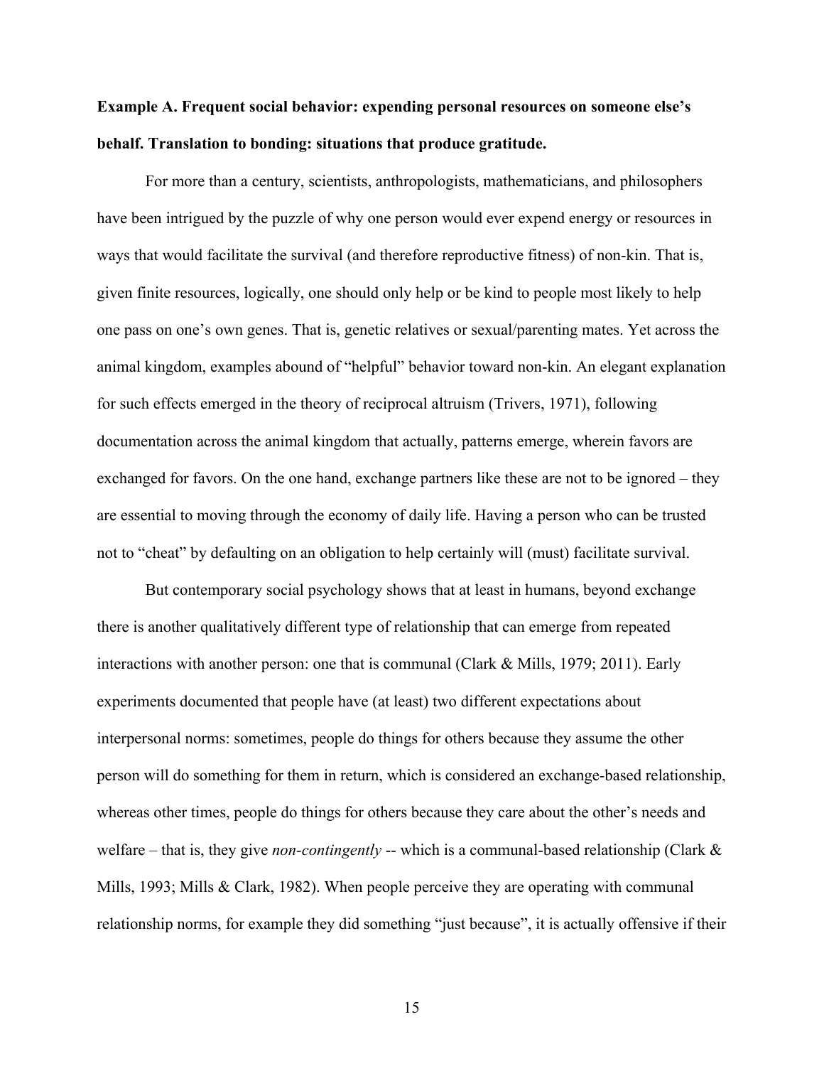**Example A. Frequent social behavior: expending personal resources on someone else's behalf. Translation to bonding: situations that produce gratitude.**

For more than a century, scientists, anthropologists, mathematicians, and philosophers have been intrigued by the puzzle of why one person would ever expend energy or resources in ways that would facilitate the survival (and therefore reproductive fitness) of non-kin. That is, given finite resources, logically, one should only help or be kind to people most likely to help one pass on one's own genes. That is, genetic relatives or sexual/parenting mates. Yet across the animal kingdom, examples abound of "helpful" behavior toward non-kin. An elegant explanation for such effects emerged in the theory of reciprocal altruism (Trivers, 1971), following documentation across the animal kingdom that actually, patterns emerge, wherein favors are exchanged for favors. On the one hand, exchange partners like these are not to be ignored – they are essential to moving through the economy of daily life. Having a person who can be trusted not to "cheat" by defaulting on an obligation to help certainly will (must) facilitate survival.

But contemporary social psychology shows that at least in humans, beyond exchange there is another qualitatively different type of relationship that can emerge from repeated interactions with another person: one that is communal (Clark & Mills, 1979; 2011). Early experiments documented that people have (at least) two different expectations about interpersonal norms: sometimes, people do things for others because they assume the other person will do something for them in return, which is considered an exchange-based relationship, whereas other times, people do things for others because they care about the other's needs and welfare – that is, they give *non-contingently* -- which is a communal-based relationship (Clark & Mills, 1993; Mills & Clark, 1982). When people perceive they are operating with communal relationship norms, for example they did something "just because", it is actually offensive if their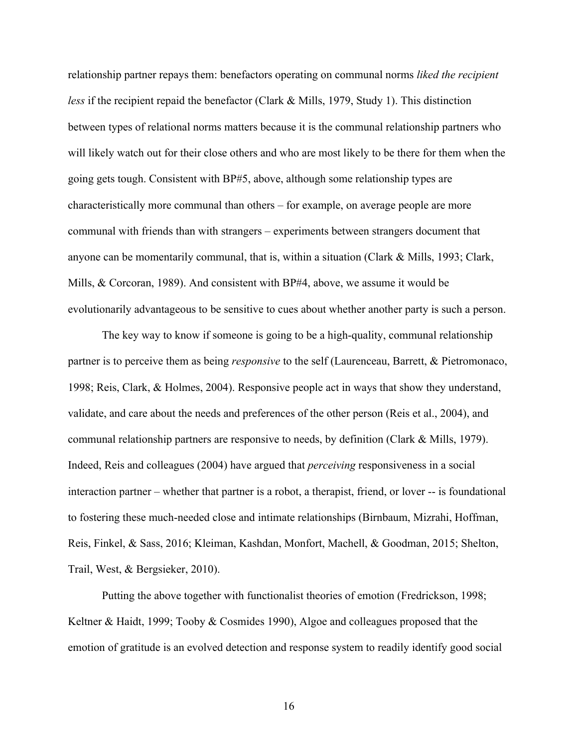relationship partner repays them: benefactors operating on communal norms *liked the recipient less* if the recipient repaid the benefactor (Clark & Mills, 1979, Study 1). This distinction between types of relational norms matters because it is the communal relationship partners who will likely watch out for their close others and who are most likely to be there for them when the going gets tough. Consistent with BP#5, above, although some relationship types are characteristically more communal than others – for example, on average people are more communal with friends than with strangers – experiments between strangers document that anyone can be momentarily communal, that is, within a situation (Clark & Mills, 1993; Clark, Mills, & Corcoran, 1989). And consistent with BP#4, above, we assume it would be evolutionarily advantageous to be sensitive to cues about whether another party is such a person.

The key way to know if someone is going to be a high-quality, communal relationship partner is to perceive them as being *responsive* to the self (Laurenceau, Barrett, & Pietromonaco, 1998; Reis, Clark, & Holmes, 2004). Responsive people act in ways that show they understand, validate, and care about the needs and preferences of the other person (Reis et al., 2004), and communal relationship partners are responsive to needs, by definition (Clark & Mills, 1979). Indeed, Reis and colleagues (2004) have argued that *perceiving* responsiveness in a social interaction partner – whether that partner is a robot, a therapist, friend, or lover -- is foundational to fostering these much-needed close and intimate relationships (Birnbaum, Mizrahi, Hoffman, Reis, Finkel, & Sass, 2016; Kleiman, Kashdan, Monfort, Machell, & Goodman, 2015; Shelton, Trail, West, & Bergsieker, 2010).

Putting the above together with functionalist theories of emotion (Fredrickson, 1998; Keltner & Haidt, 1999; Tooby & Cosmides 1990), Algoe and colleagues proposed that the emotion of gratitude is an evolved detection and response system to readily identify good social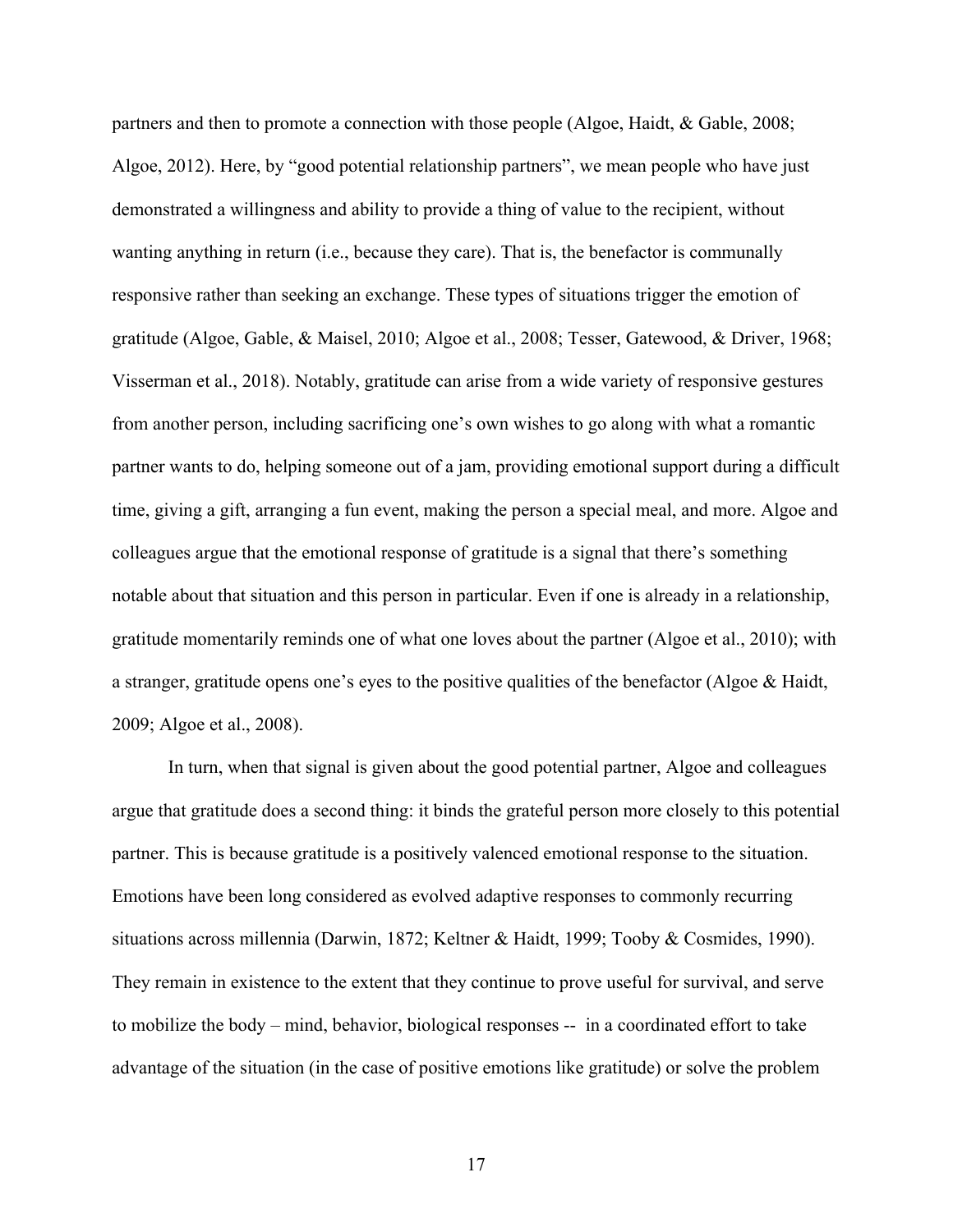partners and then to promote a connection with those people (Algoe, Haidt, & Gable, 2008; Algoe, 2012). Here, by "good potential relationship partners", we mean people who have just demonstrated a willingness and ability to provide a thing of value to the recipient, without wanting anything in return (i.e., because they care). That is, the benefactor is communally responsive rather than seeking an exchange. These types of situations trigger the emotion of gratitude (Algoe, Gable, & Maisel, 2010; Algoe et al., 2008; Tesser, Gatewood, & Driver, 1968; Visserman et al., 2018). Notably, gratitude can arise from a wide variety of responsive gestures from another person, including sacrificing one's own wishes to go along with what a romantic partner wants to do, helping someone out of a jam, providing emotional support during a difficult time, giving a gift, arranging a fun event, making the person a special meal, and more. Algoe and colleagues argue that the emotional response of gratitude is a signal that there's something notable about that situation and this person in particular. Even if one is already in a relationship, gratitude momentarily reminds one of what one loves about the partner (Algoe et al., 2010); with a stranger, gratitude opens one's eyes to the positive qualities of the benefactor (Algoe & Haidt, 2009; Algoe et al., 2008).

In turn, when that signal is given about the good potential partner, Algoe and colleagues argue that gratitude does a second thing: it binds the grateful person more closely to this potential partner. This is because gratitude is a positively valenced emotional response to the situation. Emotions have been long considered as evolved adaptive responses to commonly recurring situations across millennia (Darwin, 1872; Keltner & Haidt, 1999; Tooby & Cosmides, 1990). They remain in existence to the extent that they continue to prove useful for survival, and serve to mobilize the body – mind, behavior, biological responses -- in a coordinated effort to take advantage of the situation (in the case of positive emotions like gratitude) or solve the problem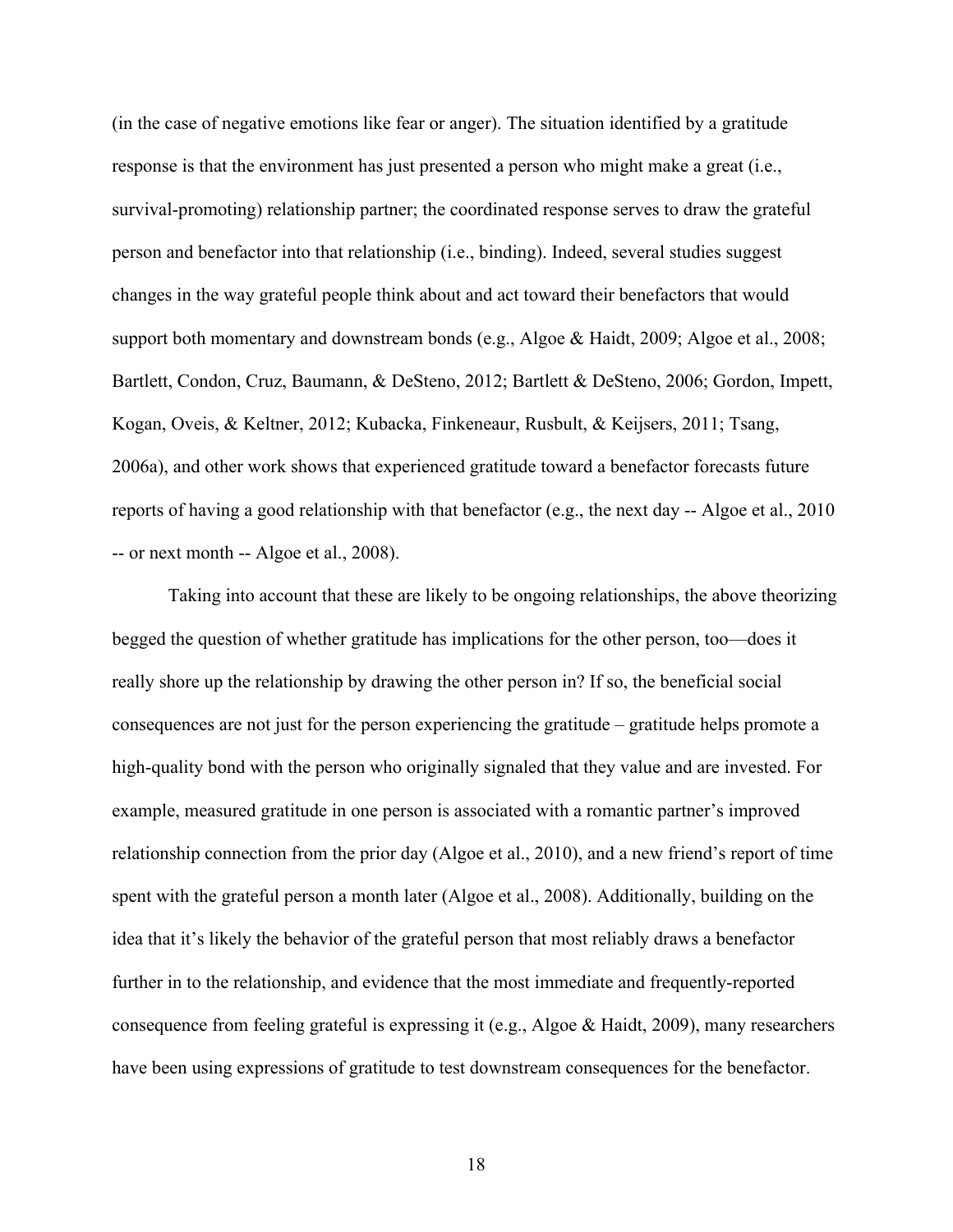(in the case of negative emotions like fear or anger). The situation identified by a gratitude response is that the environment has just presented a person who might make a great (i.e., survival-promoting) relationship partner; the coordinated response serves to draw the grateful person and benefactor into that relationship (i.e., binding). Indeed, several studies suggest changes in the way grateful people think about and act toward their benefactors that would support both momentary and downstream bonds (e.g., Algoe & Haidt, 2009; Algoe et al., 2008; Bartlett, Condon, Cruz, Baumann, & DeSteno, 2012; Bartlett & DeSteno, 2006; Gordon, Impett, Kogan, Oveis, & Keltner, 2012; Kubacka, Finkeneaur, Rusbult, & Keijsers, 2011; Tsang, 2006a), and other work shows that experienced gratitude toward a benefactor forecasts future reports of having a good relationship with that benefactor (e.g., the next day -- Algoe et al., 2010 -- or next month -- Algoe et al., 2008).

Taking into account that these are likely to be ongoing relationships, the above theorizing begged the question of whether gratitude has implications for the other person, too—does it really shore up the relationship by drawing the other person in? If so, the beneficial social consequences are not just for the person experiencing the gratitude – gratitude helps promote a high-quality bond with the person who originally signaled that they value and are invested. For example, measured gratitude in one person is associated with a romantic partner's improved relationship connection from the prior day (Algoe et al., 2010), and a new friend's report of time spent with the grateful person a month later (Algoe et al., 2008). Additionally, building on the idea that it's likely the behavior of the grateful person that most reliably draws a benefactor further in to the relationship, and evidence that the most immediate and frequently-reported consequence from feeling grateful is expressing it (e.g., Algoe & Haidt, 2009), many researchers have been using expressions of gratitude to test downstream consequences for the benefactor.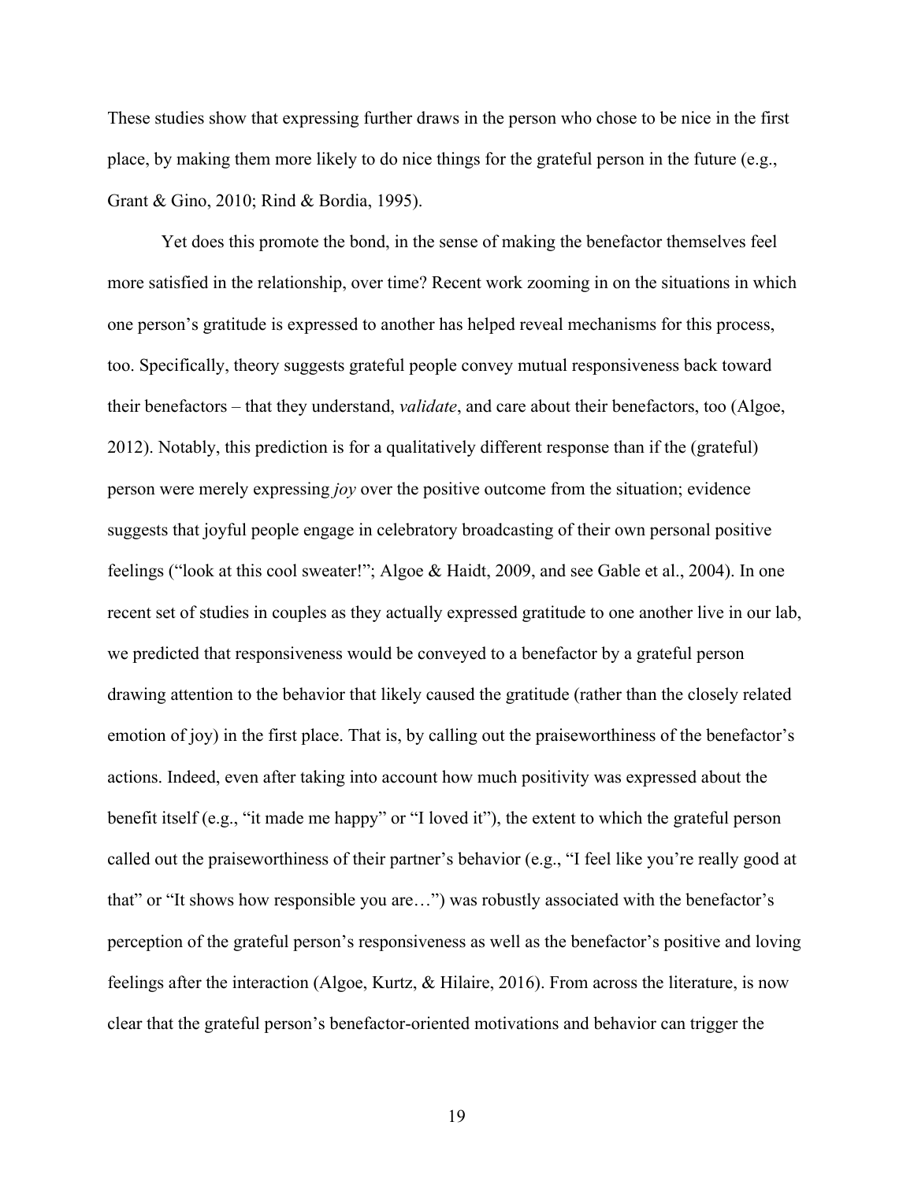These studies show that expressing further draws in the person who chose to be nice in the first place, by making them more likely to do nice things for the grateful person in the future (e.g., Grant & Gino, 2010; Rind & Bordia, 1995).

Yet does this promote the bond, in the sense of making the benefactor themselves feel more satisfied in the relationship, over time? Recent work zooming in on the situations in which one person's gratitude is expressed to another has helped reveal mechanisms for this process, too. Specifically, theory suggests grateful people convey mutual responsiveness back toward their benefactors – that they understand, *validate*, and care about their benefactors, too (Algoe, 2012). Notably, this prediction is for a qualitatively different response than if the (grateful) person were merely expressing *joy* over the positive outcome from the situation; evidence suggests that joyful people engage in celebratory broadcasting of their own personal positive feelings ("look at this cool sweater!"; Algoe & Haidt, 2009, and see Gable et al., 2004). In one recent set of studies in couples as they actually expressed gratitude to one another live in our lab, we predicted that responsiveness would be conveyed to a benefactor by a grateful person drawing attention to the behavior that likely caused the gratitude (rather than the closely related emotion of joy) in the first place. That is, by calling out the praiseworthiness of the benefactor's actions. Indeed, even after taking into account how much positivity was expressed about the benefit itself (e.g., "it made me happy" or "I loved it"), the extent to which the grateful person called out the praiseworthiness of their partner's behavior (e.g., "I feel like you're really good at that" or "It shows how responsible you are…") was robustly associated with the benefactor's perception of the grateful person's responsiveness as well as the benefactor's positive and loving feelings after the interaction (Algoe, Kurtz, & Hilaire, 2016). From across the literature, is now clear that the grateful person's benefactor-oriented motivations and behavior can trigger the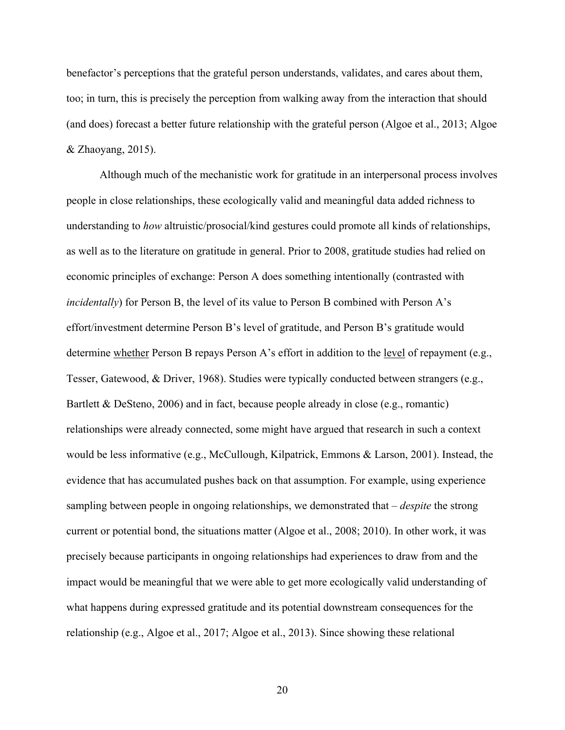benefactor's perceptions that the grateful person understands, validates, and cares about them, too; in turn, this is precisely the perception from walking away from the interaction that should (and does) forecast a better future relationship with the grateful person (Algoe et al., 2013; Algoe & Zhaoyang, 2015).

Although much of the mechanistic work for gratitude in an interpersonal process involves people in close relationships, these ecologically valid and meaningful data added richness to understanding to *how* altruistic/prosocial/kind gestures could promote all kinds of relationships, as well as to the literature on gratitude in general. Prior to 2008, gratitude studies had relied on economic principles of exchange: Person A does something intentionally (contrasted with *incidentally*) for Person B, the level of its value to Person B combined with Person A's effort/investment determine Person B's level of gratitude, and Person B's gratitude would determine <u>whether</u> Person B repays Person A's effort in addition to the <u>level</u> of repayment (e.g., Tesser, Gatewood, & Driver, 1968). Studies were typically conducted between strangers (e.g., Bartlett & DeSteno, 2006) and in fact, because people already in close (e.g., romantic) relationships were already connected, some might have argued that research in such a context would be less informative (e.g., McCullough, Kilpatrick, Emmons & Larson, 2001). Instead, the evidence that has accumulated pushes back on that assumption. For example, using experience sampling between people in ongoing relationships, we demonstrated that – *despite* the strong current or potential bond, the situations matter (Algoe et al., 2008; 2010). In other work, it was precisely because participants in ongoing relationships had experiences to draw from and the impact would be meaningful that we were able to get more ecologically valid understanding of what happens during expressed gratitude and its potential downstream consequences for the relationship (e.g., Algoe et al., 2017; Algoe et al., 2013). Since showing these relational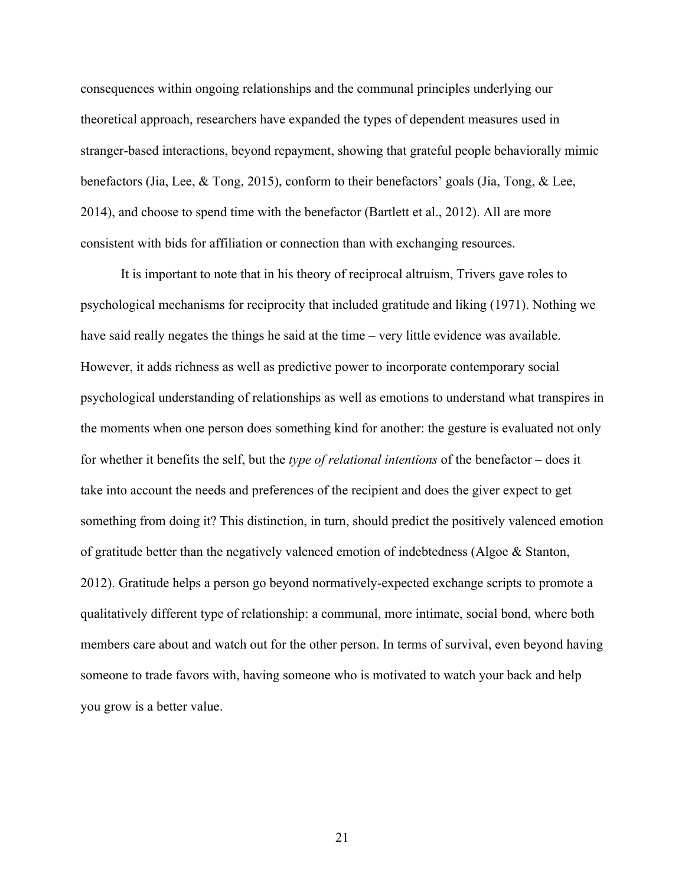consequences within ongoing relationships and the communal principles underlying our theoretical approach, researchers have expanded the types of dependent measures used in stranger-based interactions, beyond repayment, showing that grateful people behaviorally mimic benefactors (Jia, Lee, & Tong, 2015), conform to their benefactors' goals (Jia, Tong, & Lee, 2014), and choose to spend time with the benefactor (Bartlett et al., 2012). All are more consistent with bids for affiliation or connection than with exchanging resources.

It is important to note that in his theory of reciprocal altruism, Trivers gave roles to psychological mechanisms for reciprocity that included gratitude and liking (1971). Nothing we have said really negates the things he said at the time – very little evidence was available. However, it adds richness as well as predictive power to incorporate contemporary social psychological understanding of relationships as well as emotions to understand what transpires in the moments when one person does something kind for another: the gesture is evaluated not only for whether it benefits the self, but the *type of relational intentions* of the benefactor – does it take into account the needs and preferences of the recipient and does the giver expect to get something from doing it? This distinction, in turn, should predict the positively valenced emotion of gratitude better than the negatively valenced emotion of indebtedness (Algoe & Stanton, 2012). Gratitude helps a person go beyond normatively-expected exchange scripts to promote a qualitatively different type of relationship: a communal, more intimate, social bond, where both members care about and watch out for the other person. In terms of survival, even beyond having someone to trade favors with, having someone who is motivated to watch your back and help you grow is a better value.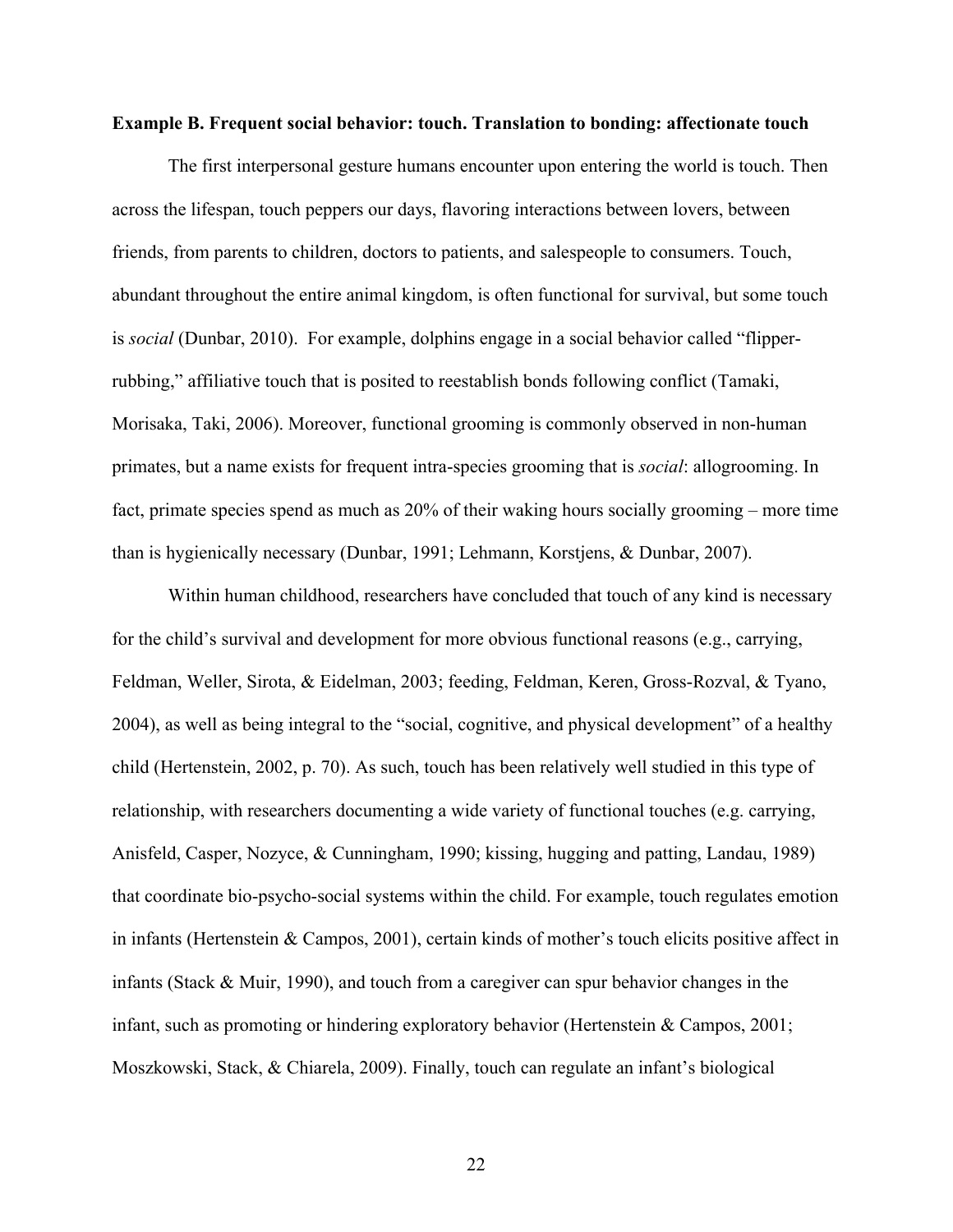**Example B. Frequent social behavior: touch. Translation to bonding: affectionate touch**

The first interpersonal gesture humans encounter upon entering the world is touch. Then across the lifespan, touch peppers our days, flavoring interactions between lovers, between friends, from parents to children, doctors to patients, and salespeople to consumers. Touch, abundant throughout the entire animal kingdom, is often functional for survival, but some touch is *social* (Dunbar, 2010). For example, dolphins engage in a social behavior called "flipper-rubbing," affiliative touch that is posited to reestablish bonds following conflict (Tamaki, Morisaka, Taki, 2006). Moreover, functional grooming is commonly observed in non-human primates, but a name exists for frequent intra-species grooming that is *social*: allogrooming. In fact, primate species spend as much as 20% of their waking hours socially grooming – more time than is hygienically necessary (Dunbar, 1991; Lehmann, Korstjens, & Dunbar, 2007).

Within human childhood, researchers have concluded that touch of any kind is necessary for the child's survival and development for more obvious functional reasons (e.g., carrying, Feldman, Weller, Sirota, & Eidelman, 2003; feeding, Feldman, Keren, Gross-Rozval, & Tyano, 2004), as well as being integral to the "social, cognitive, and physical development" of a healthy child (Hertenstein, 2002, p. 70). As such, touch has been relatively well studied in this type of relationship, with researchers documenting a wide variety of functional touches (e.g. carrying, Anisfeld, Casper, Nozyce, & Cunningham, 1990; kissing, hugging and patting, Landau, 1989) that coordinate bio-psycho-social systems within the child. For example, touch regulates emotion in infants (Hertenstein & Campos, 2001), certain kinds of mother's touch elicits positive affect in infants (Stack & Muir, 1990), and touch from a caregiver can spur behavior changes in the infant, such as promoting or hindering exploratory behavior (Hertenstein & Campos, 2001; Moszkowski, Stack, & Chiarela, 2009). Finally, touch can regulate an infant's biological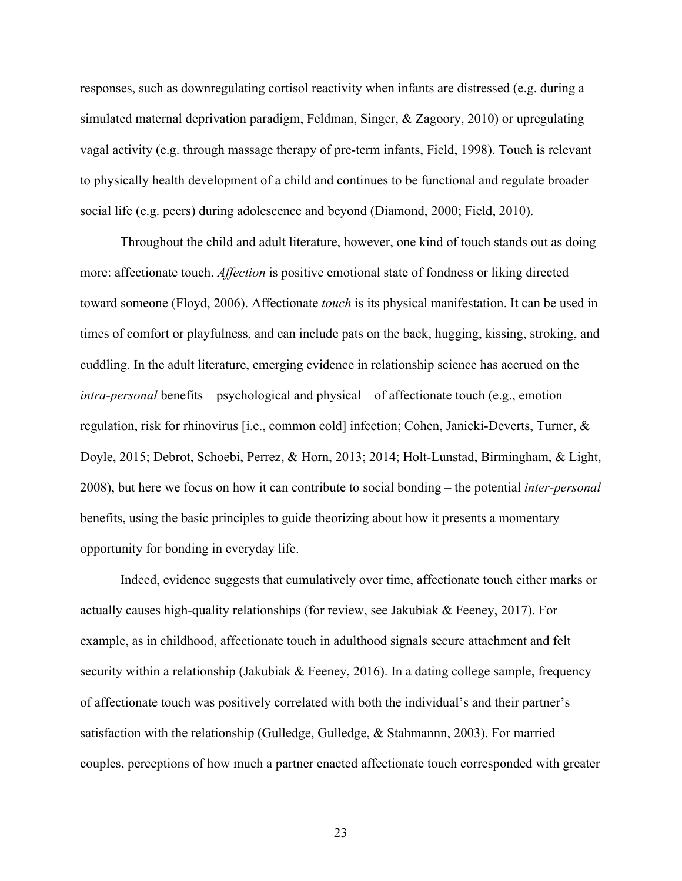responses, such as downregulating cortisol reactivity when infants are distressed (e.g. during a simulated maternal deprivation paradigm, Feldman, Singer, & Zagoory, 2010) or upregulating vagal activity (e.g. through massage therapy of pre-term infants, Field, 1998). Touch is relevant to physically health development of a child and continues to be functional and regulate broader social life (e.g. peers) during adolescence and beyond (Diamond, 2000; Field, 2010).

Throughout the child and adult literature, however, one kind of touch stands out as doing more: affectionate touch. *Affection* is positive emotional state of fondness or liking directed toward someone (Floyd, 2006). Affectionate *touch* is its physical manifestation. It can be used in times of comfort or playfulness, and can include pats on the back, hugging, kissing, stroking, and cuddling. In the adult literature, emerging evidence in relationship science has accrued on the *intra-personal* benefits – psychological and physical – of affectionate touch (e.g., emotion regulation, risk for rhinovirus [i.e., common cold] infection; Cohen, Janicki-Deverts, Turner, & Doyle, 2015; Debrot, Schoebi, Perrez, & Horn, 2013; 2014; Holt-Lunstad, Birmingham, & Light, 2008), but here we focus on how it can contribute to social bonding – the potential *inter-personal* benefits, using the basic principles to guide theorizing about how it presents a momentary opportunity for bonding in everyday life.

Indeed, evidence suggests that cumulatively over time, affectionate touch either marks or actually causes high-quality relationships (for review, see Jakubiak & Feeney, 2017). For example, as in childhood, affectionate touch in adulthood signals secure attachment and felt security within a relationship (Jakubiak & Feeney, 2016). In a dating college sample, frequency of affectionate touch was positively correlated with both the individual's and their partner's satisfaction with the relationship (Gulledge, Gulledge, & Stahmannn, 2003). For married couples, perceptions of how much a partner enacted affectionate touch corresponded with greater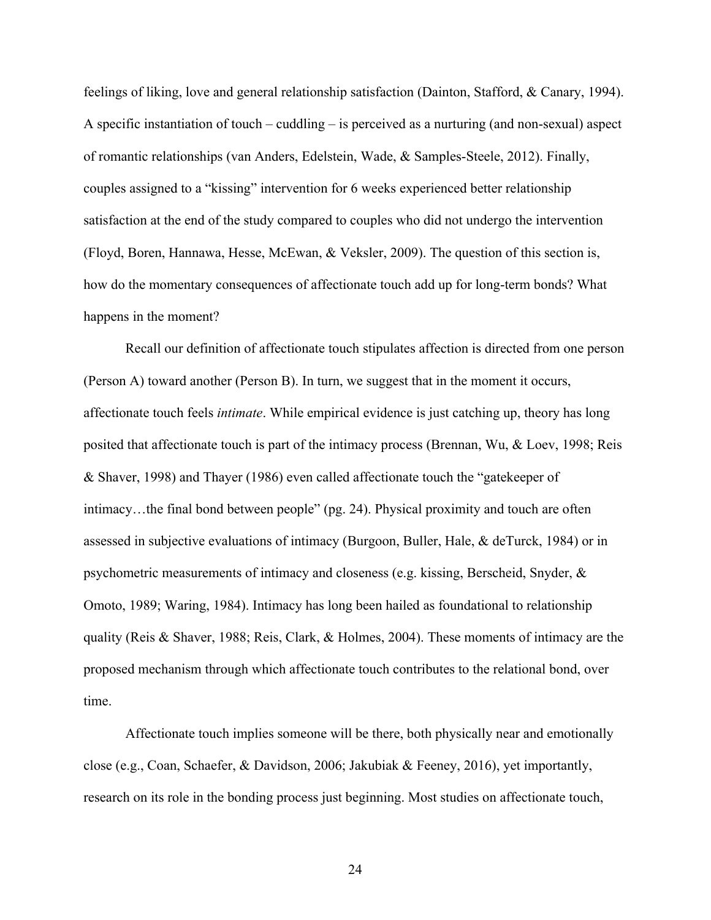feelings of liking, love and general relationship satisfaction (Dainton, Stafford, & Canary, 1994). A specific instantiation of touch – cuddling – is perceived as a nurturing (and non-sexual) aspect of romantic relationships (van Anders, Edelstein, Wade, & Samples-Steele, 2012). Finally, couples assigned to a "kissing" intervention for 6 weeks experienced better relationship satisfaction at the end of the study compared to couples who did not undergo the intervention (Floyd, Boren, Hannawa, Hesse, McEwan, & Veksler, 2009). The question of this section is, how do the momentary consequences of affectionate touch add up for long-term bonds? What happens in the moment?

Recall our definition of affectionate touch stipulates affection is directed from one person (Person A) toward another (Person B). In turn, we suggest that in the moment it occurs, affectionate touch feels *intimate*. While empirical evidence is just catching up, theory has long posited that affectionate touch is part of the intimacy process (Brennan, Wu, & Loev, 1998; Reis & Shaver, 1998) and Thayer (1986) even called affectionate touch the "gatekeeper of intimacy…the final bond between people" (pg. 24). Physical proximity and touch are often assessed in subjective evaluations of intimacy (Burgoon, Buller, Hale, & deTurck, 1984) or in psychometric measurements of intimacy and closeness (e.g. kissing, Berscheid, Snyder, & Omoto, 1989; Waring, 1984). Intimacy has long been hailed as foundational to relationship quality (Reis & Shaver, 1988; Reis, Clark, & Holmes, 2004). These moments of intimacy are the proposed mechanism through which affectionate touch contributes to the relational bond, over time.

Affectionate touch implies someone will be there, both physically near and emotionally close (e.g., Coan, Schaefer, & Davidson, 2006; Jakubiak & Feeney, 2016), yet importantly, research on its role in the bonding process just beginning. Most studies on affectionate touch,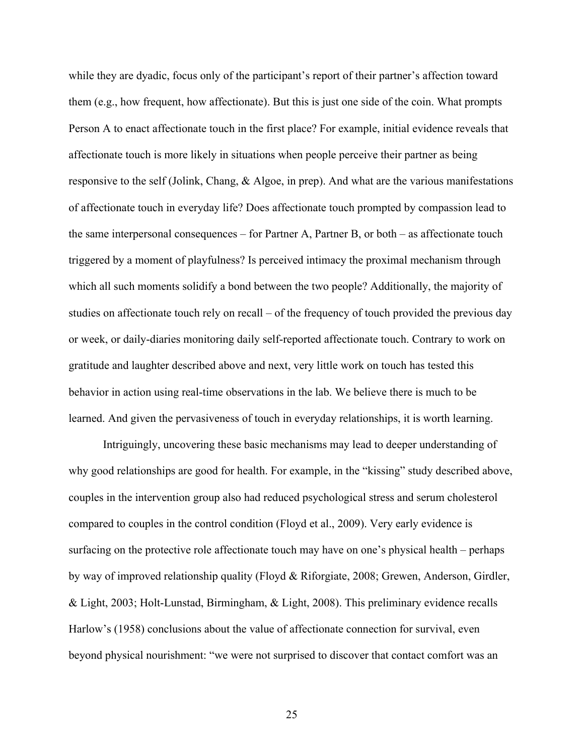while they are dyadic, focus only of the participant's report of their partner's affection toward them (e.g., how frequent, how affectionate). But this is just one side of the coin. What prompts Person A to enact affectionate touch in the first place? For example, initial evidence reveals that affectionate touch is more likely in situations when people perceive their partner as being responsive to the self (Jolink, Chang, & Algoe, in prep). And what are the various manifestations of affectionate touch in everyday life? Does affectionate touch prompted by compassion lead to the same interpersonal consequences – for Partner A, Partner B, or both – as affectionate touch triggered by a moment of playfulness? Is perceived intimacy the proximal mechanism through which all such moments solidify a bond between the two people? Additionally, the majority of studies on affectionate touch rely on recall – of the frequency of touch provided the previous day or week, or daily-diaries monitoring daily self-reported affectionate touch. Contrary to work on gratitude and laughter described above and next, very little work on touch has tested this behavior in action using real-time observations in the lab. We believe there is much to be learned. And given the pervasiveness of touch in everyday relationships, it is worth learning.

Intriguingly, uncovering these basic mechanisms may lead to deeper understanding of why good relationships are good for health. For example, in the "kissing" study described above, couples in the intervention group also had reduced psychological stress and serum cholesterol compared to couples in the control condition (Floyd et al., 2009). Very early evidence is surfacing on the protective role affectionate touch may have on one's physical health – perhaps by way of improved relationship quality (Floyd & Riforgiate, 2008; Grewen, Anderson, Girdler, & Light, 2003; Holt-Lunstad, Birmingham, & Light, 2008). This preliminary evidence recalls Harlow's (1958) conclusions about the value of affectionate connection for survival, even beyond physical nourishment: "we were not surprised to discover that contact comfort was an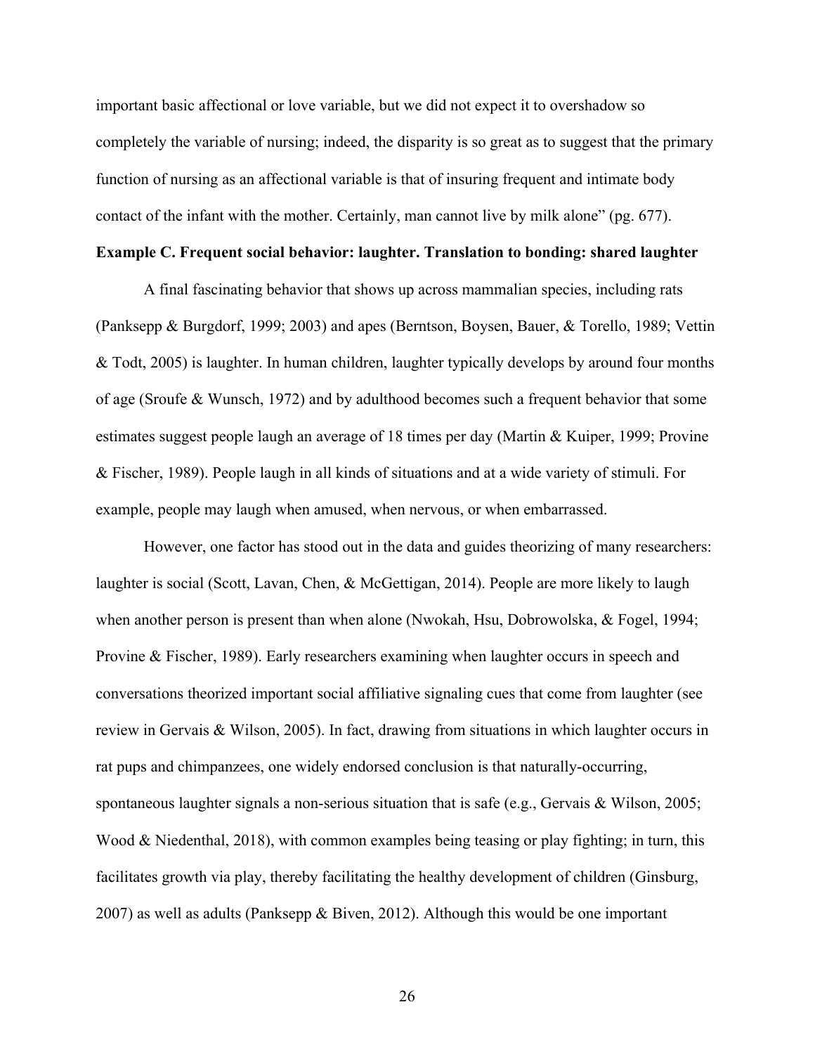important basic affectional or love variable, but we did not expect it to overshadow so completely the variable of nursing; indeed, the disparity is so great as to suggest that the primary function of nursing as an affectional variable is that of insuring frequent and intimate body contact of the infant with the mother. Certainly, man cannot live by milk alone" (pg. 677).

**Example C. Frequent social behavior: laughter. Translation to bonding: shared laughter**

A final fascinating behavior that shows up across mammalian species, including rats (Panksepp & Burgdorf, 1999; 2003) and apes (Berntson, Boysen, Bauer, & Torello, 1989; Vettin & Todt, 2005) is laughter. In human children, laughter typically develops by around four months of age (Sroufe & Wunsch, 1972) and by adulthood becomes such a frequent behavior that some estimates suggest people laugh an average of 18 times per day (Martin & Kuiper, 1999; Provine & Fischer, 1989). People laugh in all kinds of situations and at a wide variety of stimuli. For example, people may laugh when amused, when nervous, or when embarrassed.

However, one factor has stood out in the data and guides theorizing of many researchers: laughter is social (Scott, Lavan, Chen, & McGettigan, 2014). People are more likely to laugh when another person is present than when alone (Nwokah, Hsu, Dobrowolska, & Fogel, 1994; Provine & Fischer, 1989). Early researchers examining when laughter occurs in speech and conversations theorized important social affiliative signaling cues that come from laughter (see review in Gervais & Wilson, 2005). In fact, drawing from situations in which laughter occurs in rat pups and chimpanzees, one widely endorsed conclusion is that naturally-occurring, spontaneous laughter signals a non-serious situation that is safe (e.g., Gervais & Wilson, 2005; Wood & Niedenthal, 2018), with common examples being teasing or play fighting; in turn, this facilitates growth via play, thereby facilitating the healthy development of children (Ginsburg, 2007) as well as adults (Panksepp & Biven, 2012). Although this would be one important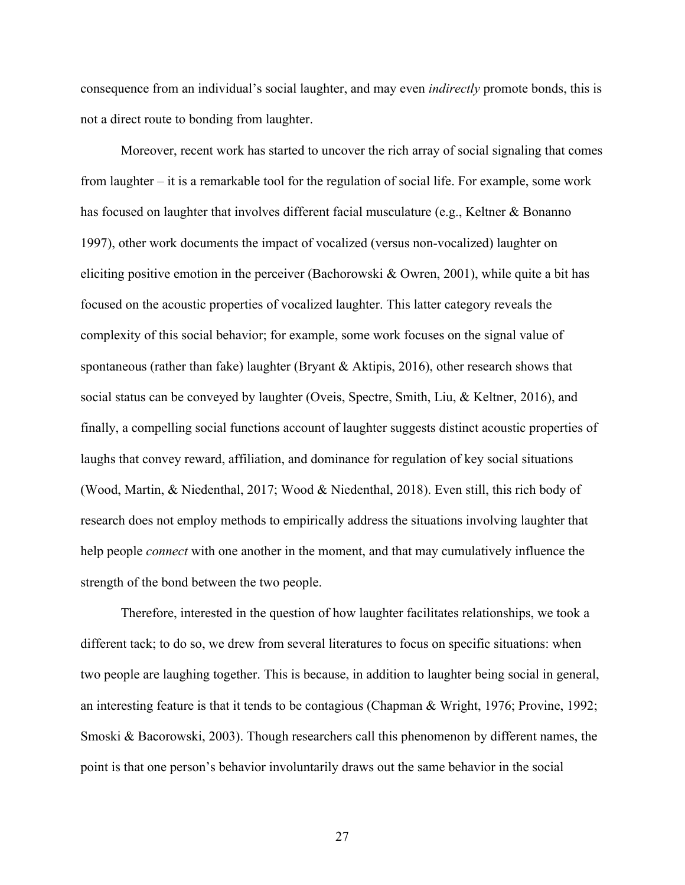consequence from an individual's social laughter, and may even *indirectly* promote bonds, this is not a direct route to bonding from laughter.

Moreover, recent work has started to uncover the rich array of social signaling that comes from laughter – it is a remarkable tool for the regulation of social life. For example, some work has focused on laughter that involves different facial musculature (e.g., Keltner & Bonanno 1997), other work documents the impact of vocalized (versus non-vocalized) laughter on eliciting positive emotion in the perceiver (Bachorowski & Owren, 2001), while quite a bit has focused on the acoustic properties of vocalized laughter. This latter category reveals the complexity of this social behavior; for example, some work focuses on the signal value of spontaneous (rather than fake) laughter (Bryant & Aktipis, 2016), other research shows that social status can be conveyed by laughter (Oveis, Spectre, Smith, Liu, & Keltner, 2016), and finally, a compelling social functions account of laughter suggests distinct acoustic properties of laughs that convey reward, affiliation, and dominance for regulation of key social situations (Wood, Martin, & Niedenthal, 2017; Wood & Niedenthal, 2018). Even still, this rich body of research does not employ methods to empirically address the situations involving laughter that help people *connect* with one another in the moment, and that may cumulatively influence the strength of the bond between the two people.

Therefore, interested in the question of how laughter facilitates relationships, we took a different tack; to do so, we drew from several literatures to focus on specific situations: when two people are laughing together. This is because, in addition to laughter being social in general, an interesting feature is that it tends to be contagious (Chapman & Wright, 1976; Provine, 1992; Smoski & Bacorowski, 2003). Though researchers call this phenomenon by different names, the point is that one person's behavior involuntarily draws out the same behavior in the social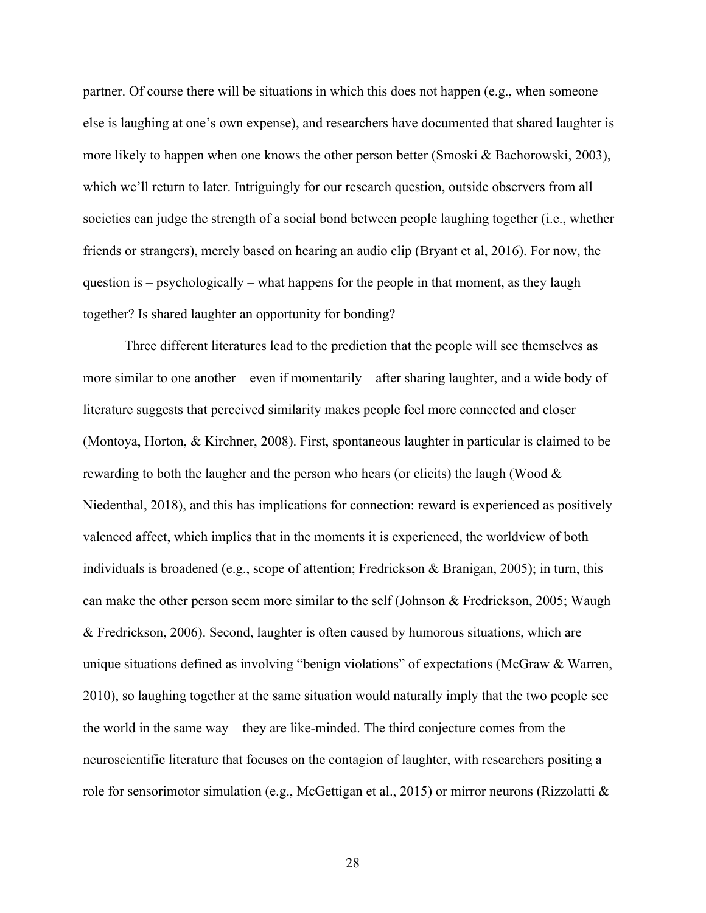partner. Of course there will be situations in which this does not happen (e.g., when someone else is laughing at one's own expense), and researchers have documented that shared laughter is more likely to happen when one knows the other person better (Smoski & Bachorowski, 2003), which we'll return to later. Intriguingly for our research question, outside observers from all societies can judge the strength of a social bond between people laughing together (i.e., whether friends or strangers), merely based on hearing an audio clip (Bryant et al, 2016). For now, the question is – psychologically – what happens for the people in that moment, as they laugh together? Is shared laughter an opportunity for bonding?

Three different literatures lead to the prediction that the people will see themselves as more similar to one another – even if momentarily – after sharing laughter, and a wide body of literature suggests that perceived similarity makes people feel more connected and closer (Montoya, Horton, & Kirchner, 2008). First, spontaneous laughter in particular is claimed to be rewarding to both the laugher and the person who hears (or elicits) the laugh (Wood & Niedenthal, 2018), and this has implications for connection: reward is experienced as positively valenced affect, which implies that in the moments it is experienced, the worldview of both individuals is broadened (e.g., scope of attention; Fredrickson & Branigan, 2005); in turn, this can make the other person seem more similar to the self (Johnson & Fredrickson, 2005; Waugh & Fredrickson, 2006). Second, laughter is often caused by humorous situations, which are unique situations defined as involving "benign violations" of expectations (McGraw & Warren, 2010), so laughing together at the same situation would naturally imply that the two people see the world in the same way – they are like-minded. The third conjecture comes from the neuroscientific literature that focuses on the contagion of laughter, with researchers positing a role for sensorimotor simulation (e.g., McGettigan et al., 2015) or mirror neurons (Rizzolatti &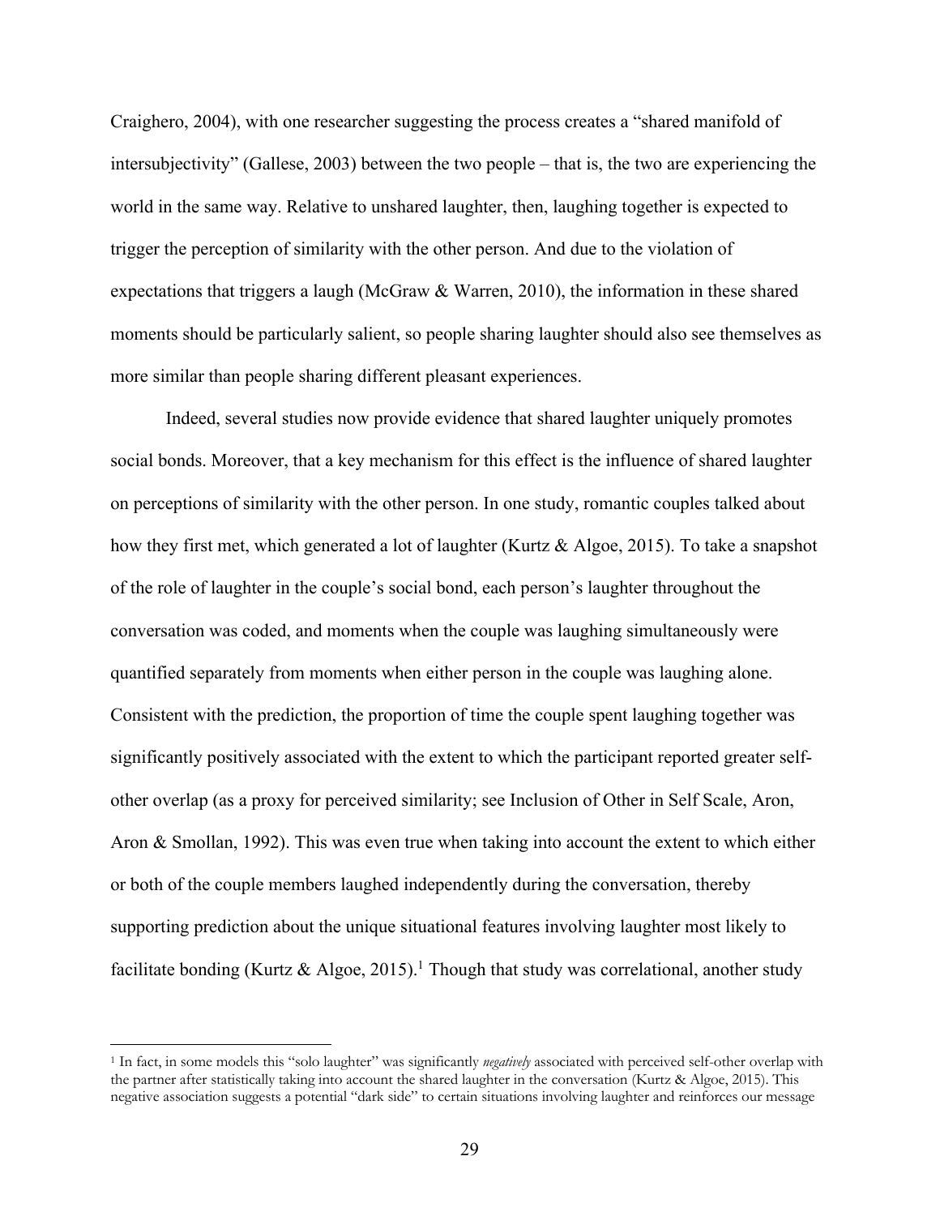Craighero, 2004), with one researcher suggesting the process creates a "shared manifold of intersubjectivity" (Gallese, 2003) between the two people – that is, the two are experiencing the world in the same way. Relative to unshared laughter, then, laughing together is expected to trigger the perception of similarity with the other person. And due to the violation of expectations that triggers a laugh (McGraw & Warren, 2010), the information in these shared moments should be particularly salient, so people sharing laughter should also see themselves as more similar than people sharing different pleasant experiences.

Indeed, several studies now provide evidence that shared laughter uniquely promotes social bonds. Moreover, that a key mechanism for this effect is the influence of shared laughter on perceptions of similarity with the other person. In one study, romantic couples talked about how they first met, which generated a lot of laughter (Kurtz & Algoe, 2015). To take a snapshot of the role of laughter in the couple's social bond, each person's laughter throughout the conversation was coded, and moments when the couple was laughing simultaneously were quantified separately from moments when either person in the couple was laughing alone. Consistent with the prediction, the proportion of time the couple spent laughing together was significantly positively associated with the extent to which the participant reported greater self-other overlap (as a proxy for perceived similarity; see Inclusion of Other in Self Scale, Aron, Aron & Smollan, 1992). This was even true when taking into account the extent to which either or both of the couple members laughed independently during the conversation, thereby supporting prediction about the unique situational features involving laughter most likely to facilitate bonding (Kurtz & Algoe, 2015).[1] Though that study was correlational, another study

[1] In fact, in some models this "solo laughter" was significantly *negatively* associated with perceived self-other overlap with the partner after statistically taking into account the shared laughter in the conversation (Kurtz & Algoe, 2015). This negative association suggests a potential "dark side" to certain situations involving laughter and reinforces our message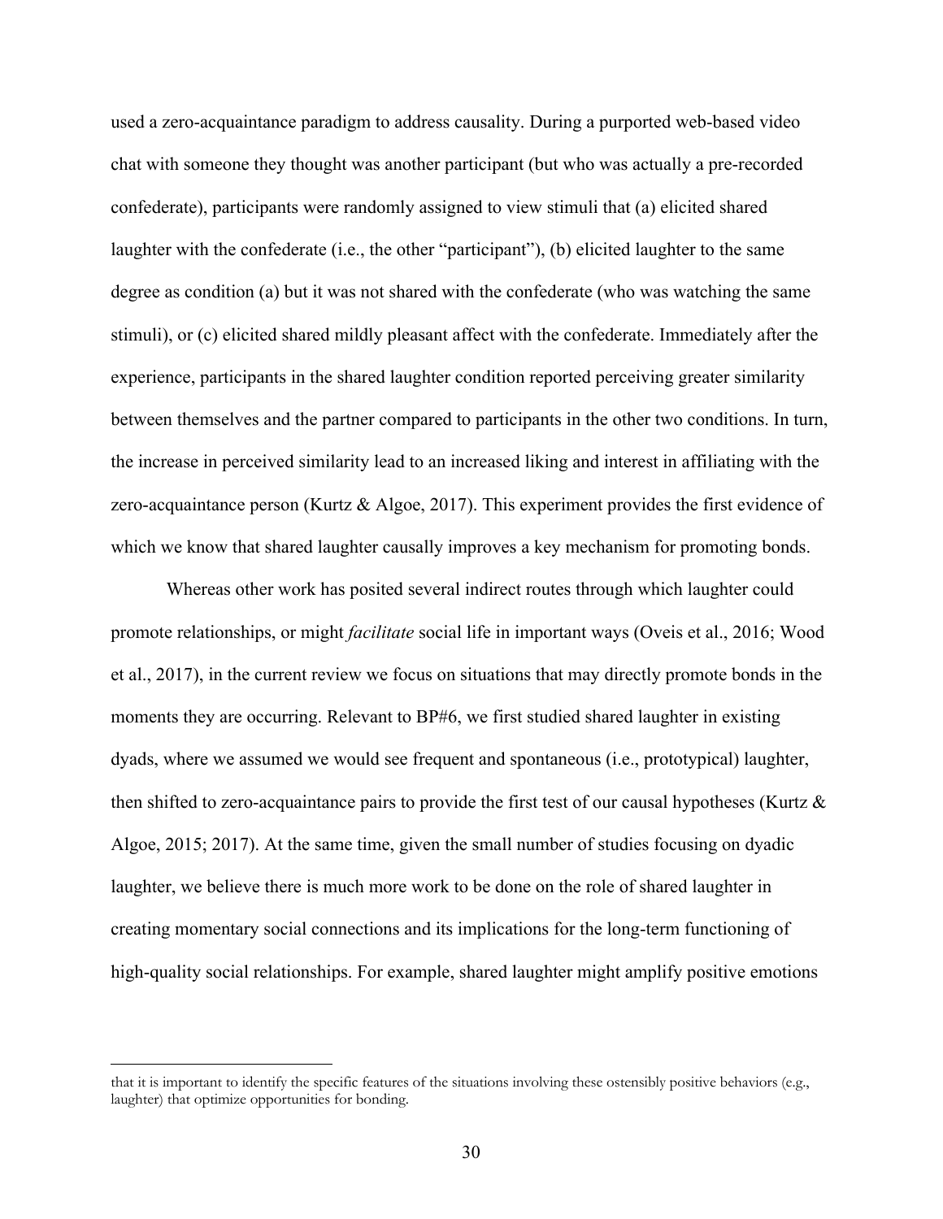used a zero-acquaintance paradigm to address causality. During a purported web-based video chat with someone they thought was another participant (but who was actually a pre-recorded confederate), participants were randomly assigned to view stimuli that (a) elicited shared laughter with the confederate (i.e., the other "participant"), (b) elicited laughter to the same degree as condition (a) but it was not shared with the confederate (who was watching the same stimuli), or (c) elicited shared mildly pleasant affect with the confederate. Immediately after the experience, participants in the shared laughter condition reported perceiving greater similarity between themselves and the partner compared to participants in the other two conditions. In turn, the increase in perceived similarity lead to an increased liking and interest in affiliating with the zero-acquaintance person (Kurtz & Algoe, 2017). This experiment provides the first evidence of which we know that shared laughter causally improves a key mechanism for promoting bonds.

Whereas other work has posited several indirect routes through which laughter could promote relationships, or might *facilitate* social life in important ways (Oveis et al., 2016; Wood et al., 2017), in the current review we focus on situations that may directly promote bonds in the moments they are occurring. Relevant to BP#6, we first studied shared laughter in existing dyads, where we assumed we would see frequent and spontaneous (i.e., prototypical) laughter, then shifted to zero-acquaintance pairs to provide the first test of our causal hypotheses (Kurtz & Algoe, 2015; 2017). At the same time, given the small number of studies focusing on dyadic laughter, we believe there is much more work to be done on the role of shared laughter in creating momentary social connections and its implications for the long-term functioning of high-quality social relationships. For example, shared laughter might amplify positive emotions

---

that it is important to identify the specific features of the situations involving these ostensibly positive behaviors (e.g., laughter) that optimize opportunities for bonding.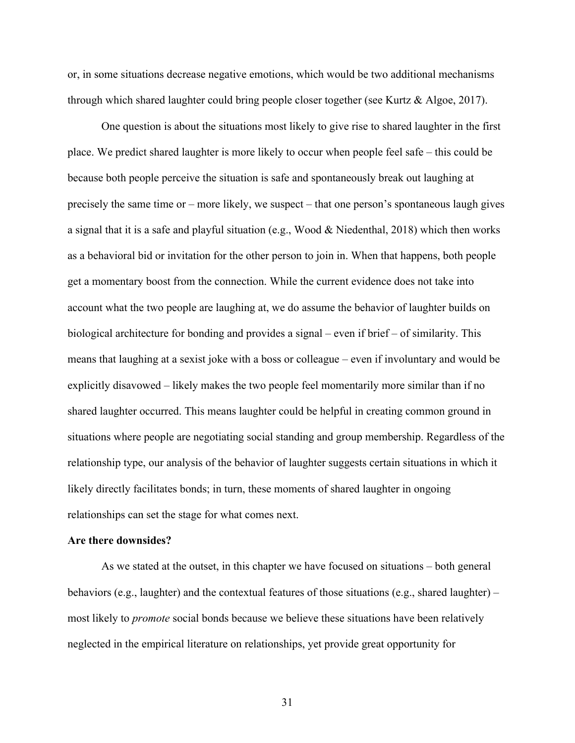or, in some situations decrease negative emotions, which would be two additional mechanisms through which shared laughter could bring people closer together (see Kurtz & Algoe, 2017).

One question is about the situations most likely to give rise to shared laughter in the first place. We predict shared laughter is more likely to occur when people feel safe – this could be because both people perceive the situation is safe and spontaneously break out laughing at precisely the same time or – more likely, we suspect – that one person's spontaneous laugh gives a signal that it is a safe and playful situation (e.g., Wood & Niedenthal, 2018) which then works as a behavioral bid or invitation for the other person to join in. When that happens, both people get a momentary boost from the connection. While the current evidence does not take into account what the two people are laughing at, we do assume the behavior of laughter builds on biological architecture for bonding and provides a signal – even if brief – of similarity. This means that laughing at a sexist joke with a boss or colleague – even if involuntary and would be explicitly disavowed – likely makes the two people feel momentarily more similar than if no shared laughter occurred. This means laughter could be helpful in creating common ground in situations where people are negotiating social standing and group membership. Regardless of the relationship type, our analysis of the behavior of laughter suggests certain situations in which it likely directly facilitates bonds; in turn, these moments of shared laughter in ongoing relationships can set the stage for what comes next.

**Are there downsides?**

As we stated at the outset, in this chapter we have focused on situations – both general behaviors (e.g., laughter) and the contextual features of those situations (e.g., shared laughter) – most likely to *promote* social bonds because we believe these situations have been relatively neglected in the empirical literature on relationships, yet provide great opportunity for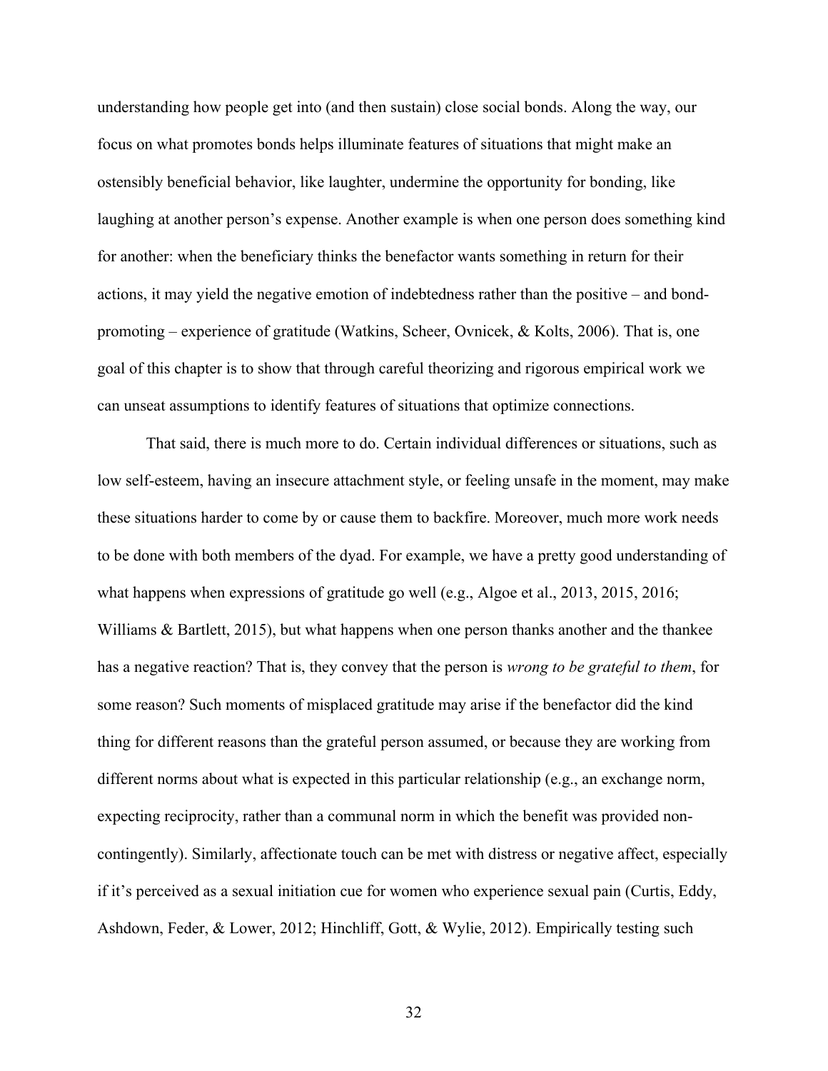understanding how people get into (and then sustain) close social bonds. Along the way, our focus on what promotes bonds helps illuminate features of situations that might make an ostensibly beneficial behavior, like laughter, undermine the opportunity for bonding, like laughing at another person's expense. Another example is when one person does something kind for another: when the beneficiary thinks the benefactor wants something in return for their actions, it may yield the negative emotion of indebtedness rather than the positive – and bond-promoting – experience of gratitude (Watkins, Scheer, Ovnicek, & Kolts, 2006). That is, one goal of this chapter is to show that through careful theorizing and rigorous empirical work we can unseat assumptions to identify features of situations that optimize connections.

That said, there is much more to do. Certain individual differences or situations, such as low self-esteem, having an insecure attachment style, or feeling unsafe in the moment, may make these situations harder to come by or cause them to backfire. Moreover, much more work needs to be done with both members of the dyad. For example, we have a pretty good understanding of what happens when expressions of gratitude go well (e.g., Algoe et al., 2013, 2015, 2016; Williams & Bartlett, 2015), but what happens when one person thanks another and the thankee has a negative reaction? That is, they convey that the person is *wrong to be grateful to them*, for some reason? Such moments of misplaced gratitude may arise if the benefactor did the kind thing for different reasons than the grateful person assumed, or because they are working from different norms about what is expected in this particular relationship (e.g., an exchange norm, expecting reciprocity, rather than a communal norm in which the benefit was provided non-contingently). Similarly, affectionate touch can be met with distress or negative affect, especially if it's perceived as a sexual initiation cue for women who experience sexual pain (Curtis, Eddy, Ashdown, Feder, & Lower, 2012; Hinchliff, Gott, & Wylie, 2012). Empirically testing such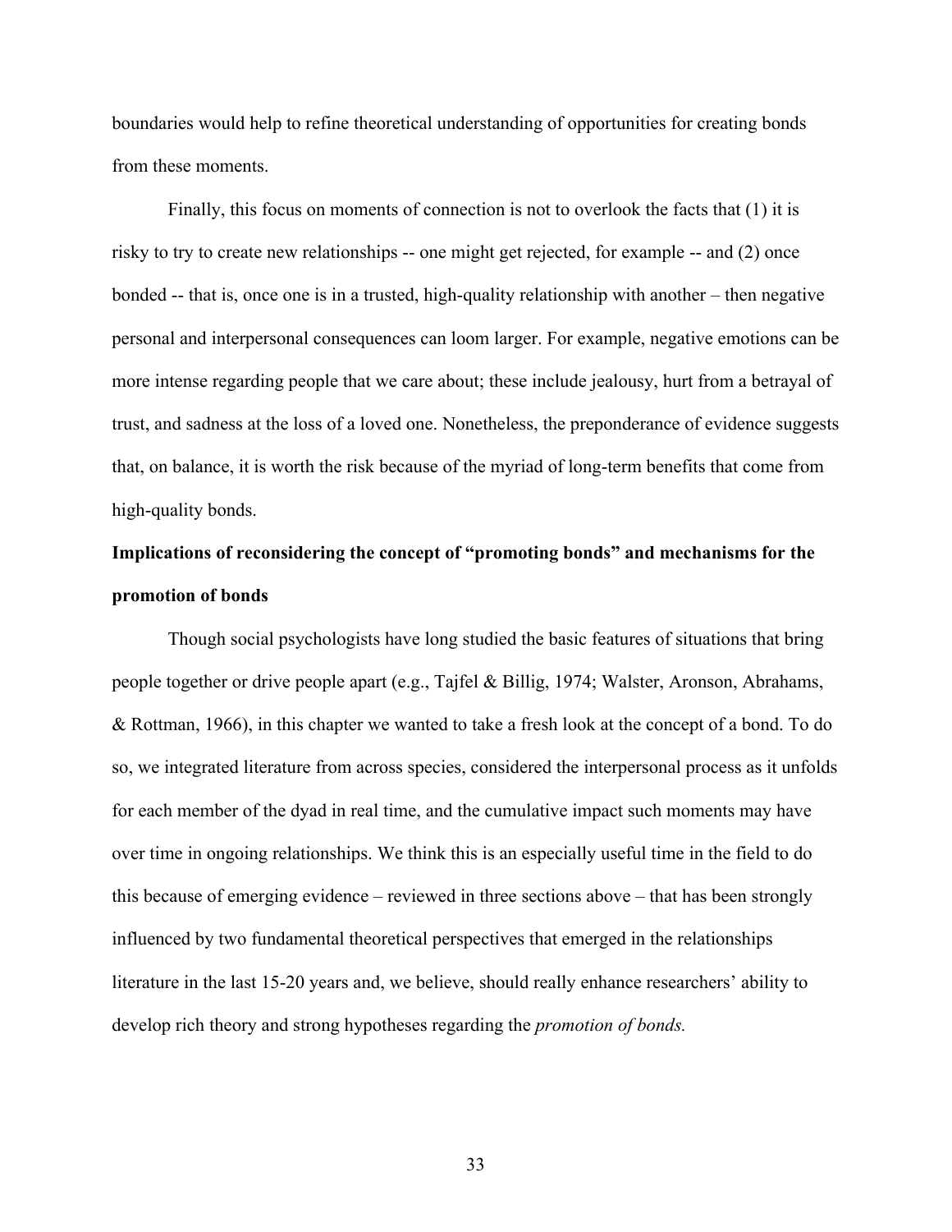boundaries would help to refine theoretical understanding of opportunities for creating bonds from these moments.

Finally, this focus on moments of connection is not to overlook the facts that (1) it is risky to try to create new relationships -- one might get rejected, for example -- and (2) once bonded -- that is, once one is in a trusted, high-quality relationship with another – then negative personal and interpersonal consequences can loom larger. For example, negative emotions can be more intense regarding people that we care about; these include jealousy, hurt from a betrayal of trust, and sadness at the loss of a loved one. Nonetheless, the preponderance of evidence suggests that, on balance, it is worth the risk because of the myriad of long-term benefits that come from high-quality bonds.

**Implications of reconsidering the concept of "promoting bonds" and mechanisms for the promotion of bonds**

Though social psychologists have long studied the basic features of situations that bring people together or drive people apart (e.g., Tajfel & Billig, 1974; Walster, Aronson, Abrahams, & Rottman, 1966), in this chapter we wanted to take a fresh look at the concept of a bond. To do so, we integrated literature from across species, considered the interpersonal process as it unfolds for each member of the dyad in real time, and the cumulative impact such moments may have over time in ongoing relationships. We think this is an especially useful time in the field to do this because of emerging evidence – reviewed in three sections above – that has been strongly influenced by two fundamental theoretical perspectives that emerged in the relationships literature in the last 15-20 years and, we believe, should really enhance researchers' ability to develop rich theory and strong hypotheses regarding the *promotion of bonds.*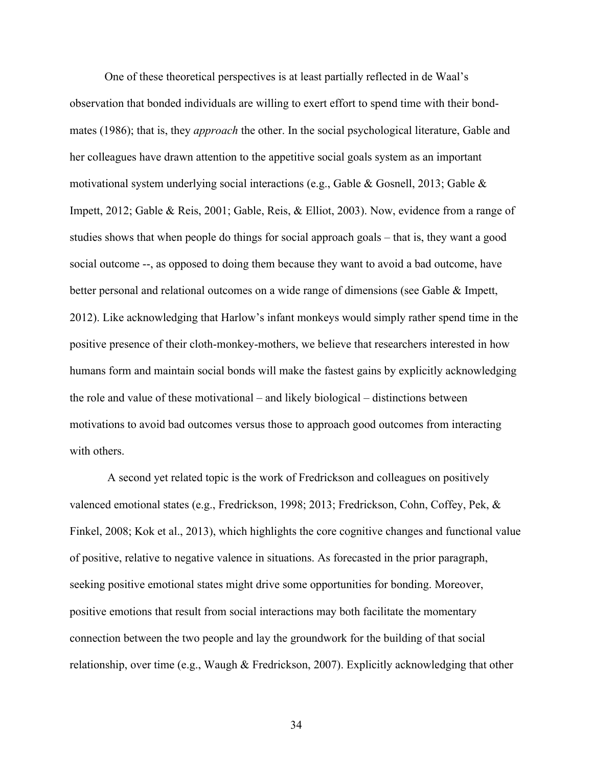One of these theoretical perspectives is at least partially reflected in de Waal's observation that bonded individuals are willing to exert effort to spend time with their bond-mates (1986); that is, they *approach* the other. In the social psychological literature, Gable and her colleagues have drawn attention to the appetitive social goals system as an important motivational system underlying social interactions (e.g., Gable & Gosnell, 2013; Gable & Impett, 2012; Gable & Reis, 2001; Gable, Reis, & Elliot, 2003). Now, evidence from a range of studies shows that when people do things for social approach goals – that is, they want a good social outcome --, as opposed to doing them because they want to avoid a bad outcome, have better personal and relational outcomes on a wide range of dimensions (see Gable & Impett, 2012). Like acknowledging that Harlow's infant monkeys would simply rather spend time in the positive presence of their cloth-monkey-mothers, we believe that researchers interested in how humans form and maintain social bonds will make the fastest gains by explicitly acknowledging the role and value of these motivational – and likely biological – distinctions between motivations to avoid bad outcomes versus those to approach good outcomes from interacting with others.

A second yet related topic is the work of Fredrickson and colleagues on positively valenced emotional states (e.g., Fredrickson, 1998; 2013; Fredrickson, Cohn, Coffey, Pek, & Finkel, 2008; Kok et al., 2013), which highlights the core cognitive changes and functional value of positive, relative to negative valence in situations. As forecasted in the prior paragraph, seeking positive emotional states might drive some opportunities for bonding. Moreover, positive emotions that result from social interactions may both facilitate the momentary connection between the two people and lay the groundwork for the building of that social relationship, over time (e.g., Waugh & Fredrickson, 2007). Explicitly acknowledging that other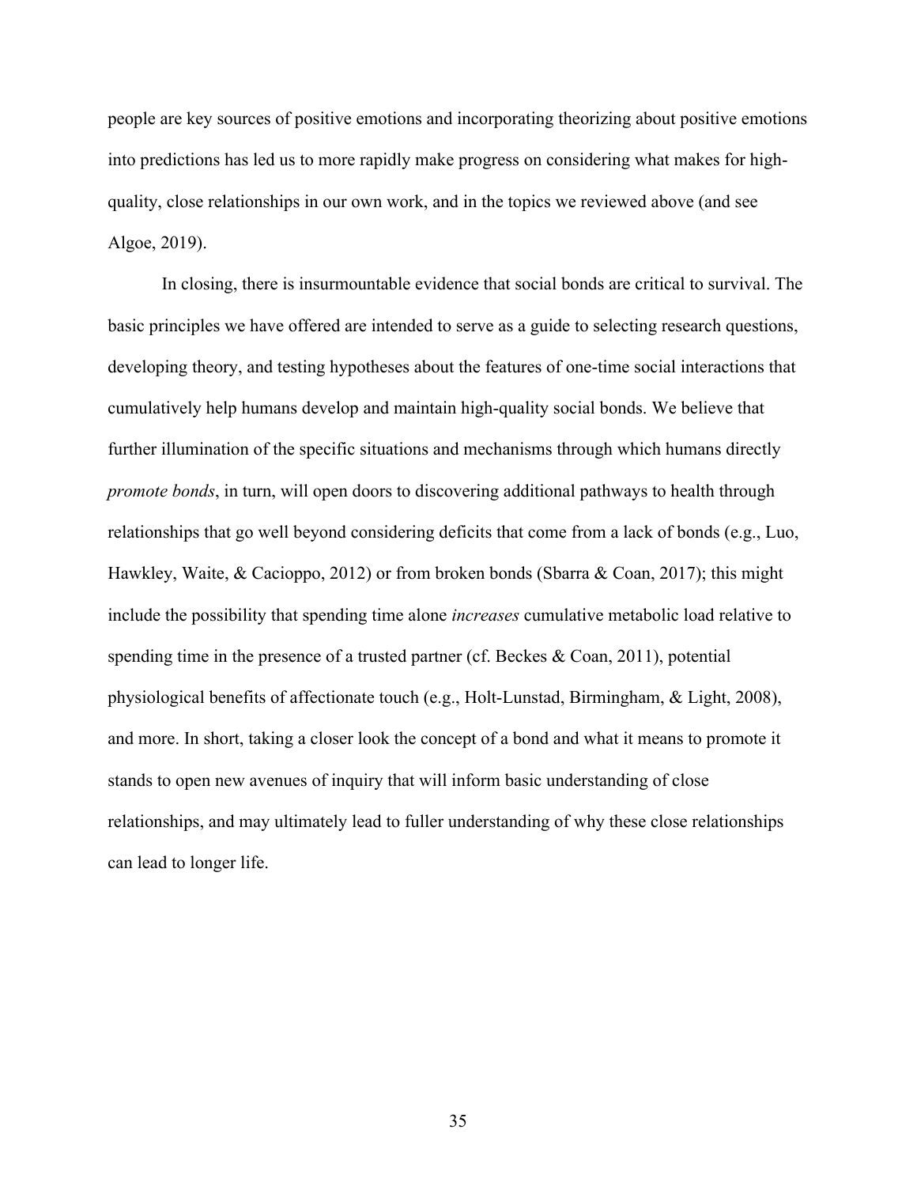people are key sources of positive emotions and incorporating theorizing about positive emotions into predictions has led us to more rapidly make progress on considering what makes for high-quality, close relationships in our own work, and in the topics we reviewed above (and see Algoe, 2019).

In closing, there is insurmountable evidence that social bonds are critical to survival. The basic principles we have offered are intended to serve as a guide to selecting research questions, developing theory, and testing hypotheses about the features of one-time social interactions that cumulatively help humans develop and maintain high-quality social bonds. We believe that further illumination of the specific situations and mechanisms through which humans directly *promote bonds*, in turn, will open doors to discovering additional pathways to health through relationships that go well beyond considering deficits that come from a lack of bonds (e.g., Luo, Hawkley, Waite, & Cacioppo, 2012) or from broken bonds (Sbarra & Coan, 2017); this might include the possibility that spending time alone *increases* cumulative metabolic load relative to spending time in the presence of a trusted partner (cf. Beckes & Coan, 2011), potential physiological benefits of affectionate touch (e.g., Holt-Lunstad, Birmingham, & Light, 2008), and more. In short, taking a closer look the concept of a bond and what it means to promote it stands to open new avenues of inquiry that will inform basic understanding of close relationships, and may ultimately lead to fuller understanding of why these close relationships can lead to longer life.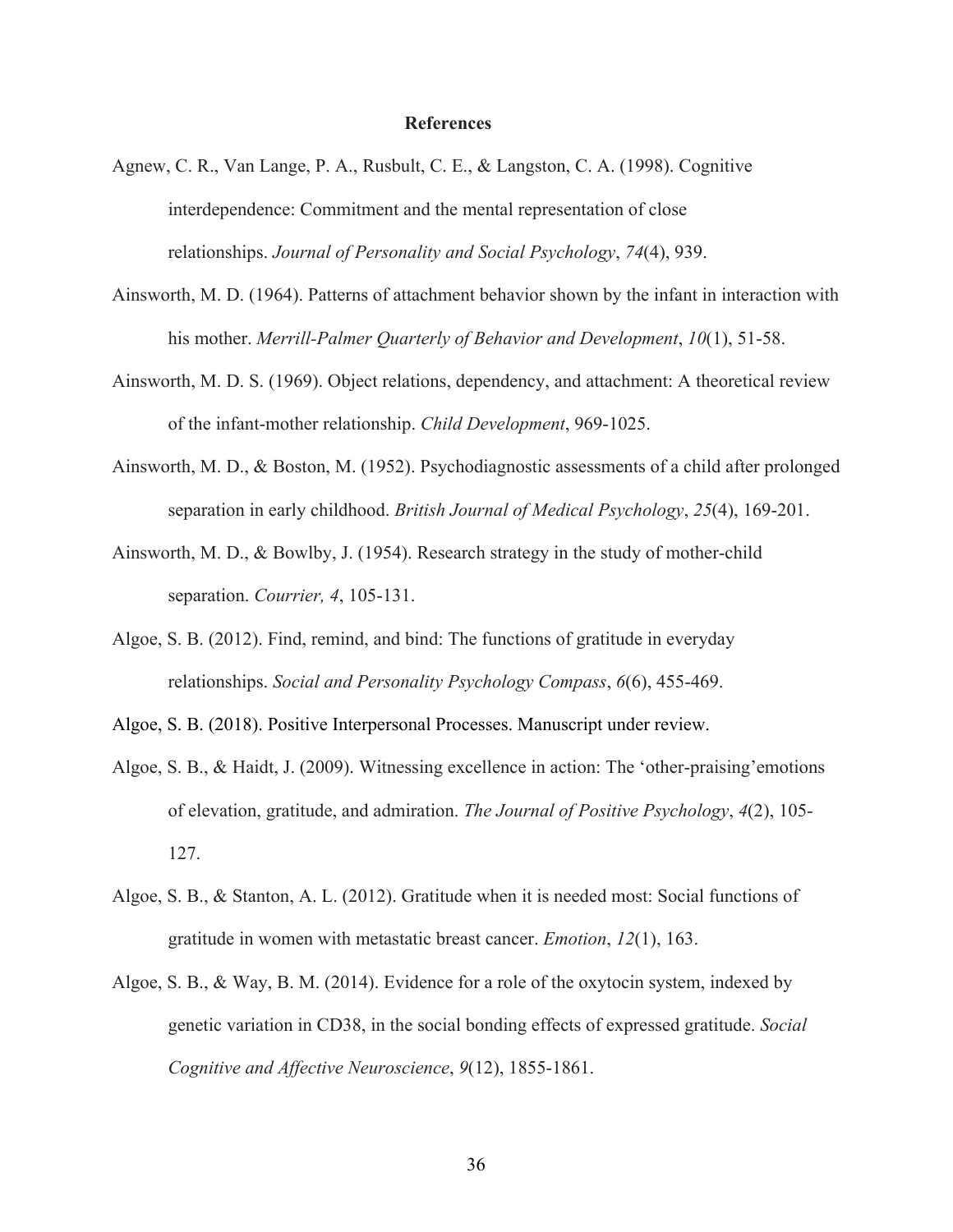# References

Agnew, C. R., Van Lange, P. A., Rusbult, C. E., & Langston, C. A. (1998). Cognitive interdependence: Commitment and the mental representation of close relationships. *Journal of Personality and Social Psychology*, *74*(4), 939.

Ainsworth, M. D. (1964). Patterns of attachment behavior shown by the infant in interaction with his mother. *Merrill-Palmer Quarterly of Behavior and Development*, *10*(1), 51-58.

Ainsworth, M. D. S. (1969). Object relations, dependency, and attachment: A theoretical review of the infant-mother relationship. *Child Development*, 969-1025.

Ainsworth, M. D., & Boston, M. (1952). Psychodiagnostic assessments of a child after prolonged separation in early childhood. *British Journal of Medical Psychology*, *25*(4), 169-201.

Ainsworth, M. D., & Bowlby, J. (1954). Research strategy in the study of mother-child separation. *Courrier, 4*, 105-131.

Algoe, S. B. (2012). Find, remind, and bind: The functions of gratitude in everyday relationships. *Social and Personality Psychology Compass*, *6*(6), 455-469.

Algoe, S. B. (2018). Positive Interpersonal Processes. Manuscript under review.

Algoe, S. B., & Haidt, J. (2009). Witnessing excellence in action: The 'other-praising'emotions of elevation, gratitude, and admiration. *The Journal of Positive Psychology*, *4*(2), 105-127.

Algoe, S. B., & Stanton, A. L. (2012). Gratitude when it is needed most: Social functions of gratitude in women with metastatic breast cancer. *Emotion*, *12*(1), 163.

Algoe, S. B., & Way, B. M. (2014). Evidence for a role of the oxytocin system, indexed by genetic variation in CD38, in the social bonding effects of expressed gratitude. *Social Cognitive and Affective Neuroscience*, *9*(12), 1855-1861.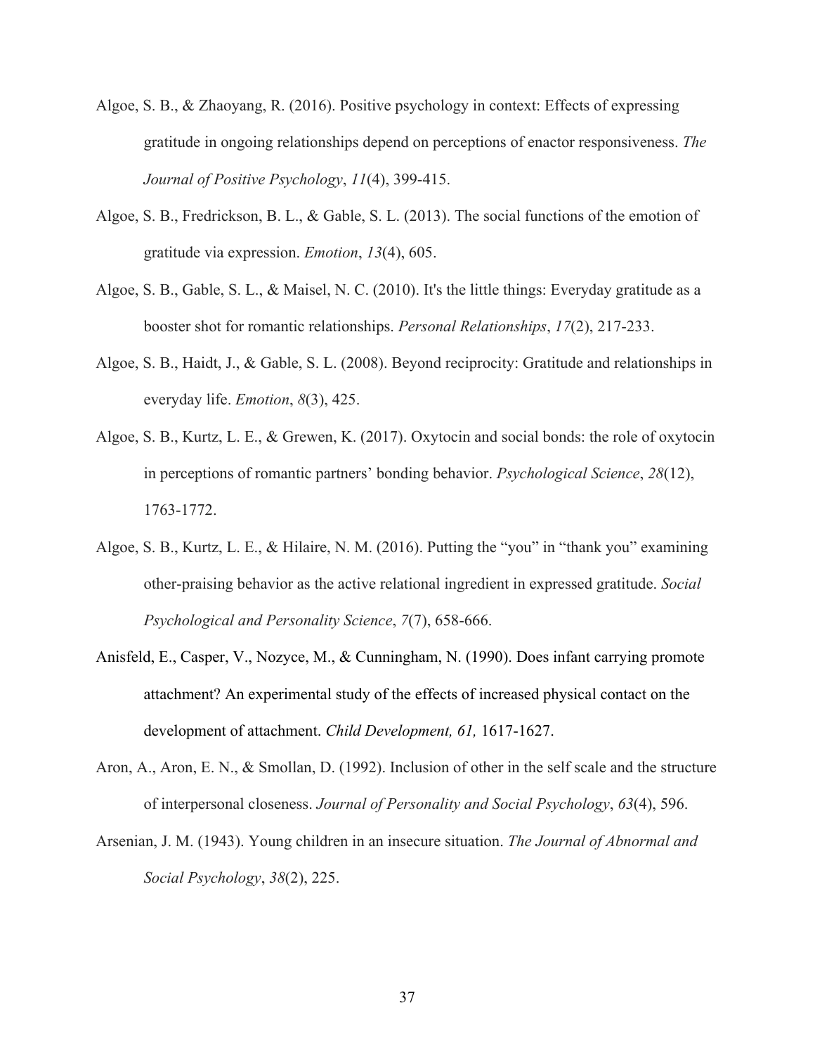Algoe, S. B., & Zhaoyang, R. (2016). Positive psychology in context: Effects of expressing gratitude in ongoing relationships depend on perceptions of enactor responsiveness. *The Journal of Positive Psychology*, *11*(4), 399-415.

Algoe, S. B., Fredrickson, B. L., & Gable, S. L. (2013). The social functions of the emotion of gratitude via expression. *Emotion*, *13*(4), 605.

Algoe, S. B., Gable, S. L., & Maisel, N. C. (2010). It's the little things: Everyday gratitude as a booster shot for romantic relationships. *Personal Relationships*, *17*(2), 217-233.

Algoe, S. B., Haidt, J., & Gable, S. L. (2008). Beyond reciprocity: Gratitude and relationships in everyday life. *Emotion*, *8*(3), 425.

Algoe, S. B., Kurtz, L. E., & Grewen, K. (2017). Oxytocin and social bonds: the role of oxytocin in perceptions of romantic partners' bonding behavior. *Psychological Science*, *28*(12), 1763-1772.

Algoe, S. B., Kurtz, L. E., & Hilaire, N. M. (2016). Putting the "you" in "thank you" examining other-praising behavior as the active relational ingredient in expressed gratitude. *Social Psychological and Personality Science*, *7*(7), 658-666.

Anisfeld, E., Casper, V., Nozyce, M., & Cunningham, N. (1990). Does infant carrying promote attachment? An experimental study of the effects of increased physical contact on the development of attachment. *Child Development, 61,* 1617-1627.

Aron, A., Aron, E. N., & Smollan, D. (1992). Inclusion of other in the self scale and the structure of interpersonal closeness. *Journal of Personality and Social Psychology*, *63*(4), 596.

Arsenian, J. M. (1943). Young children in an insecure situation. *The Journal of Abnormal and Social Psychology*, *38*(2), 225.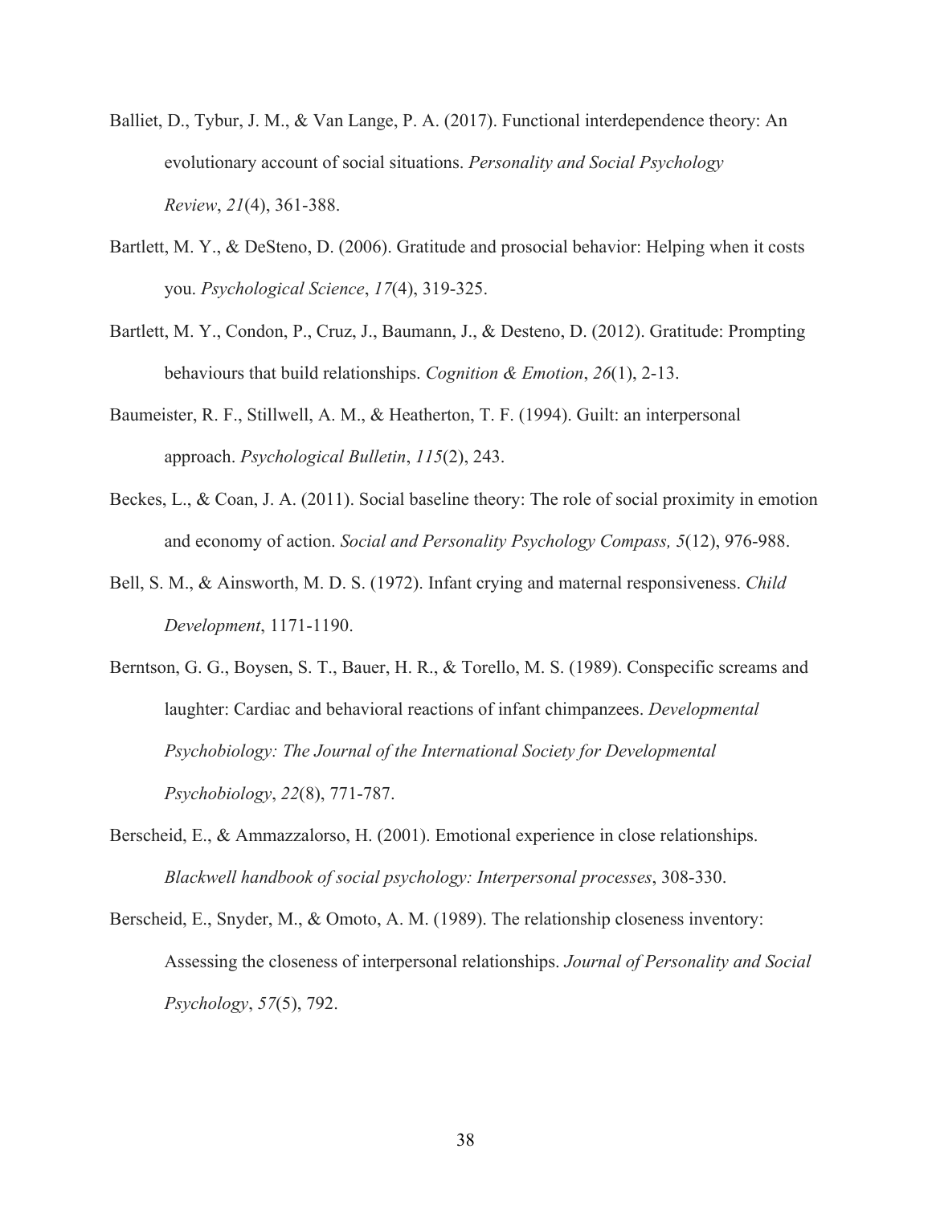Balliet, D., Tybur, J. M., & Van Lange, P. A. (2017). Functional interdependence theory: An evolutionary account of social situations. *Personality and Social Psychology Review*, *21*(4), 361-388.

Bartlett, M. Y., & DeSteno, D. (2006). Gratitude and prosocial behavior: Helping when it costs you. *Psychological Science*, *17*(4), 319-325.

Bartlett, M. Y., Condon, P., Cruz, J., Baumann, J., & Desteno, D. (2012). Gratitude: Prompting behaviours that build relationships. *Cognition & Emotion*, *26*(1), 2-13.

Baumeister, R. F., Stillwell, A. M., & Heatherton, T. F. (1994). Guilt: an interpersonal approach. *Psychological Bulletin*, *115*(2), 243.

Beckes, L., & Coan, J. A. (2011). Social baseline theory: The role of social proximity in emotion and economy of action. *Social and Personality Psychology Compass, 5*(12), 976-988.

Bell, S. M., & Ainsworth, M. D. S. (1972). Infant crying and maternal responsiveness. *Child Development*, 1171-1190.

Berntson, G. G., Boysen, S. T., Bauer, H. R., & Torello, M. S. (1989). Conspecific screams and laughter: Cardiac and behavioral reactions of infant chimpanzees. *Developmental Psychobiology: The Journal of the International Society for Developmental Psychobiology*, *22*(8), 771-787.

Berscheid, E., & Ammazzalorso, H. (2001). Emotional experience in close relationships. *Blackwell handbook of social psychology: Interpersonal processes*, 308-330.

Berscheid, E., Snyder, M., & Omoto, A. M. (1989). The relationship closeness inventory: Assessing the closeness of interpersonal relationships. *Journal of Personality and Social Psychology*, *57*(5), 792.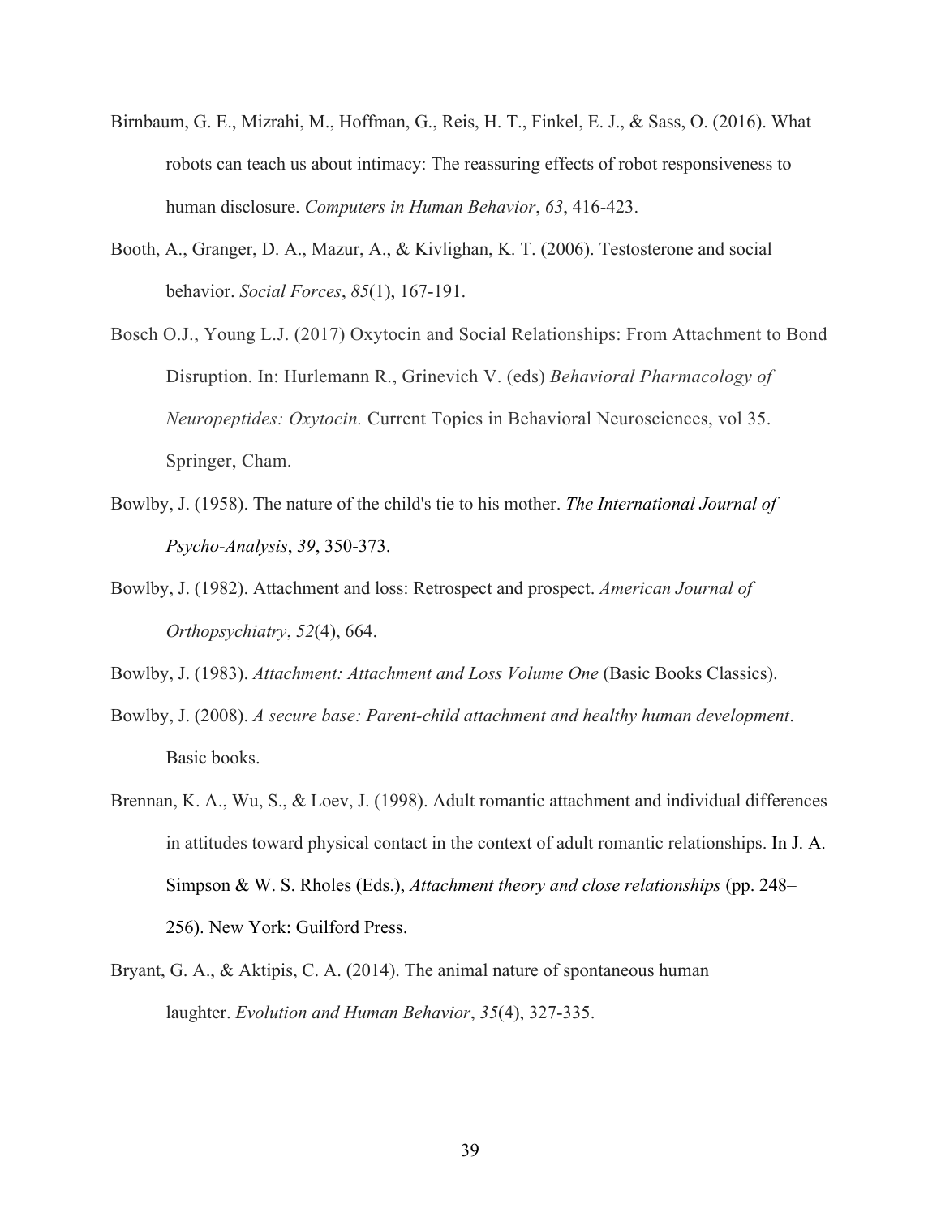Birnbaum, G. E., Mizrahi, M., Hoffman, G., Reis, H. T., Finkel, E. J., & Sass, O. (2016). What robots can teach us about intimacy: The reassuring effects of robot responsiveness to human disclosure. *Computers in Human Behavior*, *63*, 416-423.

Booth, A., Granger, D. A., Mazur, A., & Kivlighan, K. T. (2006). Testosterone and social behavior. *Social Forces*, *85*(1), 167-191.

Bosch O.J., Young L.J. (2017) Oxytocin and Social Relationships: From Attachment to Bond Disruption. In: Hurlemann R., Grinevich V. (eds) *Behavioral Pharmacology of Neuropeptides: Oxytocin.* Current Topics in Behavioral Neurosciences, vol 35. Springer, Cham.

Bowlby, J. (1958). The nature of the child's tie to his mother. *The International Journal of Psycho-Analysis*, *39*, 350-373.

Bowlby, J. (1982). Attachment and loss: Retrospect and prospect. *American Journal of Orthopsychiatry*, *52*(4), 664.

Bowlby, J. (1983). *Attachment: Attachment and Loss Volume One* (Basic Books Classics).

Bowlby, J. (2008). *A secure base: Parent-child attachment and healthy human development*. Basic books.

Brennan, K. A., Wu, S., & Loev, J. (1998). Adult romantic attachment and individual differences in attitudes toward physical contact in the context of adult romantic relationships. In J. A. Simpson & W. S. Rholes (Eds.), *Attachment theory and close relationships* (pp. 248–256). New York: Guilford Press.

Bryant, G. A., & Aktipis, C. A. (2014). The animal nature of spontaneous human laughter. *Evolution and Human Behavior*, *35*(4), 327-335.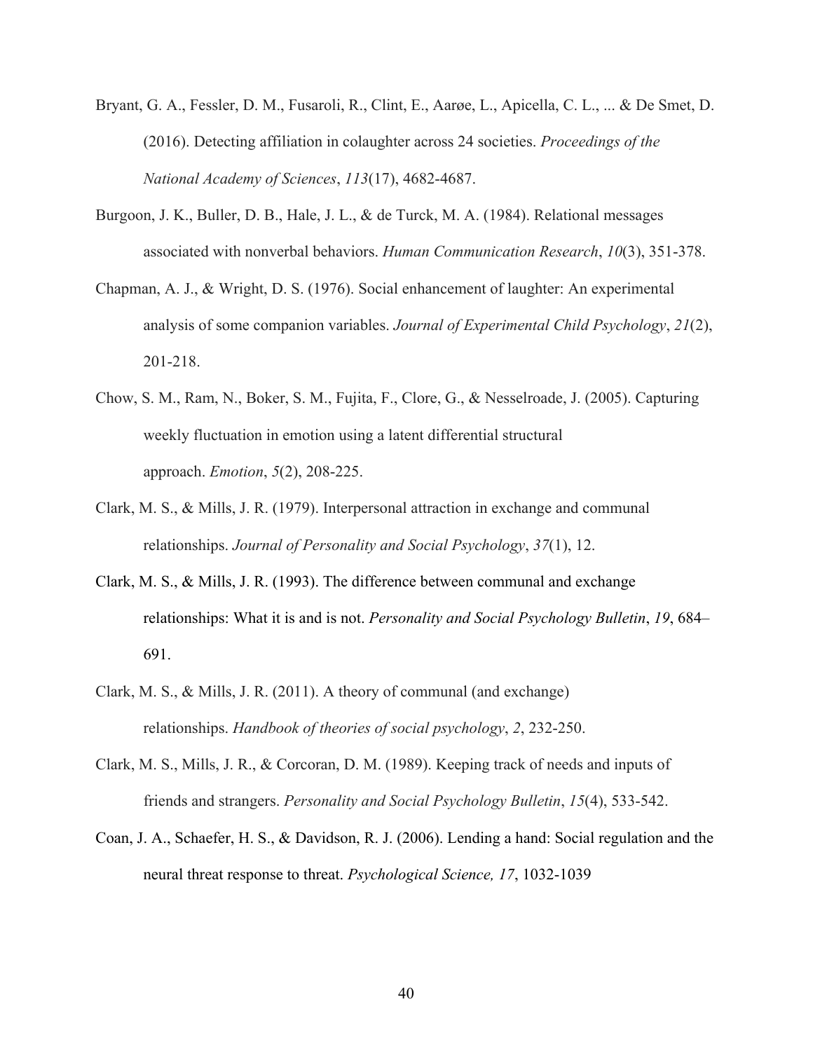Bryant, G. A., Fessler, D. M., Fusaroli, R., Clint, E., Aarøe, L., Apicella, C. L., ... & De Smet, D. (2016). Detecting affiliation in colaughter across 24 societies. *Proceedings of the National Academy of Sciences*, *113*(17), 4682-4687.

Burgoon, J. K., Buller, D. B., Hale, J. L., & de Turck, M. A. (1984). Relational messages associated with nonverbal behaviors. *Human Communication Research*, *10*(3), 351-378.

Chapman, A. J., & Wright, D. S. (1976). Social enhancement of laughter: An experimental analysis of some companion variables. *Journal of Experimental Child Psychology*, *21*(2), 201-218.

Chow, S. M., Ram, N., Boker, S. M., Fujita, F., Clore, G., & Nesselroade, J. (2005). Capturing weekly fluctuation in emotion using a latent differential structural approach. *Emotion*, *5*(2), 208-225.

Clark, M. S., & Mills, J. R. (1979). Interpersonal attraction in exchange and communal relationships. *Journal of Personality and Social Psychology*, *37*(1), 12.

Clark, M. S., & Mills, J. R. (1993). The difference between communal and exchange relationships: What it is and is not. *Personality and Social Psychology Bulletin*, *19*, 684–691.

Clark, M. S., & Mills, J. R. (2011). A theory of communal (and exchange) relationships. *Handbook of theories of social psychology*, *2*, 232-250.

Clark, M. S., Mills, J. R., & Corcoran, D. M. (1989). Keeping track of needs and inputs of friends and strangers. *Personality and Social Psychology Bulletin*, *15*(4), 533-542.

Coan, J. A., Schaefer, H. S., & Davidson, R. J. (2006). Lending a hand: Social regulation and the neural threat response to threat. *Psychological Science, 17*, 1032-1039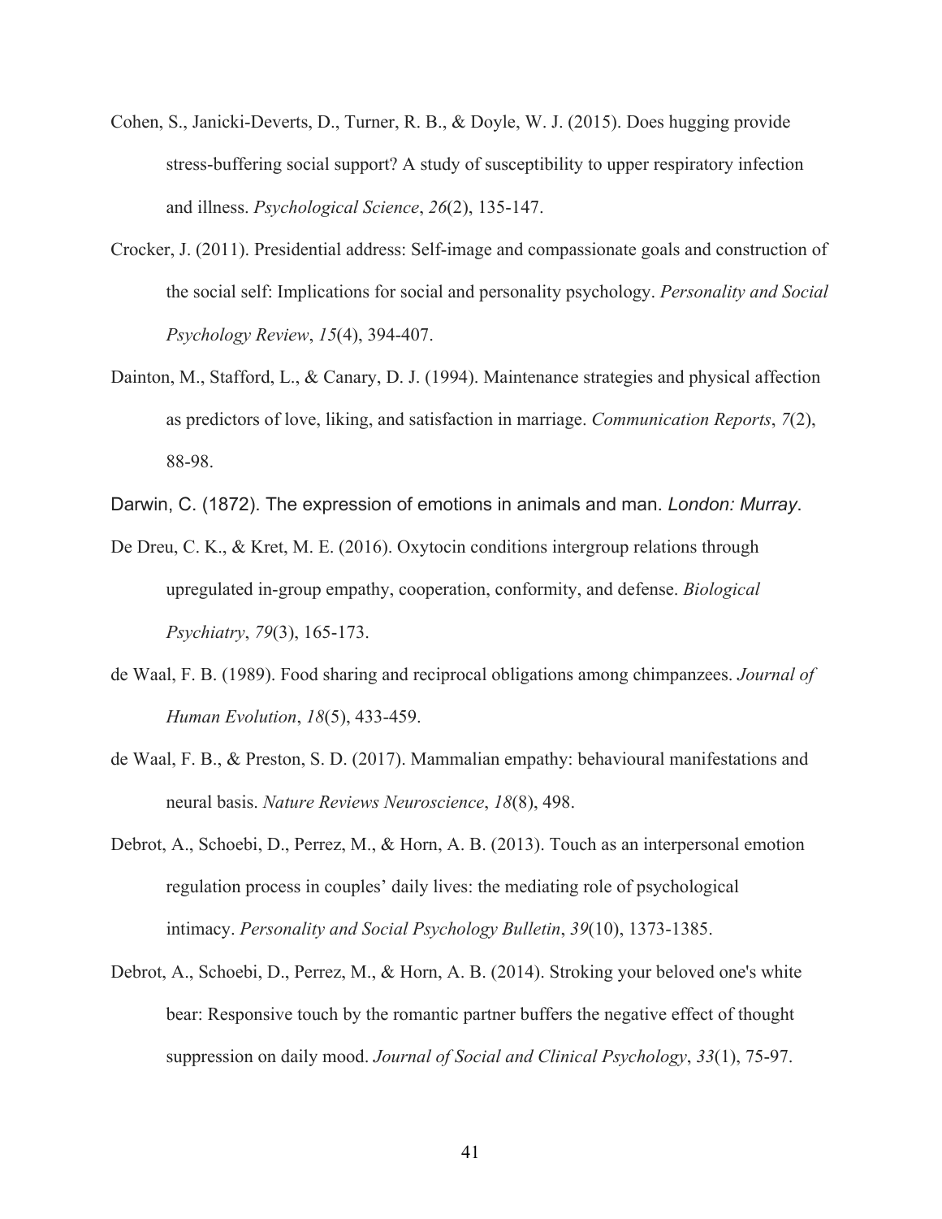Cohen, S., Janicki-Deverts, D., Turner, R. B., & Doyle, W. J. (2015). Does hugging provide stress-buffering social support? A study of susceptibility to upper respiratory infection and illness. *Psychological Science*, *26*(2), 135-147.

Crocker, J. (2011). Presidential address: Self-image and compassionate goals and construction of the social self: Implications for social and personality psychology. *Personality and Social Psychology Review*, *15*(4), 394-407.

Dainton, M., Stafford, L., & Canary, D. J. (1994). Maintenance strategies and physical affection as predictors of love, liking, and satisfaction in marriage. *Communication Reports*, *7*(2), 88-98.

Darwin, C. (1872). The expression of emotions in animals and man. *London: Murray*.

De Dreu, C. K., & Kret, M. E. (2016). Oxytocin conditions intergroup relations through upregulated in-group empathy, cooperation, conformity, and defense. *Biological Psychiatry*, *79*(3), 165-173.

de Waal, F. B. (1989). Food sharing and reciprocal obligations among chimpanzees. *Journal of Human Evolution*, *18*(5), 433-459.

de Waal, F. B., & Preston, S. D. (2017). Mammalian empathy: behavioural manifestations and neural basis. *Nature Reviews Neuroscience*, *18*(8), 498.

Debrot, A., Schoebi, D., Perrez, M., & Horn, A. B. (2013). Touch as an interpersonal emotion regulation process in couples' daily lives: the mediating role of psychological intimacy. *Personality and Social Psychology Bulletin*, *39*(10), 1373-1385.

Debrot, A., Schoebi, D., Perrez, M., & Horn, A. B. (2014). Stroking your beloved one's white bear: Responsive touch by the romantic partner buffers the negative effect of thought suppression on daily mood. *Journal of Social and Clinical Psychology*, *33*(1), 75-97.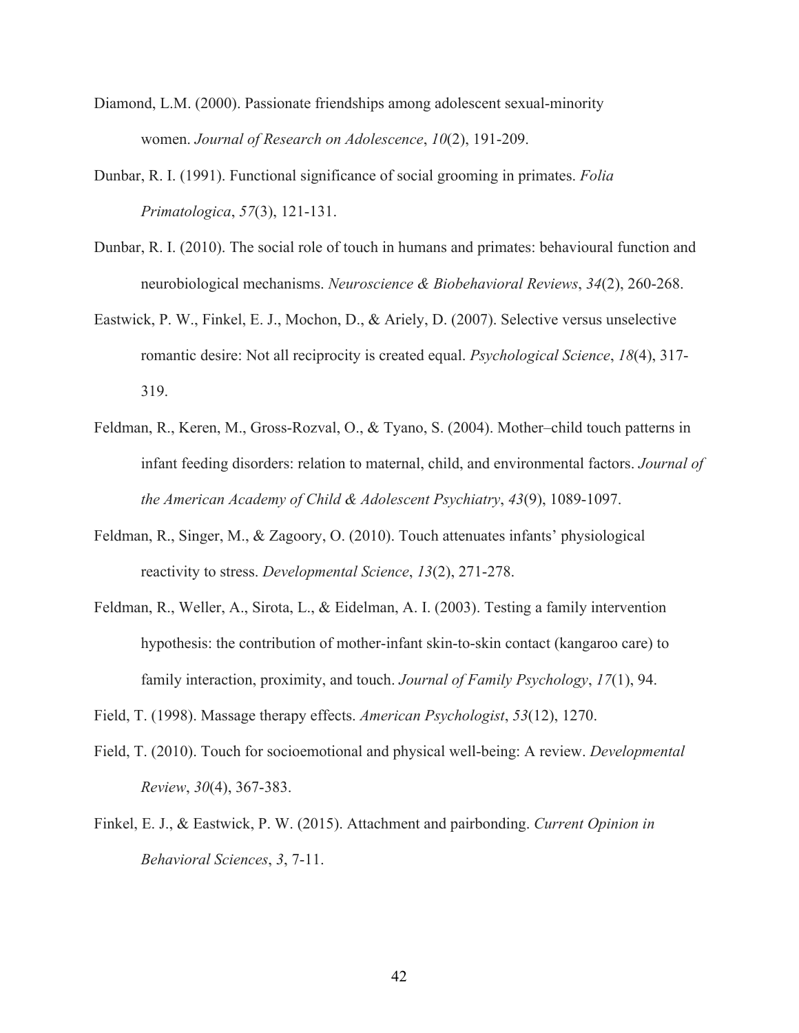Diamond, L.M. (2000). Passionate friendships among adolescent sexual-minority women. *Journal of Research on Adolescence*, *10*(2), 191-209.

Dunbar, R. I. (1991). Functional significance of social grooming in primates. *Folia Primatologica*, *57*(3), 121-131.

Dunbar, R. I. (2010). The social role of touch in humans and primates: behavioural function and neurobiological mechanisms. *Neuroscience & Biobehavioral Reviews*, *34*(2), 260-268.

Eastwick, P. W., Finkel, E. J., Mochon, D., & Ariely, D. (2007). Selective versus unselective romantic desire: Not all reciprocity is created equal. *Psychological Science*, *18*(4), 317-319.

Feldman, R., Keren, M., Gross-Rozval, O., & Tyano, S. (2004). Mother–child touch patterns in infant feeding disorders: relation to maternal, child, and environmental factors. *Journal of the American Academy of Child & Adolescent Psychiatry*, *43*(9), 1089-1097.

Feldman, R., Singer, M., & Zagoory, O. (2010). Touch attenuates infants' physiological reactivity to stress. *Developmental Science*, *13*(2), 271-278.

Feldman, R., Weller, A., Sirota, L., & Eidelman, A. I. (2003). Testing a family intervention hypothesis: the contribution of mother-infant skin-to-skin contact (kangaroo care) to family interaction, proximity, and touch. *Journal of Family Psychology*, *17*(1), 94.

Field, T. (1998). Massage therapy effects. *American Psychologist*, *53*(12), 1270.

Field, T. (2010). Touch for socioemotional and physical well-being: A review. *Developmental Review*, *30*(4), 367-383.

Finkel, E. J., & Eastwick, P. W. (2015). Attachment and pairbonding. *Current Opinion in Behavioral Sciences*, *3*, 7-11.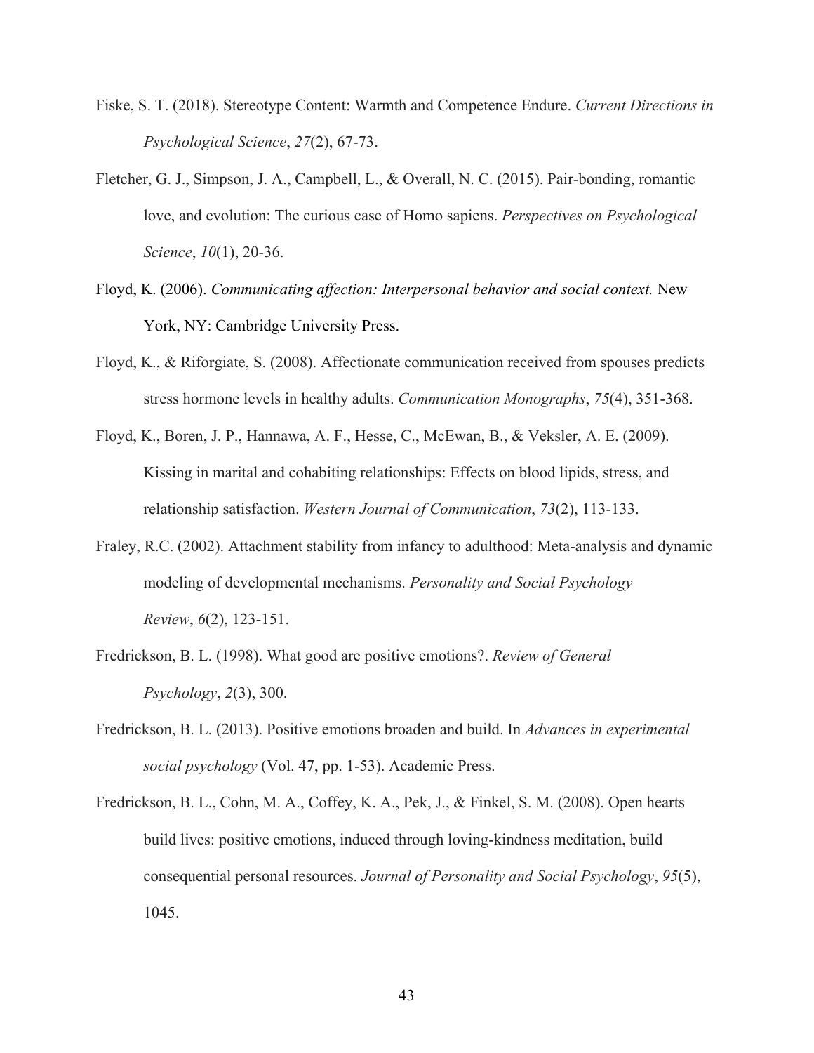Fiske, S. T. (2018). Stereotype Content: Warmth and Competence Endure. *Current Directions in Psychological Science*, *27*(2), 67-73.

Fletcher, G. J., Simpson, J. A., Campbell, L., & Overall, N. C. (2015). Pair-bonding, romantic love, and evolution: The curious case of Homo sapiens. *Perspectives on Psychological Science*, *10*(1), 20-36.

Floyd, K. (2006). *Communicating affection: Interpersonal behavior and social context.* New York, NY: Cambridge University Press.

Floyd, K., & Riforgiate, S. (2008). Affectionate communication received from spouses predicts stress hormone levels in healthy adults. *Communication Monographs*, *75*(4), 351-368.

Floyd, K., Boren, J. P., Hannawa, A. F., Hesse, C., McEwan, B., & Veksler, A. E. (2009). Kissing in marital and cohabiting relationships: Effects on blood lipids, stress, and relationship satisfaction. *Western Journal of Communication*, *73*(2), 113-133.

Fraley, R.C. (2002). Attachment stability from infancy to adulthood: Meta-analysis and dynamic modeling of developmental mechanisms. *Personality and Social Psychology Review*, *6*(2), 123-151.

Fredrickson, B. L. (1998). What good are positive emotions?. *Review of General Psychology*, *2*(3), 300.

Fredrickson, B. L. (2013). Positive emotions broaden and build. In *Advances in experimental social psychology* (Vol. 47, pp. 1-53). Academic Press.

Fredrickson, B. L., Cohn, M. A., Coffey, K. A., Pek, J., & Finkel, S. M. (2008). Open hearts build lives: positive emotions, induced through loving-kindness meditation, build consequential personal resources. *Journal of Personality and Social Psychology*, *95*(5), 1045.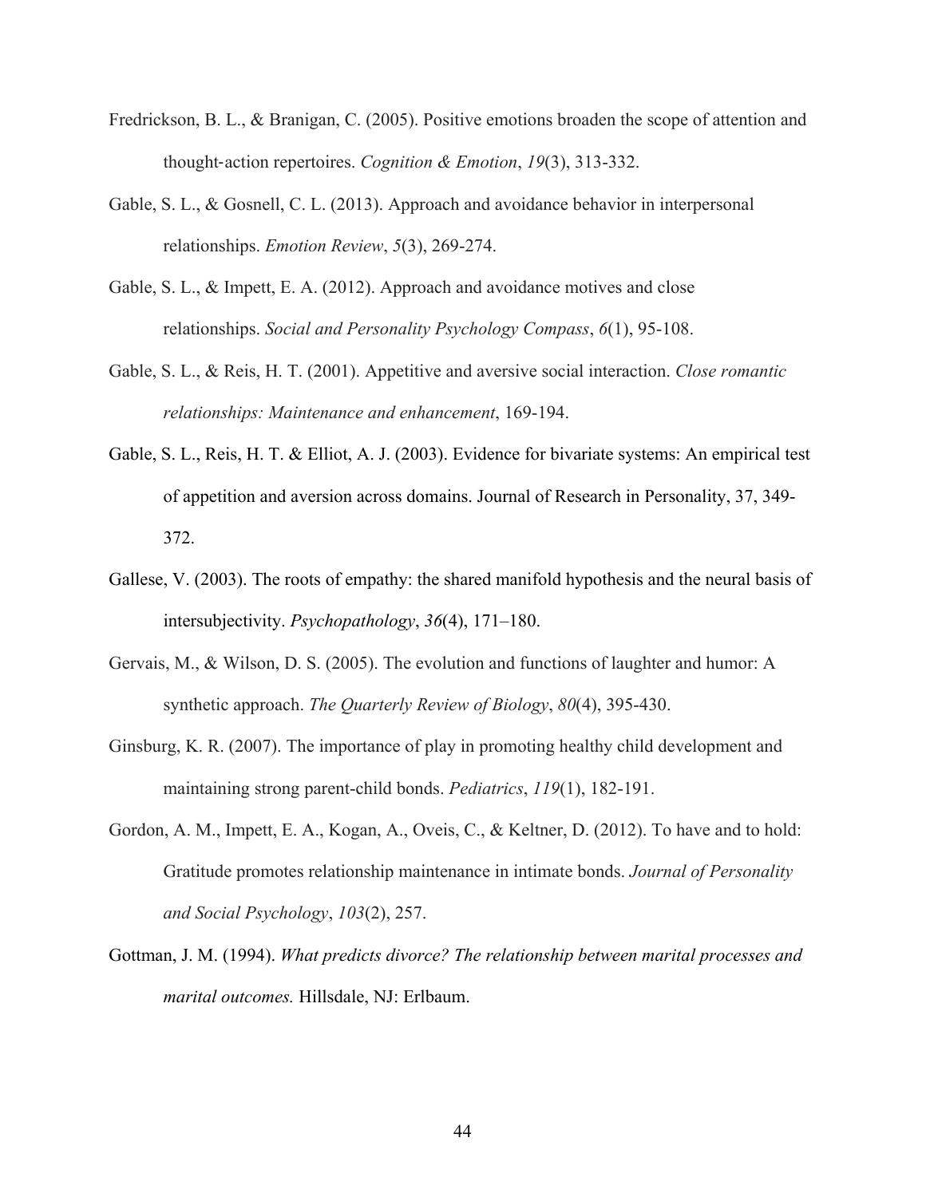Fredrickson, B. L., & Branigan, C. (2005). Positive emotions broaden the scope of attention and thought‐action repertoires. *Cognition & Emotion*, *19*(3), 313-332.

Gable, S. L., & Gosnell, C. L. (2013). Approach and avoidance behavior in interpersonal relationships. *Emotion Review*, *5*(3), 269-274.

Gable, S. L., & Impett, E. A. (2012). Approach and avoidance motives and close relationships. *Social and Personality Psychology Compass*, *6*(1), 95-108.

Gable, S. L., & Reis, H. T. (2001). Appetitive and aversive social interaction. *Close romantic relationships: Maintenance and enhancement*, 169-194.

Gable, S. L., Reis, H. T. & Elliot, A. J. (2003). Evidence for bivariate systems: An empirical test of appetition and aversion across domains. Journal of Research in Personality, 37, 349-372.

Gallese, V. (2003). The roots of empathy: the shared manifold hypothesis and the neural basis of intersubjectivity. *Psychopathology*, *36*(4), 171–180.

Gervais, M., & Wilson, D. S. (2005). The evolution and functions of laughter and humor: A synthetic approach. *The Quarterly Review of Biology*, *80*(4), 395-430.

Ginsburg, K. R. (2007). The importance of play in promoting healthy child development and maintaining strong parent-child bonds. *Pediatrics*, *119*(1), 182-191.

Gordon, A. M., Impett, E. A., Kogan, A., Oveis, C., & Keltner, D. (2012). To have and to hold: Gratitude promotes relationship maintenance in intimate bonds. *Journal of Personality and Social Psychology*, *103*(2), 257.

Gottman, J. M. (1994). *What predicts divorce? The relationship between marital processes and marital outcomes.* Hillsdale, NJ: Erlbaum.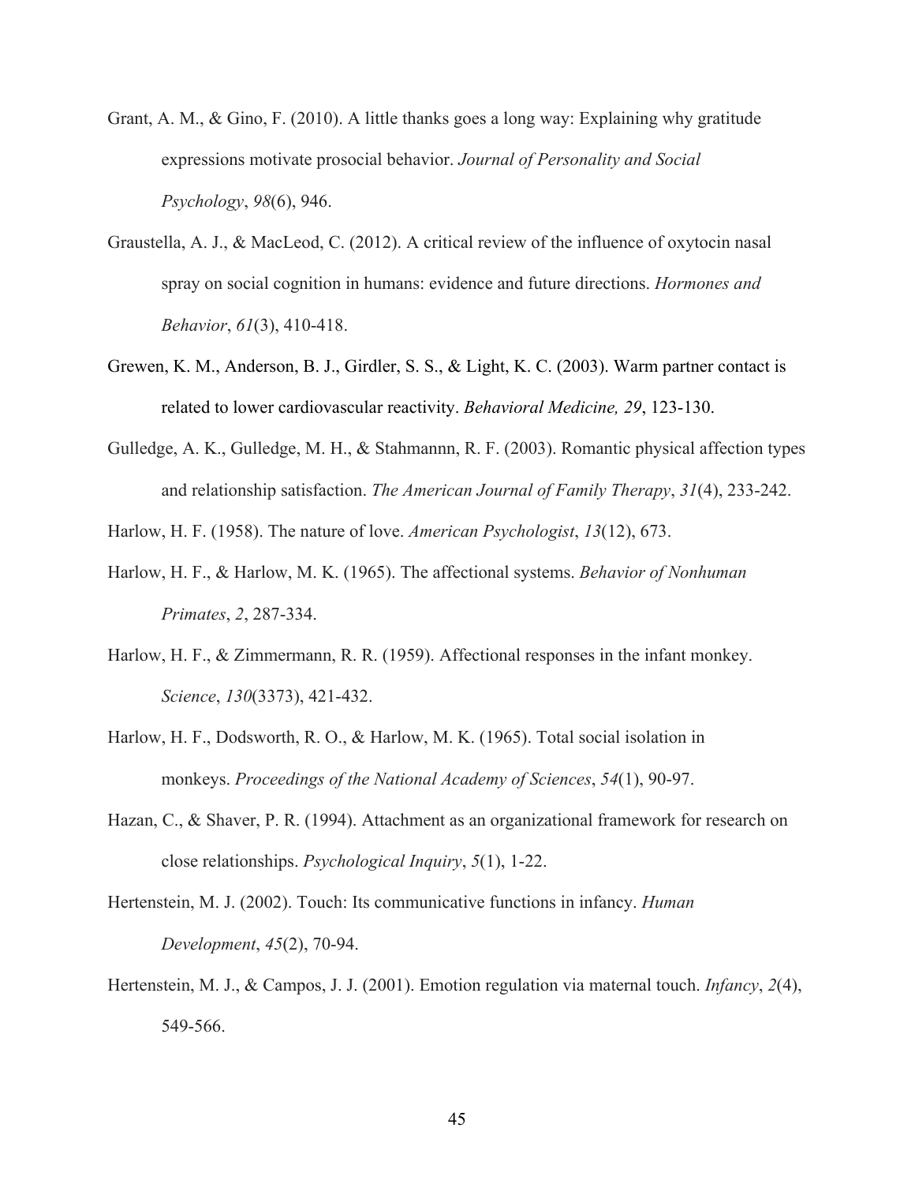Grant, A. M., & Gino, F. (2010). A little thanks goes a long way: Explaining why gratitude expressions motivate prosocial behavior. *Journal of Personality and Social Psychology*, *98*(6), 946.

Graustella, A. J., & MacLeod, C. (2012). A critical review of the influence of oxytocin nasal spray on social cognition in humans: evidence and future directions. *Hormones and Behavior*, *61*(3), 410-418.

Grewen, K. M., Anderson, B. J., Girdler, S. S., & Light, K. C. (2003). Warm partner contact is related to lower cardiovascular reactivity. *Behavioral Medicine, 29*, 123-130.

Gulledge, A. K., Gulledge, M. H., & Stahmannn, R. F. (2003). Romantic physical affection types and relationship satisfaction. *The American Journal of Family Therapy*, *31*(4), 233-242.

Harlow, H. F. (1958). The nature of love. *American Psychologist*, *13*(12), 673.

Harlow, H. F., & Harlow, M. K. (1965). The affectional systems. *Behavior of Nonhuman Primates*, *2*, 287-334.

Harlow, H. F., & Zimmermann, R. R. (1959). Affectional responses in the infant monkey. *Science*, *130*(3373), 421-432.

Harlow, H. F., Dodsworth, R. O., & Harlow, M. K. (1965). Total social isolation in monkeys. *Proceedings of the National Academy of Sciences*, *54*(1), 90-97.

Hazan, C., & Shaver, P. R. (1994). Attachment as an organizational framework for research on close relationships. *Psychological Inquiry*, *5*(1), 1-22.

Hertenstein, M. J. (2002). Touch: Its communicative functions in infancy. *Human Development*, *45*(2), 70-94.

Hertenstein, M. J., & Campos, J. J. (2001). Emotion regulation via maternal touch. *Infancy*, *2*(4), 549-566.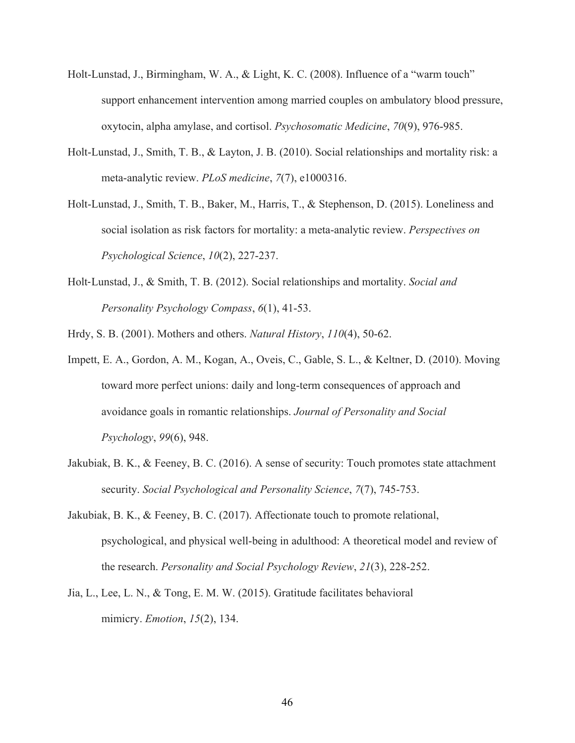Holt-Lunstad, J., Birmingham, W. A., & Light, K. C. (2008). Influence of a "warm touch" support enhancement intervention among married couples on ambulatory blood pressure, oxytocin, alpha amylase, and cortisol. *Psychosomatic Medicine*, *70*(9), 976-985.

Holt-Lunstad, J., Smith, T. B., & Layton, J. B. (2010). Social relationships and mortality risk: a meta-analytic review. *PLoS medicine*, *7*(7), e1000316.

Holt-Lunstad, J., Smith, T. B., Baker, M., Harris, T., & Stephenson, D. (2015). Loneliness and social isolation as risk factors for mortality: a meta-analytic review. *Perspectives on Psychological Science*, *10*(2), 227-237.

Holt-Lunstad, J., & Smith, T. B. (2012). Social relationships and mortality. *Social and Personality Psychology Compass*, *6*(1), 41-53.

Hrdy, S. B. (2001). Mothers and others. *Natural History*, *110*(4), 50-62.

Impett, E. A., Gordon, A. M., Kogan, A., Oveis, C., Gable, S. L., & Keltner, D. (2010). Moving toward more perfect unions: daily and long-term consequences of approach and avoidance goals in romantic relationships. *Journal of Personality and Social Psychology*, *99*(6), 948.

Jakubiak, B. K., & Feeney, B. C. (2016). A sense of security: Touch promotes state attachment security. *Social Psychological and Personality Science*, *7*(7), 745-753.

Jakubiak, B. K., & Feeney, B. C. (2017). Affectionate touch to promote relational, psychological, and physical well-being in adulthood: A theoretical model and review of the research. *Personality and Social Psychology Review*, *21*(3), 228-252.

Jia, L., Lee, L. N., & Tong, E. M. W. (2015). Gratitude facilitates behavioral mimicry. *Emotion*, *15*(2), 134.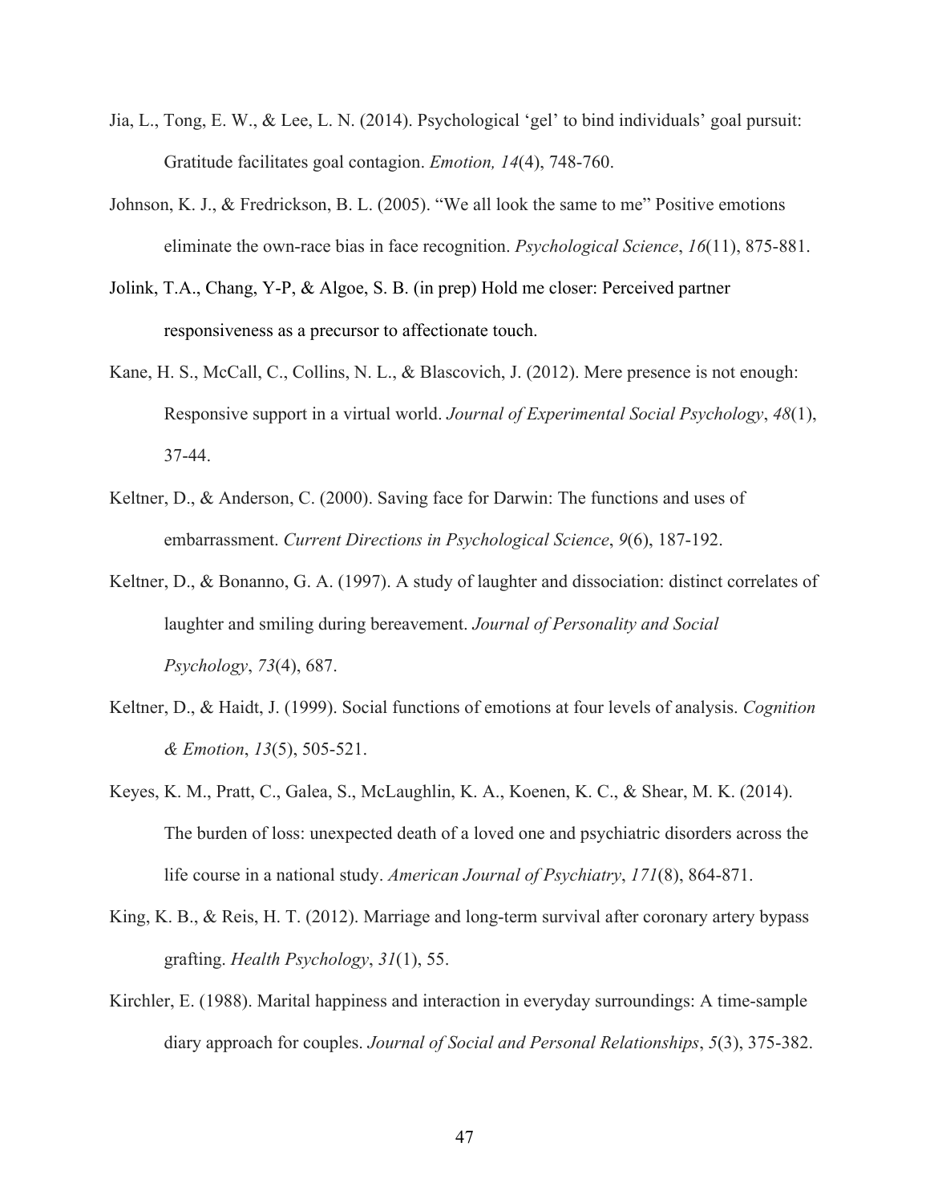Jia, L., Tong, E. W., & Lee, L. N. (2014). Psychological 'gel' to bind individuals' goal pursuit: Gratitude facilitates goal contagion. *Emotion, 14*(4), 748-760.

Johnson, K. J., & Fredrickson, B. L. (2005). "We all look the same to me" Positive emotions eliminate the own-race bias in face recognition. *Psychological Science*, *16*(11), 875-881.

Jolink, T.A., Chang, Y-P, & Algoe, S. B. (in prep) Hold me closer: Perceived partner responsiveness as a precursor to affectionate touch.

Kane, H. S., McCall, C., Collins, N. L., & Blascovich, J. (2012). Mere presence is not enough: Responsive support in a virtual world. *Journal of Experimental Social Psychology*, *48*(1), 37-44.

Keltner, D., & Anderson, C. (2000). Saving face for Darwin: The functions and uses of embarrassment. *Current Directions in Psychological Science*, *9*(6), 187-192.

Keltner, D., & Bonanno, G. A. (1997). A study of laughter and dissociation: distinct correlates of laughter and smiling during bereavement. *Journal of Personality and Social Psychology*, *73*(4), 687.

Keltner, D., & Haidt, J. (1999). Social functions of emotions at four levels of analysis. *Cognition & Emotion*, *13*(5), 505-521.

Keyes, K. M., Pratt, C., Galea, S., McLaughlin, K. A., Koenen, K. C., & Shear, M. K. (2014). The burden of loss: unexpected death of a loved one and psychiatric disorders across the life course in a national study. *American Journal of Psychiatry*, *171*(8), 864-871.

King, K. B., & Reis, H. T. (2012). Marriage and long-term survival after coronary artery bypass grafting. *Health Psychology*, *31*(1), 55.

Kirchler, E. (1988). Marital happiness and interaction in everyday surroundings: A time-sample diary approach for couples. *Journal of Social and Personal Relationships*, *5*(3), 375-382.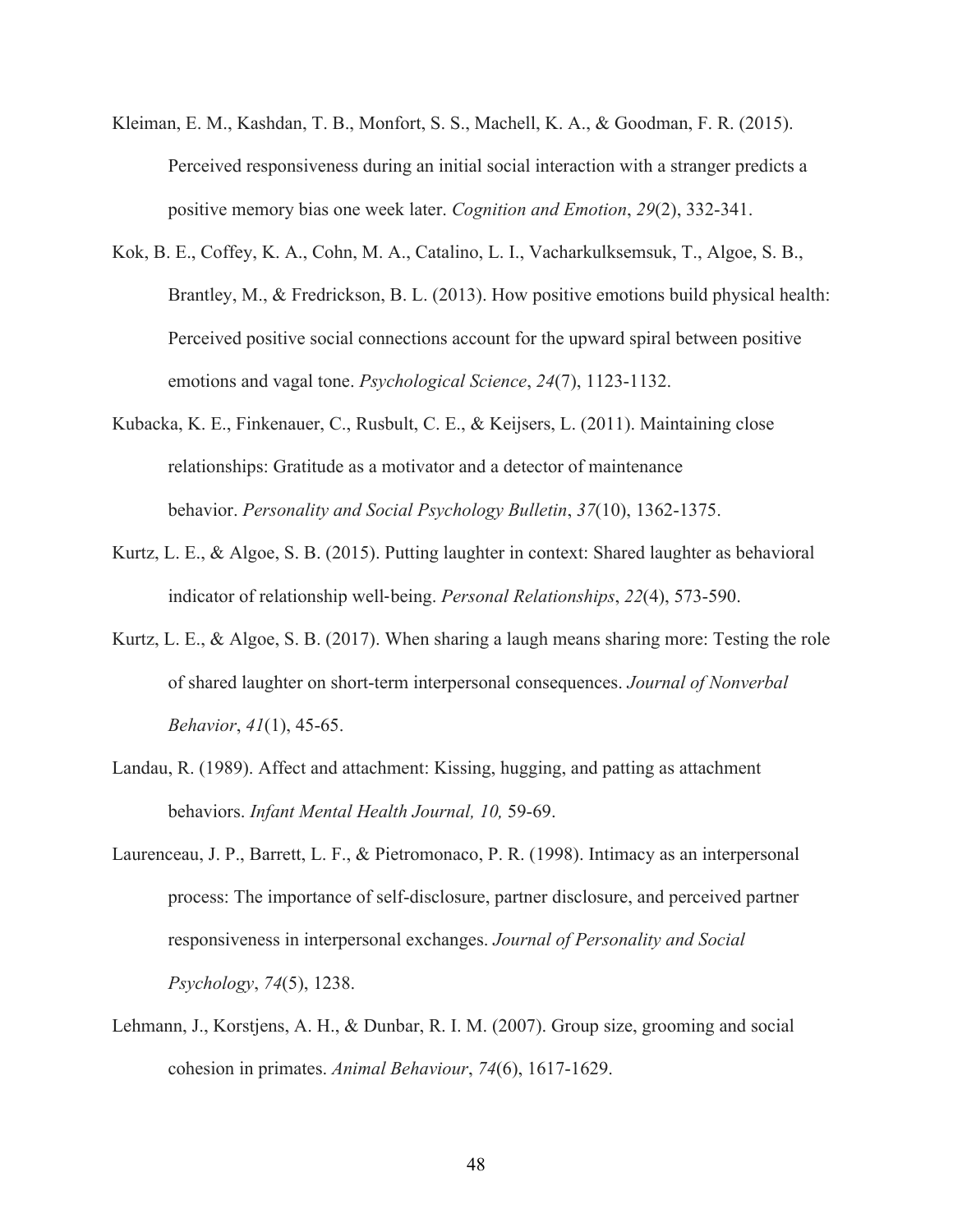Kleiman, E. M., Kashdan, T. B., Monfort, S. S., Machell, K. A., & Goodman, F. R. (2015). Perceived responsiveness during an initial social interaction with a stranger predicts a positive memory bias one week later. *Cognition and Emotion*, *29*(2), 332-341.

Kok, B. E., Coffey, K. A., Cohn, M. A., Catalino, L. I., Vacharkulksemsuk, T., Algoe, S. B., Brantley, M., & Fredrickson, B. L. (2013). How positive emotions build physical health: Perceived positive social connections account for the upward spiral between positive emotions and vagal tone. *Psychological Science*, *24*(7), 1123-1132.

Kubacka, K. E., Finkenauer, C., Rusbult, C. E., & Keijsers, L. (2011). Maintaining close relationships: Gratitude as a motivator and a detector of maintenance behavior. *Personality and Social Psychology Bulletin*, *37*(10), 1362-1375.

Kurtz, L. E., & Algoe, S. B. (2015). Putting laughter in context: Shared laughter as behavioral indicator of relationship well‐being. *Personal Relationships*, *22*(4), 573-590.

Kurtz, L. E., & Algoe, S. B. (2017). When sharing a laugh means sharing more: Testing the role of shared laughter on short-term interpersonal consequences. *Journal of Nonverbal Behavior*, *41*(1), 45-65.

Landau, R. (1989). Affect and attachment: Kissing, hugging, and patting as attachment behaviors. *Infant Mental Health Journal, 10,* 59-69.

Laurenceau, J. P., Barrett, L. F., & Pietromonaco, P. R. (1998). Intimacy as an interpersonal process: The importance of self-disclosure, partner disclosure, and perceived partner responsiveness in interpersonal exchanges. *Journal of Personality and Social Psychology*, *74*(5), 1238.

Lehmann, J., Korstjens, A. H., & Dunbar, R. I. M. (2007). Group size, grooming and social cohesion in primates. *Animal Behaviour*, *74*(6), 1617-1629.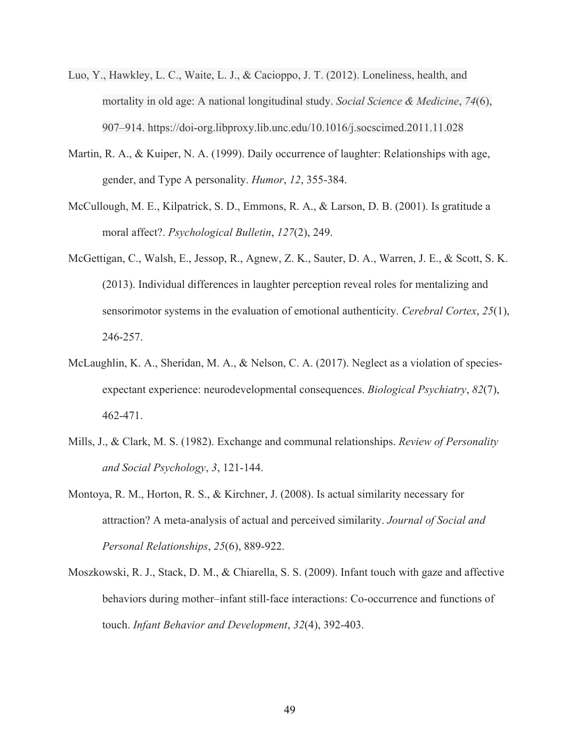Luo, Y., Hawkley, L. C., Waite, L. J., & Cacioppo, J. T. (2012). Loneliness, health, and mortality in old age: A national longitudinal study. *Social Science & Medicine*, *74*(6), 907–914. https://doi-org.libproxy.lib.unc.edu/10.1016/j.socscimed.2011.11.028

Martin, R. A., & Kuiper, N. A. (1999). Daily occurrence of laughter: Relationships with age, gender, and Type A personality. *Humor*, *12*, 355-384.

McCullough, M. E., Kilpatrick, S. D., Emmons, R. A., & Larson, D. B. (2001). Is gratitude a moral affect?. *Psychological Bulletin*, *127*(2), 249.

McGettigan, C., Walsh, E., Jessop, R., Agnew, Z. K., Sauter, D. A., Warren, J. E., & Scott, S. K. (2013). Individual differences in laughter perception reveal roles for mentalizing and sensorimotor systems in the evaluation of emotional authenticity. *Cerebral Cortex*, *25*(1), 246-257.

McLaughlin, K. A., Sheridan, M. A., & Nelson, C. A. (2017). Neglect as a violation of species-expectant experience: neurodevelopmental consequences. *Biological Psychiatry*, *82*(7), 462-471.

Mills, J., & Clark, M. S. (1982). Exchange and communal relationships. *Review of Personality and Social Psychology*, *3*, 121-144.

Montoya, R. M., Horton, R. S., & Kirchner, J. (2008). Is actual similarity necessary for attraction? A meta-analysis of actual and perceived similarity. *Journal of Social and Personal Relationships*, *25*(6), 889-922.

Moszkowski, R. J., Stack, D. M., & Chiarella, S. S. (2009). Infant touch with gaze and affective behaviors during mother–infant still-face interactions: Co-occurrence and functions of touch. *Infant Behavior and Development*, *32*(4), 392-403.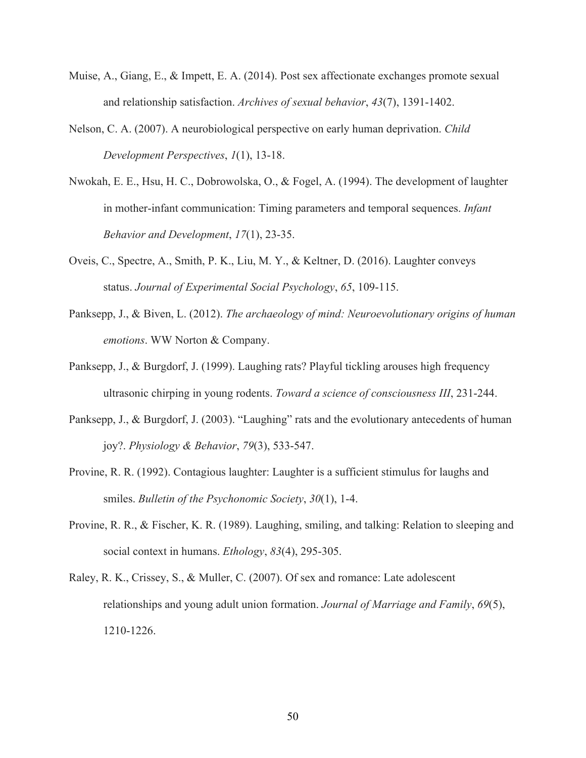Muise, A., Giang, E., & Impett, E. A. (2014). Post sex affectionate exchanges promote sexual and relationship satisfaction. *Archives of sexual behavior*, *43*(7), 1391-1402.

Nelson, C. A. (2007). A neurobiological perspective on early human deprivation. *Child Development Perspectives*, *1*(1), 13-18.

Nwokah, E. E., Hsu, H. C., Dobrowolska, O., & Fogel, A. (1994). The development of laughter in mother-infant communication: Timing parameters and temporal sequences. *Infant Behavior and Development*, *17*(1), 23-35.

Oveis, C., Spectre, A., Smith, P. K., Liu, M. Y., & Keltner, D. (2016). Laughter conveys status. *Journal of Experimental Social Psychology*, *65*, 109-115.

Panksepp, J., & Biven, L. (2012). *The archaeology of mind: Neuroevolutionary origins of human emotions*. WW Norton & Company.

Panksepp, J., & Burgdorf, J. (1999). Laughing rats? Playful tickling arouses high frequency ultrasonic chirping in young rodents. *Toward a science of consciousness III*, 231-244.

Panksepp, J., & Burgdorf, J. (2003). "Laughing" rats and the evolutionary antecedents of human joy?. *Physiology & Behavior*, *79*(3), 533-547.

Provine, R. R. (1992). Contagious laughter: Laughter is a sufficient stimulus for laughs and smiles. *Bulletin of the Psychonomic Society*, *30*(1), 1-4.

Provine, R. R., & Fischer, K. R. (1989). Laughing, smiling, and talking: Relation to sleeping and social context in humans. *Ethology*, *83*(4), 295-305.

Raley, R. K., Crissey, S., & Muller, C. (2007). Of sex and romance: Late adolescent relationships and young adult union formation. *Journal of Marriage and Family*, *69*(5), 1210-1226.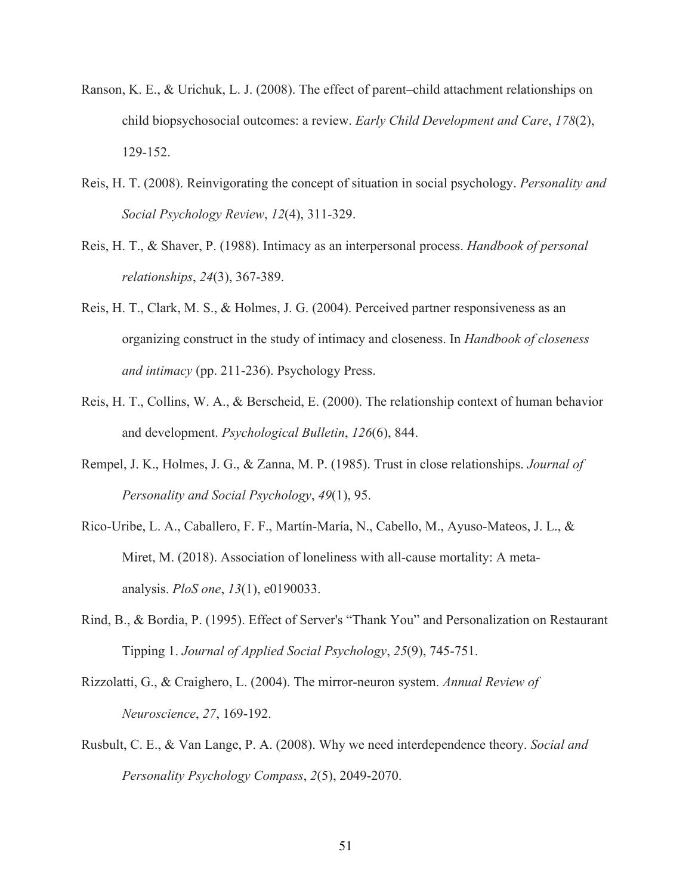Ranson, K. E., & Urichuk, L. J. (2008). The effect of parent–child attachment relationships on child biopsychosocial outcomes: a review. *Early Child Development and Care*, *178*(2), 129-152.

Reis, H. T. (2008). Reinvigorating the concept of situation in social psychology. *Personality and Social Psychology Review*, *12*(4), 311-329.

Reis, H. T., & Shaver, P. (1988). Intimacy as an interpersonal process. *Handbook of personal relationships*, *24*(3), 367-389.

Reis, H. T., Clark, M. S., & Holmes, J. G. (2004). Perceived partner responsiveness as an organizing construct in the study of intimacy and closeness. In *Handbook of closeness and intimacy* (pp. 211-236). Psychology Press.

Reis, H. T., Collins, W. A., & Berscheid, E. (2000). The relationship context of human behavior and development. *Psychological Bulletin*, *126*(6), 844.

Rempel, J. K., Holmes, J. G., & Zanna, M. P. (1985). Trust in close relationships. *Journal of Personality and Social Psychology*, *49*(1), 95.

Rico-Uribe, L. A., Caballero, F. F., Martín-María, N., Cabello, M., Ayuso-Mateos, J. L., & Miret, M. (2018). Association of loneliness with all-cause mortality: A meta-analysis. *PloS one*, *13*(1), e0190033.

Rind, B., & Bordia, P. (1995). Effect of Server's "Thank You" and Personalization on Restaurant Tipping 1. *Journal of Applied Social Psychology*, *25*(9), 745-751.

Rizzolatti, G., & Craighero, L. (2004). The mirror-neuron system. *Annual Review of Neuroscience*, *27*, 169-192.

Rusbult, C. E., & Van Lange, P. A. (2008). Why we need interdependence theory. *Social and Personality Psychology Compass*, *2*(5), 2049-2070.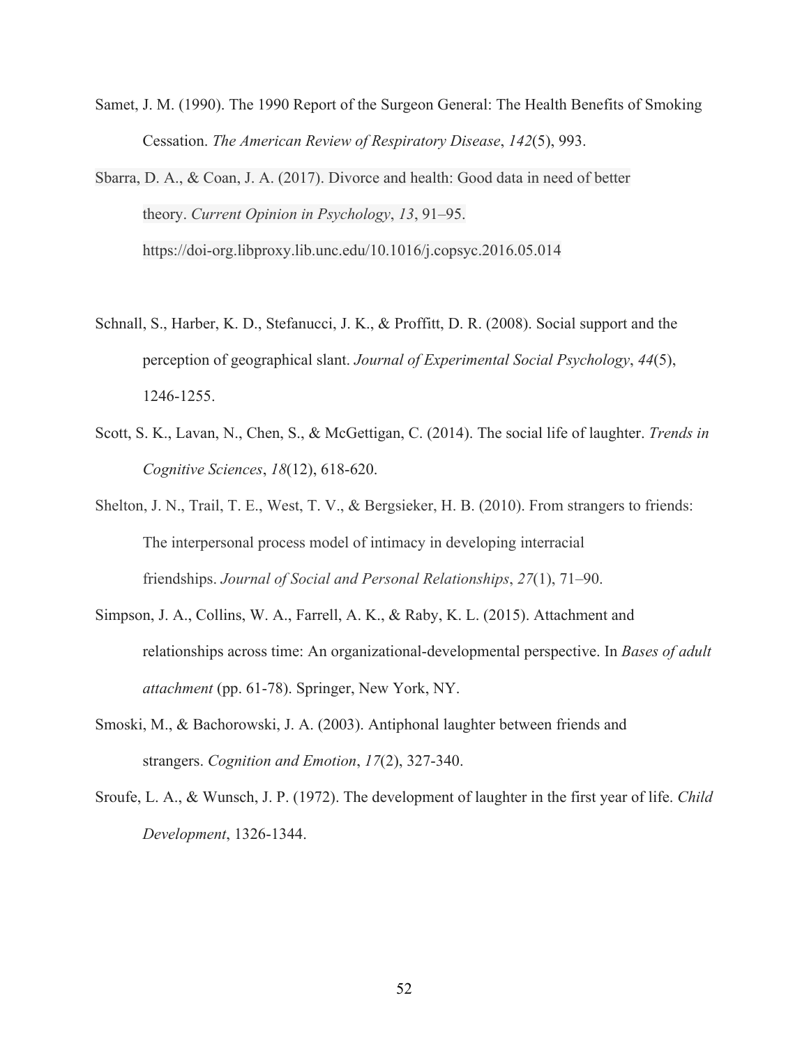Samet, J. M. (1990). The 1990 Report of the Surgeon General: The Health Benefits of Smoking Cessation. *The American Review of Respiratory Disease*, *142*(5), 993.

Sbarra, D. A., & Coan, J. A. (2017). Divorce and health: Good data in need of better theory. *Current Opinion in Psychology*, *13*, 91–95. https://doi-org.libproxy.lib.unc.edu/10.1016/j.copsyc.2016.05.014

Schnall, S., Harber, K. D., Stefanucci, J. K., & Proffitt, D. R. (2008). Social support and the perception of geographical slant. *Journal of Experimental Social Psychology*, *44*(5), 1246-1255.

Scott, S. K., Lavan, N., Chen, S., & McGettigan, C. (2014). The social life of laughter. *Trends in Cognitive Sciences*, *18*(12), 618-620.

Shelton, J. N., Trail, T. E., West, T. V., & Bergsieker, H. B. (2010). From strangers to friends: The interpersonal process model of intimacy in developing interracial friendships. *Journal of Social and Personal Relationships*, *27*(1), 71–90.

Simpson, J. A., Collins, W. A., Farrell, A. K., & Raby, K. L. (2015). Attachment and relationships across time: An organizational-developmental perspective. In *Bases of adult attachment* (pp. 61-78). Springer, New York, NY.

Smoski, M., & Bachorowski, J. A. (2003). Antiphonal laughter between friends and strangers. *Cognition and Emotion*, *17*(2), 327-340.

Sroufe, L. A., & Wunsch, J. P. (1972). The development of laughter in the first year of life. *Child Development*, 1326-1344.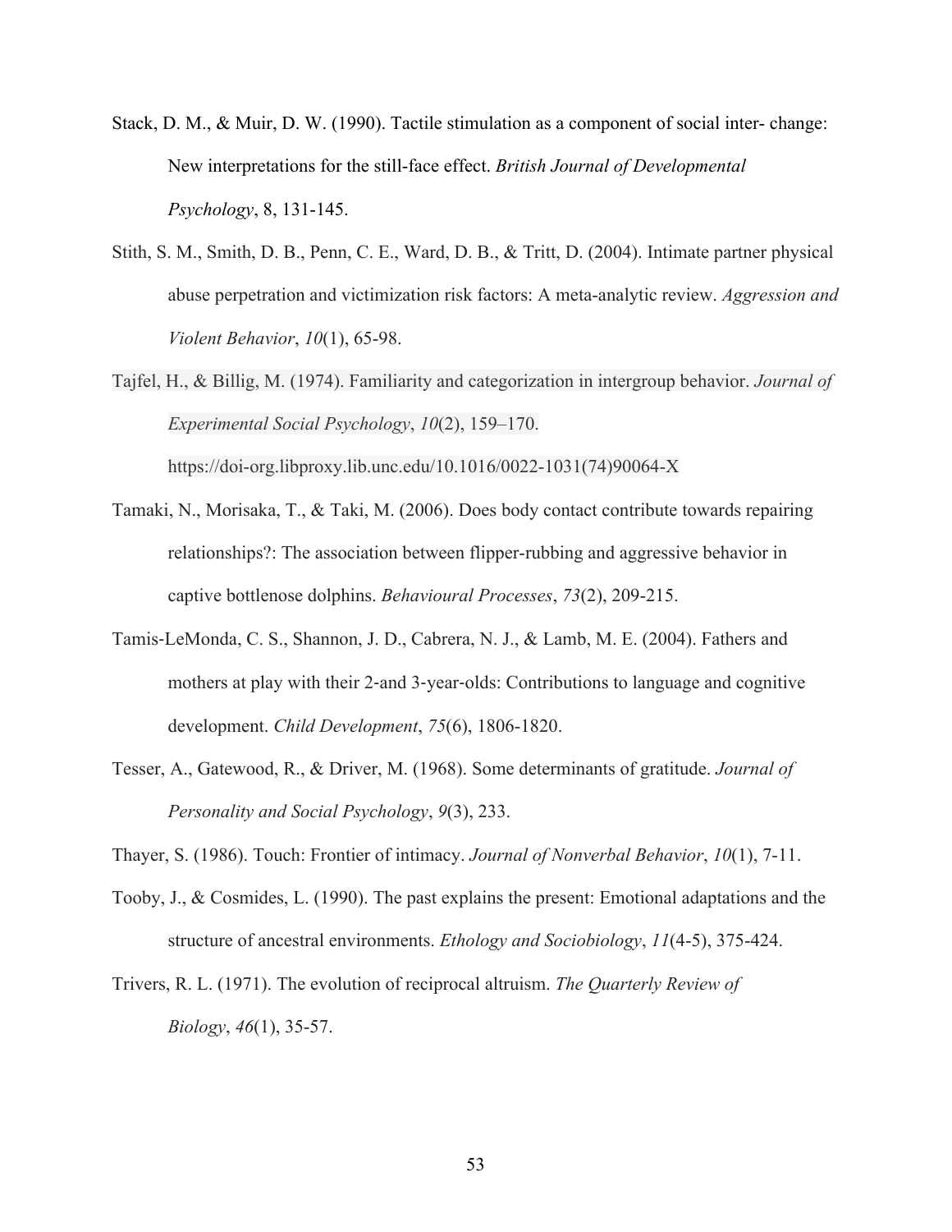Stack, D. M., & Muir, D. W. (1990). Tactile stimulation as a component of social inter- change: New interpretations for the still-face effect. *British Journal of Developmental Psychology*, 8, 131-145.

Stith, S. M., Smith, D. B., Penn, C. E., Ward, D. B., & Tritt, D. (2004). Intimate partner physical abuse perpetration and victimization risk factors: A meta-analytic review. *Aggression and Violent Behavior*, *10*(1), 65-98.

Tajfel, H., & Billig, M. (1974). Familiarity and categorization in intergroup behavior. *Journal of Experimental Social Psychology*, *10*(2), 159–170. https://doi-org.libproxy.lib.unc.edu/10.1016/0022-1031(74)90064-X

Tamaki, N., Morisaka, T., & Taki, M. (2006). Does body contact contribute towards repairing relationships?: The association between flipper-rubbing and aggressive behavior in captive bottlenose dolphins. *Behavioural Processes*, *73*(2), 209-215.

Tamis-LeMonda, C. S., Shannon, J. D., Cabrera, N. J., & Lamb, M. E. (2004). Fathers and mothers at play with their 2-and 3-year-olds: Contributions to language and cognitive development. *Child Development*, *75*(6), 1806-1820.

Tesser, A., Gatewood, R., & Driver, M. (1968). Some determinants of gratitude. *Journal of Personality and Social Psychology*, *9*(3), 233.

Thayer, S. (1986). Touch: Frontier of intimacy. *Journal of Nonverbal Behavior*, *10*(1), 7-11.

Tooby, J., & Cosmides, L. (1990). The past explains the present: Emotional adaptations and the structure of ancestral environments. *Ethology and Sociobiology*, *11*(4-5), 375-424.

Trivers, R. L. (1971). The evolution of reciprocal altruism. *The Quarterly Review of Biology*, *46*(1), 35-57.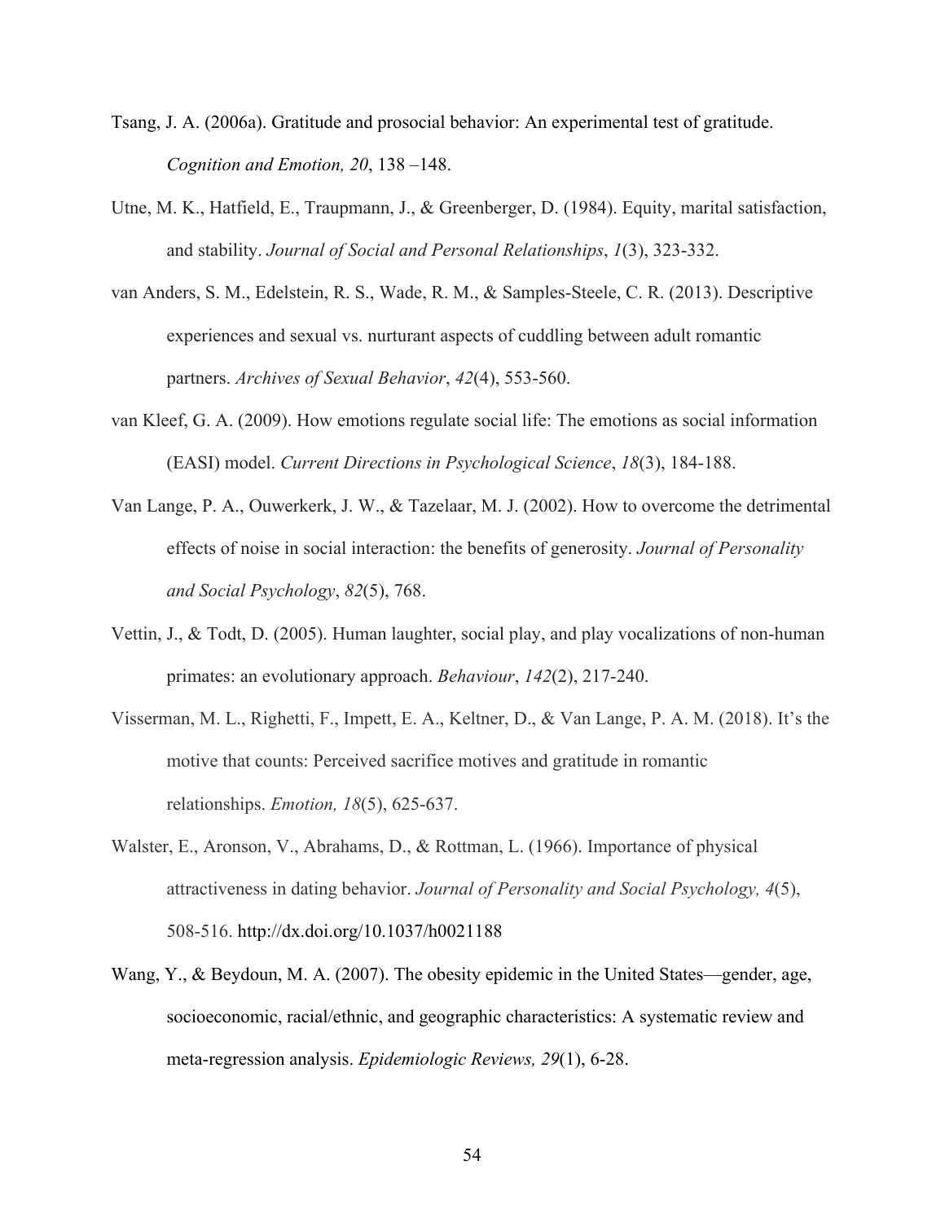Tsang, J. A. (2006a). Gratitude and prosocial behavior: An experimental test of gratitude. *Cognition and Emotion, 20*, 138 –148.

Utne, M. K., Hatfield, E., Traupmann, J., & Greenberger, D. (1984). Equity, marital satisfaction, and stability. *Journal of Social and Personal Relationships*, *1*(3), 323-332.

van Anders, S. M., Edelstein, R. S., Wade, R. M., & Samples-Steele, C. R. (2013). Descriptive experiences and sexual vs. nurturant aspects of cuddling between adult romantic partners. *Archives of Sexual Behavior*, *42*(4), 553-560.

van Kleef, G. A. (2009). How emotions regulate social life: The emotions as social information (EASI) model. *Current Directions in Psychological Science*, *18*(3), 184-188.

Van Lange, P. A., Ouwerkerk, J. W., & Tazelaar, M. J. (2002). How to overcome the detrimental effects of noise in social interaction: the benefits of generosity. *Journal of Personality and Social Psychology*, *82*(5), 768.

Vettin, J., & Todt, D. (2005). Human laughter, social play, and play vocalizations of non-human primates: an evolutionary approach. *Behaviour*, *142*(2), 217-240.

Visserman, M. L., Righetti, F., Impett, E. A., Keltner, D., & Van Lange, P. A. M. (2018). It's the motive that counts: Perceived sacrifice motives and gratitude in romantic relationships. *Emotion, 18*(5), 625-637.

Walster, E., Aronson, V., Abrahams, D., & Rottman, L. (1966). Importance of physical attractiveness in dating behavior. *Journal of Personality and Social Psychology, 4*(5), 508-516. http://dx.doi.org/10.1037/h0021188

Wang, Y., & Beydoun, M. A. (2007). The obesity epidemic in the United States—gender, age, socioeconomic, racial/ethnic, and geographic characteristics: A systematic review and meta-regression analysis. *Epidemiologic Reviews, 29*(1), 6-28.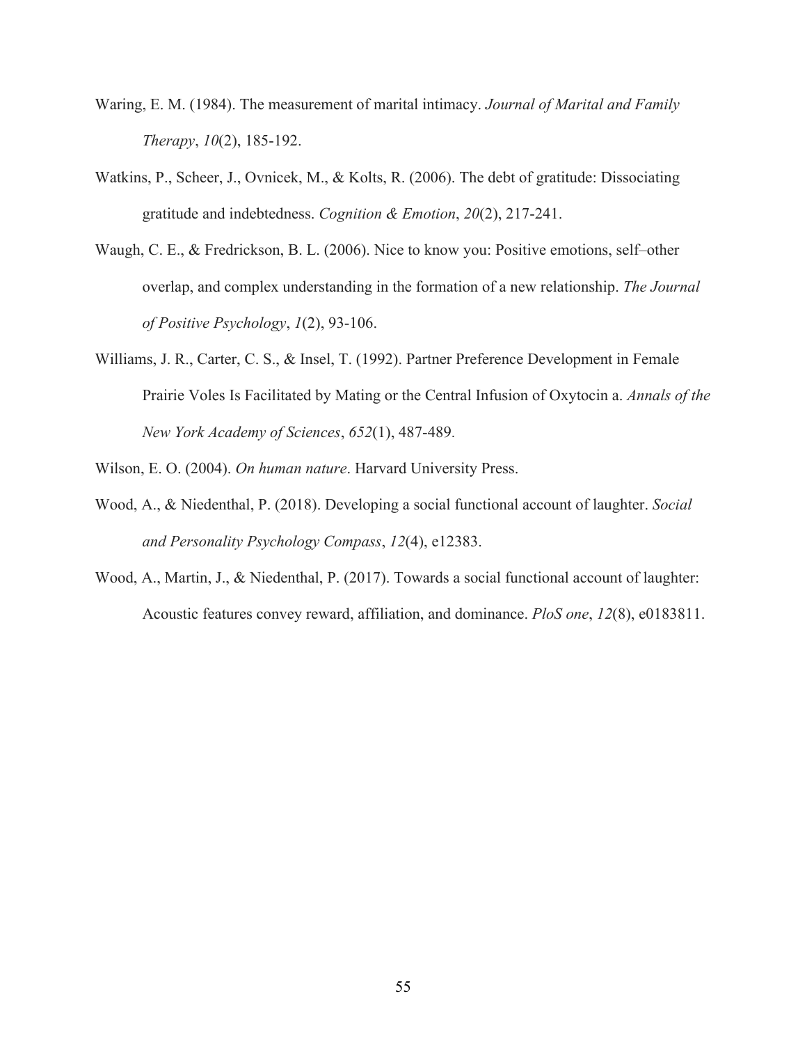Waring, E. M. (1984). The measurement of marital intimacy. *Journal of Marital and Family Therapy*, *10*(2), 185-192.

Watkins, P., Scheer, J., Ovnicek, M., & Kolts, R. (2006). The debt of gratitude: Dissociating gratitude and indebtedness. *Cognition & Emotion*, *20*(2), 217-241.

Waugh, C. E., & Fredrickson, B. L. (2006). Nice to know you: Positive emotions, self–other overlap, and complex understanding in the formation of a new relationship. *The Journal of Positive Psychology*, *1*(2), 93-106.

Williams, J. R., Carter, C. S., & Insel, T. (1992). Partner Preference Development in Female Prairie Voles Is Facilitated by Mating or the Central Infusion of Oxytocin a. *Annals of the New York Academy of Sciences*, *652*(1), 487-489.

Wilson, E. O. (2004). *On human nature*. Harvard University Press.

Wood, A., & Niedenthal, P. (2018). Developing a social functional account of laughter. *Social and Personality Psychology Compass*, *12*(4), e12383.

Wood, A., Martin, J., & Niedenthal, P. (2017). Towards a social functional account of laughter: Acoustic features convey reward, affiliation, and dominance. *PloS one*, *12*(8), e0183811.